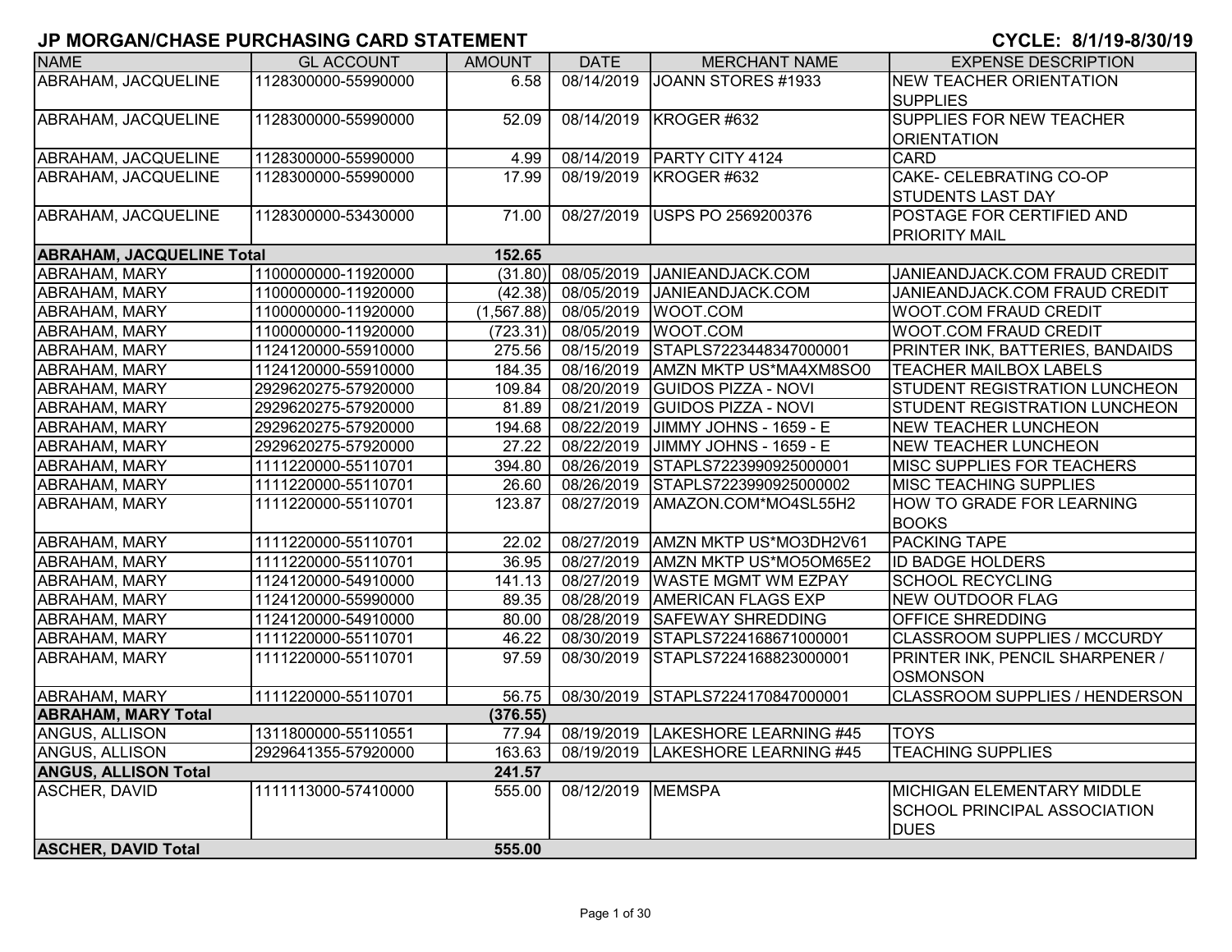# JP MORGAN/CHASE PURCHASING CARD STATEMENT

**CYCLE: 8/1/19-8/30/19**

| NAME | GL ACCOUNT | AMOUNT | DATE | MERCHANT NAME | EXPENSE DESCRIPTION |
|---|---|---|---|---|---|
| ABRAHAM, JACQUELINE | 1128300000-55990000 | 6.58 | 08/14/2019 | JOANN STORES #1933 | NEW TEACHER ORIENTATION SUPPLIES |
| ABRAHAM, JACQUELINE | 1128300000-55990000 | 52.09 | 08/14/2019 | KROGER #632 | SUPPLIES FOR NEW TEACHER ORIENTATION |
| ABRAHAM, JACQUELINE | 1128300000-55990000 | 4.99 | 08/14/2019 | PARTY CITY 4124 | CARD |
| ABRAHAM, JACQUELINE | 1128300000-55990000 | 17.99 | 08/19/2019 | KROGER #632 | CAKE- CELEBRATING CO-OP STUDENTS LAST DAY |
| ABRAHAM, JACQUELINE | 1128300000-53430000 | 71.00 | 08/27/2019 | USPS PO 2569200376 | POSTAGE FOR CERTIFIED AND PRIORITY MAIL |
| **ABRAHAM, JACQUELINE Total** | | **152.65** | | | |
| ABRAHAM, MARY | 1100000000-11920000 | (31.80) | 08/05/2019 | JANIEANDJACK.COM | JANIEANDJACK.COM FRAUD CREDIT |
| ABRAHAM, MARY | 1100000000-11920000 | (42.38) | 08/05/2019 | JANIEANDJACK.COM | JANIEANDJACK.COM FRAUD CREDIT |
| ABRAHAM, MARY | 1100000000-11920000 | (1,567.88) | 08/05/2019 | WOOT.COM | WOOT.COM FRAUD CREDIT |
| ABRAHAM, MARY | 1100000000-11920000 | (723.31) | 08/05/2019 | WOOT.COM | WOOT.COM FRAUD CREDIT |
| ABRAHAM, MARY | 1124120000-55910000 | 275.56 | 08/15/2019 | STAPLS7223448347000001 | PRINTER INK, BATTERIES, BANDAIDS |
| ABRAHAM, MARY | 1124120000-55910000 | 184.35 | 08/16/2019 | AMZN MKTP US*MA4XM8SO0 | TEACHER MAILBOX LABELS |
| ABRAHAM, MARY | 2929620275-57920000 | 109.84 | 08/20/2019 | GUIDOS PIZZA - NOVI | STUDENT REGISTRATION LUNCHEON |
| ABRAHAM, MARY | 2929620275-57920000 | 81.89 | 08/21/2019 | GUIDOS PIZZA - NOVI | STUDENT REGISTRATION LUNCHEON |
| ABRAHAM, MARY | 2929620275-57920000 | 194.68 | 08/22/2019 | JIMMY JOHNS - 1659 - E | NEW TEACHER LUNCHEON |
| ABRAHAM, MARY | 2929620275-57920000 | 27.22 | 08/22/2019 | JIMMY JOHNS - 1659 - E | NEW TEACHER LUNCHEON |
| ABRAHAM, MARY | 1111220000-55110701 | 394.80 | 08/26/2019 | STAPLS7223990925000001 | MISC SUPPLIES FOR TEACHERS |
| ABRAHAM, MARY | 1111220000-55110701 | 26.60 | 08/26/2019 | STAPLS7223990925000002 | MISC TEACHING SUPPLIES |
| ABRAHAM, MARY | 1111220000-55110701 | 123.87 | 08/27/2019 | AMAZON.COM*MO4SL55H2 | HOW TO GRADE FOR LEARNING BOOKS |
| ABRAHAM, MARY | 1111220000-55110701 | 22.02 | 08/27/2019 | AMZN MKTP US*MO3DH2V61 | PACKING TAPE |
| ABRAHAM, MARY | 1111220000-55110701 | 36.95 | 08/27/2019 | AMZN MKTP US*MO5OM65E2 | ID BADGE HOLDERS |
| ABRAHAM, MARY | 1124120000-54910000 | 141.13 | 08/27/2019 | WASTE MGMT WM EZPAY | SCHOOL RECYCLING |
| ABRAHAM, MARY | 1124120000-55990000 | 89.35 | 08/28/2019 | AMERICAN FLAGS EXP | NEW OUTDOOR FLAG |
| ABRAHAM, MARY | 1124120000-54910000 | 80.00 | 08/28/2019 | SAFEWAY SHREDDING | OFFICE SHREDDING |
| ABRAHAM, MARY | 1111220000-55110701 | 46.22 | 08/30/2019 | STAPLS7224168671000001 | CLASSROOM SUPPLIES / MCCURDY |
| ABRAHAM, MARY | 1111220000-55110701 | 97.59 | 08/30/2019 | STAPLS7224168823000001 | PRINTER INK, PENCIL SHARPENER / OSMONSON |
| ABRAHAM, MARY | 1111220000-55110701 | 56.75 | 08/30/2019 | STAPLS7224170847000001 | CLASSROOM SUPPLIES / HENDERSON |
| **ABRAHAM, MARY Total** | | **(376.55)** | | | |
| ANGUS, ALLISON | 1311800000-55110551 | 77.94 | 08/19/2019 | LAKESHORE LEARNING #45 | TOYS |
| ANGUS, ALLISON | 2929641355-57920000 | 163.63 | 08/19/2019 | LAKESHORE LEARNING #45 | TEACHING SUPPLIES |
| **ANGUS, ALLISON Total** | | **241.57** | | | |
| ASCHER, DAVID | 1111113000-57410000 | 555.00 | 08/12/2019 | MEMSPA | MICHIGAN ELEMENTARY MIDDLE SCHOOL PRINCIPAL ASSOCIATION DUES |
| **ASCHER, DAVID Total** | | **555.00** | | | |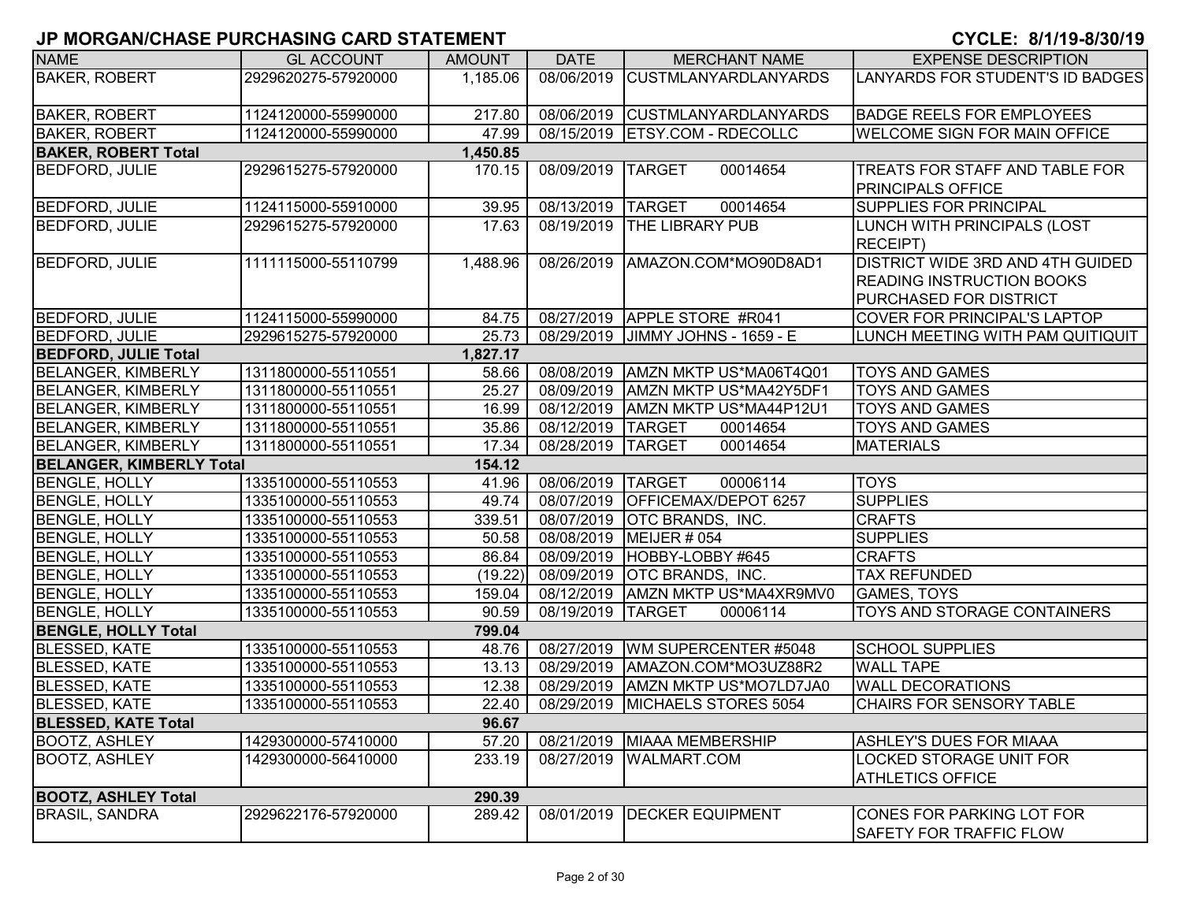# JP MORGAN/CHASE PURCHASING CARD STATEMENT

**CYCLE: 8/1/19-8/30/19**

| NAME | GL ACCOUNT | AMOUNT | DATE | MERCHANT NAME | EXPENSE DESCRIPTION |
|---|---|---|---|---|---|
| BAKER, ROBERT | 2929620275-57920000 | 1,185.06 | 08/06/2019 | CUSTMLANYARDLANYARDS | LANYARDS FOR STUDENT'S ID BADGES |
| BAKER, ROBERT | 1124120000-55990000 | 217.80 | 08/06/2019 | CUSTMLANYARDLANYARDS | BADGE REELS FOR EMPLOYEES |
| BAKER, ROBERT | 1124120000-55990000 | 47.99 | 08/15/2019 | ETSY.COM - RDECOLLC | WELCOME SIGN FOR MAIN OFFICE |
| **BAKER, ROBERT Total** | | **1,450.85** | | | |
| BEDFORD, JULIE | 2929615275-57920000 | 170.15 | 08/09/2019 | TARGET 00014654 | TREATS FOR STAFF AND TABLE FOR PRINCIPALS OFFICE |
| BEDFORD, JULIE | 1124115000-55910000 | 39.95 | 08/13/2019 | TARGET 00014654 | SUPPLIES FOR PRINCIPAL |
| BEDFORD, JULIE | 2929615275-57920000 | 17.63 | 08/19/2019 | THE LIBRARY PUB | LUNCH WITH PRINCIPALS (LOST RECEIPT) |
| BEDFORD, JULIE | 1111115000-55110799 | 1,488.96 | 08/26/2019 | AMAZON.COM*MO90D8AD1 | DISTRICT WIDE 3RD AND 4TH GUIDED READING INSTRUCTION BOOKS PURCHASED FOR DISTRICT |
| BEDFORD, JULIE | 1124115000-55990000 | 84.75 | 08/27/2019 | APPLE STORE #R041 | COVER FOR PRINCIPAL'S LAPTOP |
| BEDFORD, JULIE | 2929615275-57920000 | 25.73 | 08/29/2019 | JIMMY JOHNS - 1659 - E | LUNCH MEETING WITH PAM QUITIQUIT |
| **BEDFORD, JULIE Total** | | **1,827.17** | | | |
| BELANGER, KIMBERLY | 1311800000-55110551 | 58.66 | 08/08/2019 | AMZN MKTP US*MA06T4Q01 | TOYS AND GAMES |
| BELANGER, KIMBERLY | 1311800000-55110551 | 25.27 | 08/09/2019 | AMZN MKTP US*MA42Y5DF1 | TOYS AND GAMES |
| BELANGER, KIMBERLY | 1311800000-55110551 | 16.99 | 08/12/2019 | AMZN MKTP US*MA44P12U1 | TOYS AND GAMES |
| BELANGER, KIMBERLY | 1311800000-55110551 | 35.86 | 08/12/2019 | TARGET 00014654 | TOYS AND GAMES |
| BELANGER, KIMBERLY | 1311800000-55110551 | 17.34 | 08/28/2019 | TARGET 00014654 | MATERIALS |
| **BELANGER, KIMBERLY Total** | | **154.12** | | | |
| BENGLE, HOLLY | 1335100000-55110553 | 41.96 | 08/06/2019 | TARGET 00006114 | TOYS |
| BENGLE, HOLLY | 1335100000-55110553 | 49.74 | 08/07/2019 | OFFICEMAX/DEPOT 6257 | SUPPLIES |
| BENGLE, HOLLY | 1335100000-55110553 | 339.51 | 08/07/2019 | OTC BRANDS, INC. | CRAFTS |
| BENGLE, HOLLY | 1335100000-55110553 | 50.58 | 08/08/2019 | MEIJER # 054 | SUPPLIES |
| BENGLE, HOLLY | 1335100000-55110553 | 86.84 | 08/09/2019 | HOBBY-LOBBY #645 | CRAFTS |
| BENGLE, HOLLY | 1335100000-55110553 | (19.22) | 08/09/2019 | OTC BRANDS, INC. | TAX REFUNDED |
| BENGLE, HOLLY | 1335100000-55110553 | 159.04 | 08/12/2019 | AMZN MKTP US*MA4XR9MV0 | GAMES, TOYS |
| BENGLE, HOLLY | 1335100000-55110553 | 90.59 | 08/19/2019 | TARGET 00006114 | TOYS AND STORAGE CONTAINERS |
| **BENGLE, HOLLY Total** | | **799.04** | | | |
| BLESSED, KATE | 1335100000-55110553 | 48.76 | 08/27/2019 | WM SUPERCENTER #5048 | SCHOOL SUPPLIES |
| BLESSED, KATE | 1335100000-55110553 | 13.13 | 08/29/2019 | AMAZON.COM*MO3UZ88R2 | WALL TAPE |
| BLESSED, KATE | 1335100000-55110553 | 12.38 | 08/29/2019 | AMZN MKTP US*MO7LD7JA0 | WALL DECORATIONS |
| BLESSED, KATE | 1335100000-55110553 | 22.40 | 08/29/2019 | MICHAELS STORES 5054 | CHAIRS FOR SENSORY TABLE |
| **BLESSED, KATE Total** | | **96.67** | | | |
| BOOTZ, ASHLEY | 1429300000-57410000 | 57.20 | 08/21/2019 | MIAAA MEMBERSHIP | ASHLEY'S DUES FOR MIAAA |
| BOOTZ, ASHLEY | 1429300000-56410000 | 233.19 | 08/27/2019 | WALMART.COM | LOCKED STORAGE UNIT FOR ATHLETICS OFFICE |
| **BOOTZ, ASHLEY Total** | | **290.39** | | | |
| BRASIL, SANDRA | 2929622176-57920000 | 289.42 | 08/01/2019 | DECKER EQUIPMENT | CONES FOR PARKING LOT FOR SAFETY FOR TRAFFIC FLOW |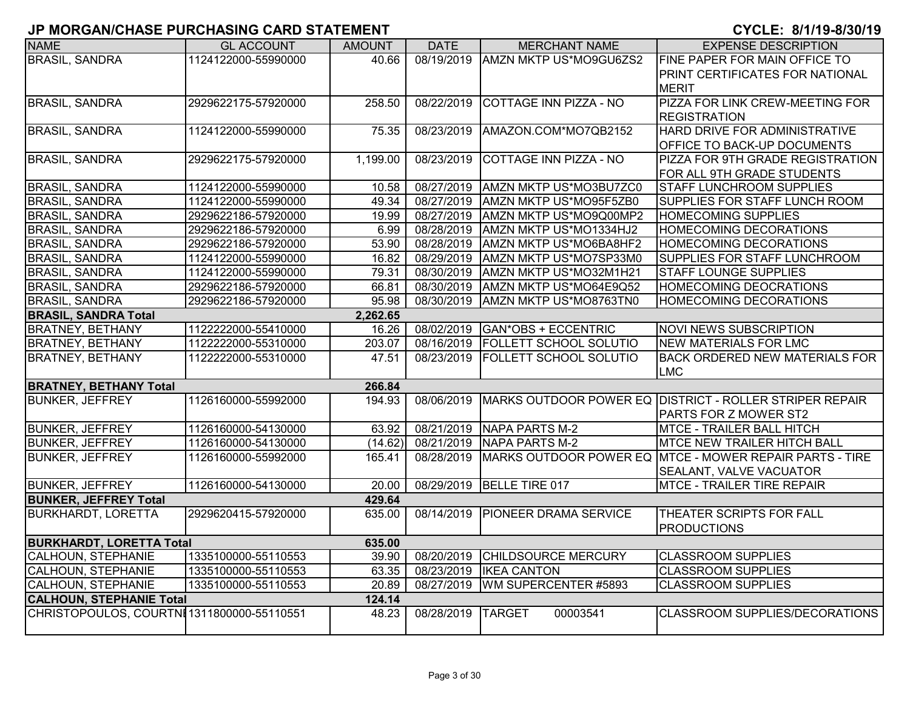# JP MORGAN/CHASE PURCHASING CARD STATEMENT

CYCLE: 8/1/19-8/30/19

| NAME | GL ACCOUNT | AMOUNT | DATE | MERCHANT NAME | EXPENSE DESCRIPTION |
|---|---|---|---|---|---|
| BRASIL, SANDRA | 1124122000-55990000 | 40.66 | 08/19/2019 | AMZN MKTP US*MO9GU6ZS2 | FINE PAPER FOR MAIN OFFICE TO PRINT CERTIFICATES FOR NATIONAL MERIT |
| BRASIL, SANDRA | 2929622175-57920000 | 258.50 | 08/22/2019 | COTTAGE INN PIZZA - NO | PIZZA FOR LINK CREW-MEETING FOR REGISTRATION |
| BRASIL, SANDRA | 1124122000-55990000 | 75.35 | 08/23/2019 | AMAZON.COM*MO7QB2152 | HARD DRIVE FOR ADMINISTRATIVE OFFICE TO BACK-UP DOCUMENTS |
| BRASIL, SANDRA | 2929622175-57920000 | 1,199.00 | 08/23/2019 | COTTAGE INN PIZZA - NO | PIZZA FOR 9TH GRADE REGISTRATION FOR ALL 9TH GRADE STUDENTS |
| BRASIL, SANDRA | 1124122000-55990000 | 10.58 | 08/27/2019 | AMZN MKTP US*MO3BU7ZC0 | STAFF LUNCHROOM SUPPLIES |
| BRASIL, SANDRA | 1124122000-55990000 | 49.34 | 08/27/2019 | AMZN MKTP US*MO95F5ZB0 | SUPPLIES FOR STAFF LUNCH ROOM |
| BRASIL, SANDRA | 2929622186-57920000 | 19.99 | 08/27/2019 | AMZN MKTP US*MO9Q00MP2 | HOMECOMING SUPPLIES |
| BRASIL, SANDRA | 2929622186-57920000 | 6.99 | 08/28/2019 | AMZN MKTP US*MO1334HJ2 | HOMECOMING DECORATIONS |
| BRASIL, SANDRA | 2929622186-57920000 | 53.90 | 08/28/2019 | AMZN MKTP US*MO6BA8HF2 | HOMECOMING DECORATIONS |
| BRASIL, SANDRA | 1124122000-55990000 | 16.82 | 08/29/2019 | AMZN MKTP US*MO7SP33M0 | SUPPLIES FOR STAFF LUNCHROOM |
| BRASIL, SANDRA | 1124122000-55990000 | 79.31 | 08/30/2019 | AMZN MKTP US*MO32M1H21 | STAFF LOUNGE SUPPLIES |
| BRASIL, SANDRA | 2929622186-57920000 | 66.81 | 08/30/2019 | AMZN MKTP US*MO64E9Q52 | HOMECOMING DEOCRATIONS |
| BRASIL, SANDRA | 2929622186-57920000 | 95.98 | 08/30/2019 | AMZN MKTP US*MO8763TN0 | HOMECOMING DECORATIONS |
| **BRASIL, SANDRA Total** | | **2,262.65** | | | |
| BRATNEY, BETHANY | 1122222000-55410000 | 16.26 | 08/02/2019 | GAN*OBS + ECCENTRIC | NOVI NEWS SUBSCRIPTION |
| BRATNEY, BETHANY | 1122222000-55310000 | 203.07 | 08/16/2019 | FOLLETT SCHOOL SOLUTIO | NEW MATERIALS FOR LMC |
| BRATNEY, BETHANY | 1122222000-55310000 | 47.51 | 08/23/2019 | FOLLETT SCHOOL SOLUTIO | BACK ORDERED NEW MATERIALS FOR LMC |
| **BRATNEY, BETHANY Total** | | **266.84** | | | |
| BUNKER, JEFFREY | 1126160000-55992000 | 194.93 | 08/06/2019 | MARKS OUTDOOR POWER EQ | DISTRICT - ROLLER STRIPER REPAIR PARTS FOR Z MOWER ST2 |
| BUNKER, JEFFREY | 1126160000-54130000 | 63.92 | 08/21/2019 | NAPA PARTS M-2 | MTCE - TRAILER BALL HITCH |
| BUNKER, JEFFREY | 1126160000-54130000 | (14.62) | 08/21/2019 | NAPA PARTS M-2 | MTCE NEW TRAILER HITCH BALL |
| BUNKER, JEFFREY | 1126160000-55992000 | 165.41 | 08/28/2019 | MARKS OUTDOOR POWER EQ | MTCE - MOWER REPAIR PARTS - TIRE SEALANT, VALVE VACUATOR |
| BUNKER, JEFFREY | 1126160000-54130000 | 20.00 | 08/29/2019 | BELLE TIRE 017 | MTCE - TRAILER TIRE REPAIR |
| **BUNKER, JEFFREY Total** | | **429.64** | | | |
| BURKHARDT, LORETTA | 2929620415-57920000 | 635.00 | 08/14/2019 | PIONEER DRAMA SERVICE | THEATER SCRIPTS FOR FALL PRODUCTIONS |
| **BURKHARDT, LORETTA Total** | | **635.00** | | | |
| CALHOUN, STEPHANIE | 1335100000-55110553 | 39.90 | 08/20/2019 | CHILDSOURCE MERCURY | CLASSROOM SUPPLIES |
| CALHOUN, STEPHANIE | 1335100000-55110553 | 63.35 | 08/23/2019 | IKEA CANTON | CLASSROOM SUPPLIES |
| CALHOUN, STEPHANIE | 1335100000-55110553 | 20.89 | 08/27/2019 | WM SUPERCENTER #5893 | CLASSROOM SUPPLIES |
| **CALHOUN, STEPHANIE Total** | | **124.14** | | | |
| CHRISTOPOULOS, COURTNI | 1311800000-55110551 | 48.23 | 08/28/2019 | TARGET 00003541 | CLASSROOM SUPPLIES/DECORATIONS |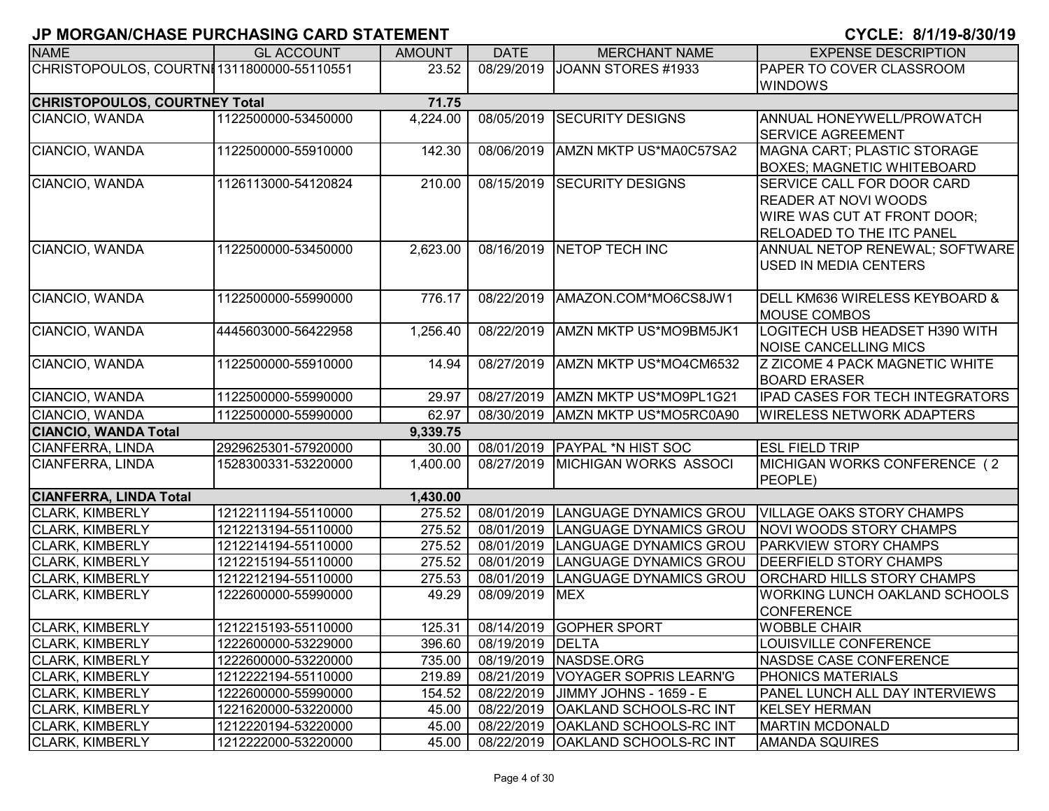# JP MORGAN/CHASE PURCHASING CARD STATEMENT

**CYCLE: 8/1/19-8/30/19**

| NAME | GL ACCOUNT | AMOUNT | DATE | MERCHANT NAME | EXPENSE DESCRIPTION |
|---|---|---|---|---|---|
| CHRISTOPOULOS, COURTNI | 1311800000-55110551 | 23.52 | 08/29/2019 | JOANN STORES #1933 | PAPER TO COVER CLASSROOM WINDOWS |
| **CHRISTOPOULOS, COURTNEY Total** | | **71.75** | | | |
| CIANCIO, WANDA | 1122500000-53450000 | 4,224.00 | 08/05/2019 | SECURITY DESIGNS | ANNUAL HONEYWELL/PROWATCH SERVICE AGREEMENT |
| CIANCIO, WANDA | 1122500000-55910000 | 142.30 | 08/06/2019 | AMZN MKTP US*MA0C57SA2 | MAGNA CART; PLASTIC STORAGE BOXES; MAGNETIC WHITEBOARD |
| CIANCIO, WANDA | 1126113000-54120824 | 210.00 | 08/15/2019 | SECURITY DESIGNS | SERVICE CALL FOR DOOR CARD READER AT NOVI WOODS WIRE WAS CUT AT FRONT DOOR; RELOADED TO THE ITC PANEL |
| CIANCIO, WANDA | 1122500000-53450000 | 2,623.00 | 08/16/2019 | NETOP TECH INC | ANNUAL NETOP RENEWAL; SOFTWARE USED IN MEDIA CENTERS |
| CIANCIO, WANDA | 1122500000-55990000 | 776.17 | 08/22/2019 | AMAZON.COM*MO6CS8JW1 | DELL KM636 WIRELESS KEYBOARD & MOUSE COMBOS |
| CIANCIO, WANDA | 4445603000-56422958 | 1,256.40 | 08/22/2019 | AMZN MKTP US*MO9BM5JK1 | LOGITECH USB HEADSET H390 WITH NOISE CANCELLING MICS |
| CIANCIO, WANDA | 1122500000-55910000 | 14.94 | 08/27/2019 | AMZN MKTP US*MO4CM6532 | Z ZICOME 4 PACK MAGNETIC WHITE BOARD ERASER |
| CIANCIO, WANDA | 1122500000-55990000 | 29.97 | 08/27/2019 | AMZN MKTP US*MO9PL1G21 | IPAD CASES FOR TECH INTEGRATORS |
| CIANCIO, WANDA | 1122500000-55990000 | 62.97 | 08/30/2019 | AMZN MKTP US*MO5RC0A90 | WIRELESS NETWORK ADAPTERS |
| **CIANCIO, WANDA Total** | | **9,339.75** | | | |
| CIANFERRA, LINDA | 2929625301-57920000 | 30.00 | 08/01/2019 | PAYPAL *N HIST SOC | ESL FIELD TRIP |
| CIANFERRA, LINDA | 1528300331-53220000 | 1,400.00 | 08/27/2019 | MICHIGAN WORKS ASSOCI | MICHIGAN WORKS CONFERENCE ( 2 PEOPLE) |
| **CIANFERRA, LINDA Total** | | **1,430.00** | | | |
| CLARK, KIMBERLY | 1212211194-55110000 | 275.52 | 08/01/2019 | LANGUAGE DYNAMICS GROU | VILLAGE OAKS STORY CHAMPS |
| CLARK, KIMBERLY | 1212213194-55110000 | 275.52 | 08/01/2019 | LANGUAGE DYNAMICS GROU | NOVI WOODS STORY CHAMPS |
| CLARK, KIMBERLY | 1212214194-55110000 | 275.52 | 08/01/2019 | LANGUAGE DYNAMICS GROU | PARKVIEW STORY CHAMPS |
| CLARK, KIMBERLY | 1212215194-55110000 | 275.52 | 08/01/2019 | LANGUAGE DYNAMICS GROU | DEERFIELD STORY CHAMPS |
| CLARK, KIMBERLY | 1212212194-55110000 | 275.53 | 08/01/2019 | LANGUAGE DYNAMICS GROU | ORCHARD HILLS STORY CHAMPS |
| CLARK, KIMBERLY | 1222600000-55990000 | 49.29 | 08/09/2019 | MEX | WORKING LUNCH OAKLAND SCHOOLS CONFERENCE |
| CLARK, KIMBERLY | 1212215193-55110000 | 125.31 | 08/14/2019 | GOPHER SPORT | WOBBLE CHAIR |
| CLARK, KIMBERLY | 1222600000-53229000 | 396.60 | 08/19/2019 | DELTA | LOUISVILLE CONFERENCE |
| CLARK, KIMBERLY | 1222600000-53220000 | 735.00 | 08/19/2019 | NASDSE.ORG | NASDSE CASE CONFERENCE |
| CLARK, KIMBERLY | 1212222194-55110000 | 219.89 | 08/21/2019 | VOYAGER SOPRIS LEARN'G | PHONICS MATERIALS |
| CLARK, KIMBERLY | 1222600000-55990000 | 154.52 | 08/22/2019 | JIMMY JOHNS - 1659 - E | PANEL LUNCH ALL DAY INTERVIEWS |
| CLARK, KIMBERLY | 1221620000-53220000 | 45.00 | 08/22/2019 | OAKLAND SCHOOLS-RC INT | KELSEY HERMAN |
| CLARK, KIMBERLY | 1212220194-53220000 | 45.00 | 08/22/2019 | OAKLAND SCHOOLS-RC INT | MARTIN MCDONALD |
| CLARK, KIMBERLY | 1212222000-53220000 | 45.00 | 08/22/2019 | OAKLAND SCHOOLS-RC INT | AMANDA SQUIRES |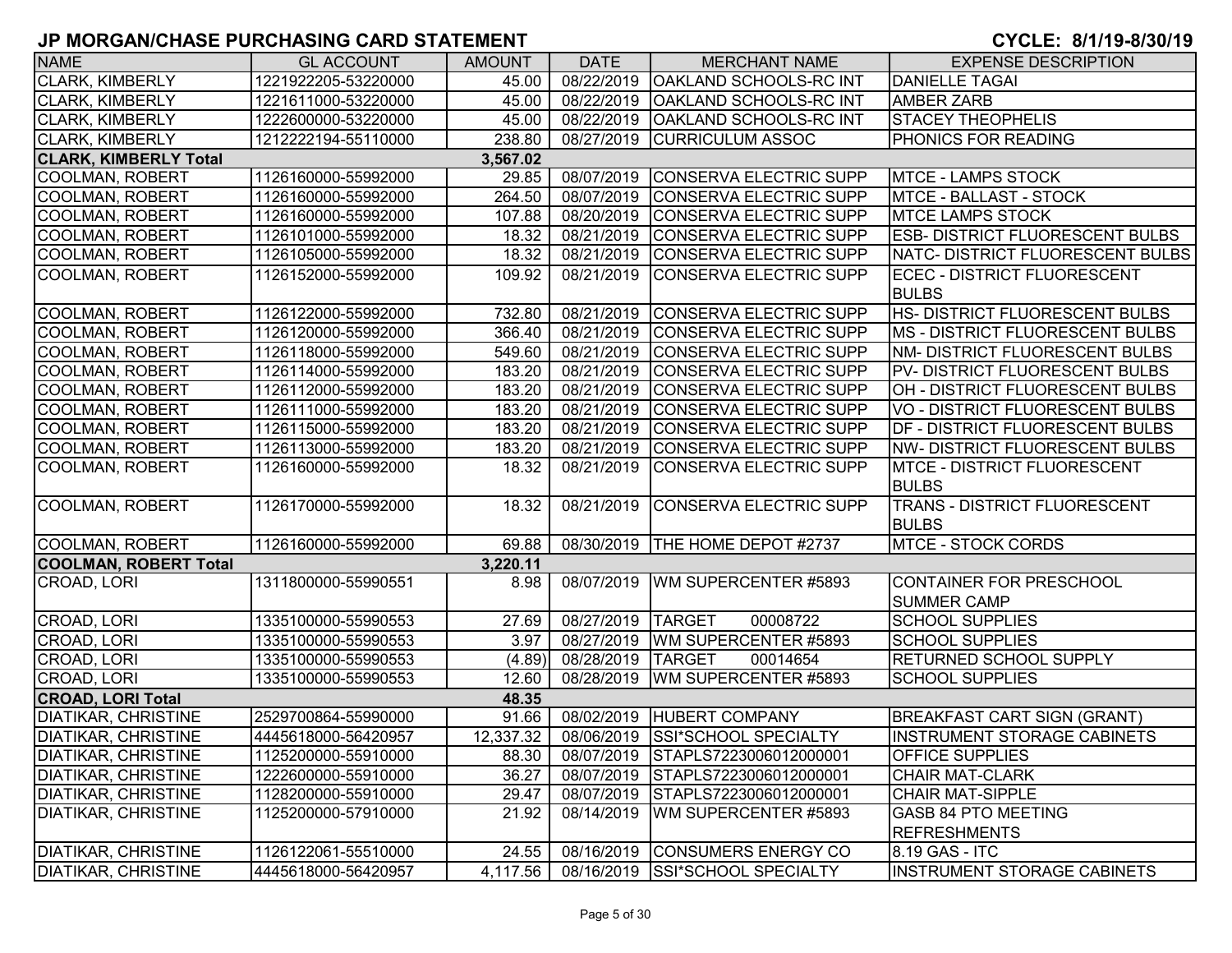# JP MORGAN/CHASE PURCHASING CARD STATEMENT

**CYCLE: 8/1/19-8/30/19**

| NAME | GL ACCOUNT | AMOUNT | DATE | MERCHANT NAME | EXPENSE DESCRIPTION |
|---|---|---|---|---|---|
| CLARK, KIMBERLY | 1221922205-53220000 | 45.00 | 08/22/2019 | OAKLAND SCHOOLS-RC INT | DANIELLE TAGAI |
| CLARK, KIMBERLY | 1221611000-53220000 | 45.00 | 08/22/2019 | OAKLAND SCHOOLS-RC INT | AMBER ZARB |
| CLARK, KIMBERLY | 1222600000-53220000 | 45.00 | 08/22/2019 | OAKLAND SCHOOLS-RC INT | STACEY THEOPHELIS |
| CLARK, KIMBERLY | 1212222194-55110000 | 238.80 | 08/27/2019 | CURRICULUM ASSOC | PHONICS FOR READING |
| **CLARK, KIMBERLY Total** | | **3,567.02** | | | |
| COOLMAN, ROBERT | 1126160000-55992000 | 29.85 | 08/07/2019 | CONSERVA ELECTRIC SUPP | MTCE - LAMPS STOCK |
| COOLMAN, ROBERT | 1126160000-55992000 | 264.50 | 08/07/2019 | CONSERVA ELECTRIC SUPP | MTCE - BALLAST - STOCK |
| COOLMAN, ROBERT | 1126160000-55992000 | 107.88 | 08/20/2019 | CONSERVA ELECTRIC SUPP | MTCE LAMPS STOCK |
| COOLMAN, ROBERT | 1126101000-55992000 | 18.32 | 08/21/2019 | CONSERVA ELECTRIC SUPP | ESB- DISTRICT FLUORESCENT BULBS |
| COOLMAN, ROBERT | 1126105000-55992000 | 18.32 | 08/21/2019 | CONSERVA ELECTRIC SUPP | NATC- DISTRICT FLUORESCENT BULBS |
| COOLMAN, ROBERT | 1126152000-55992000 | 109.92 | 08/21/2019 | CONSERVA ELECTRIC SUPP | ECEC - DISTRICT FLUORESCENT BULBS |
| COOLMAN, ROBERT | 1126122000-55992000 | 732.80 | 08/21/2019 | CONSERVA ELECTRIC SUPP | HS- DISTRICT FLUORESCENT BULBS |
| COOLMAN, ROBERT | 1126120000-55992000 | 366.40 | 08/21/2019 | CONSERVA ELECTRIC SUPP | MS - DISTRICT FLUORESCENT BULBS |
| COOLMAN, ROBERT | 1126118000-55992000 | 549.60 | 08/21/2019 | CONSERVA ELECTRIC SUPP | NM- DISTRICT FLUORESCENT BULBS |
| COOLMAN, ROBERT | 1126114000-55992000 | 183.20 | 08/21/2019 | CONSERVA ELECTRIC SUPP | PV- DISTRICT FLUORESCENT BULBS |
| COOLMAN, ROBERT | 1126112000-55992000 | 183.20 | 08/21/2019 | CONSERVA ELECTRIC SUPP | OH - DISTRICT FLUORESCENT BULBS |
| COOLMAN, ROBERT | 1126111000-55992000 | 183.20 | 08/21/2019 | CONSERVA ELECTRIC SUPP | VO - DISTRICT FLUORESCENT BULBS |
| COOLMAN, ROBERT | 1126115000-55992000 | 183.20 | 08/21/2019 | CONSERVA ELECTRIC SUPP | DF - DISTRICT FLUORESCENT BULBS |
| COOLMAN, ROBERT | 1126113000-55992000 | 183.20 | 08/21/2019 | CONSERVA ELECTRIC SUPP | NW- DISTRICT FLUORESCENT BULBS |
| COOLMAN, ROBERT | 1126160000-55992000 | 18.32 | 08/21/2019 | CONSERVA ELECTRIC SUPP | MTCE - DISTRICT FLUORESCENT BULBS |
| COOLMAN, ROBERT | 1126170000-55992000 | 18.32 | 08/21/2019 | CONSERVA ELECTRIC SUPP | TRANS - DISTRICT FLUORESCENT BULBS |
| COOLMAN, ROBERT | 1126160000-55992000 | 69.88 | 08/30/2019 | THE HOME DEPOT #2737 | MTCE - STOCK CORDS |
| **COOLMAN, ROBERT Total** | | **3,220.11** | | | |
| CROAD, LORI | 1311800000-55990551 | 8.98 | 08/07/2019 | WM SUPERCENTER #5893 | CONTAINER FOR PRESCHOOL SUMMER CAMP |
| CROAD, LORI | 1335100000-55990553 | 27.69 | 08/27/2019 | TARGET 00008722 | SCHOOL SUPPLIES |
| CROAD, LORI | 1335100000-55990553 | 3.97 | 08/27/2019 | WM SUPERCENTER #5893 | SCHOOL SUPPLIES |
| CROAD, LORI | 1335100000-55990553 | (4.89) | 08/28/2019 | TARGET 00014654 | RETURNED SCHOOL SUPPLY |
| CROAD, LORI | 1335100000-55990553 | 12.60 | 08/28/2019 | WM SUPERCENTER #5893 | SCHOOL SUPPLIES |
| **CROAD, LORI Total** | | **48.35** | | | |
| DIATIKAR, CHRISTINE | 2529700864-55990000 | 91.66 | 08/02/2019 | HUBERT COMPANY | BREAKFAST CART SIGN (GRANT) |
| DIATIKAR, CHRISTINE | 4445618000-56420957 | 12,337.32 | 08/06/2019 | SSI*SCHOOL SPECIALTY | INSTRUMENT STORAGE CABINETS |
| DIATIKAR, CHRISTINE | 1125200000-55910000 | 88.30 | 08/07/2019 | STAPLS7223006012000001 | OFFICE SUPPLIES |
| DIATIKAR, CHRISTINE | 1222600000-55910000 | 36.27 | 08/07/2019 | STAPLS7223006012000001 | CHAIR MAT-CLARK |
| DIATIKAR, CHRISTINE | 1128200000-55910000 | 29.47 | 08/07/2019 | STAPLS7223006012000001 | CHAIR MAT-SIPPLE |
| DIATIKAR, CHRISTINE | 1125200000-57910000 | 21.92 | 08/14/2019 | WM SUPERCENTER #5893 | GASB 84 PTO MEETING REFRESHMENTS |
| DIATIKAR, CHRISTINE | 1126122061-55510000 | 24.55 | 08/16/2019 | CONSUMERS ENERGY CO | 8.19 GAS - ITC |
| DIATIKAR, CHRISTINE | 4445618000-56420957 | 4,117.56 | 08/16/2019 | SSI*SCHOOL SPECIALTY | INSTRUMENT STORAGE CABINETS |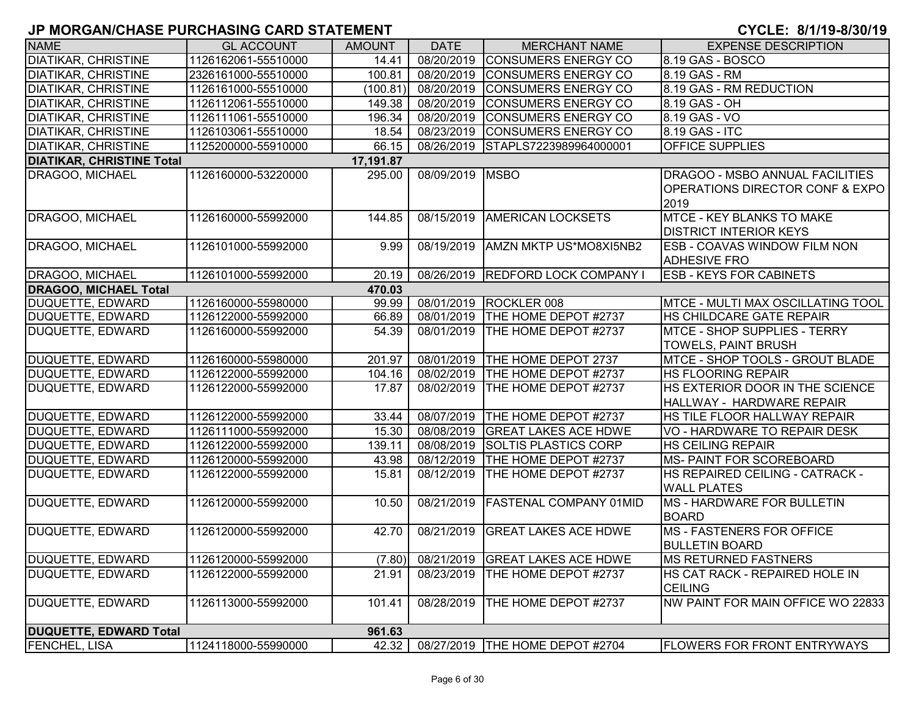## JP MORGAN/CHASE PURCHASING CARD STATEMENT

**CYCLE: 8/1/19-8/30/19**

| NAME | GL ACCOUNT | AMOUNT | DATE | MERCHANT NAME | EXPENSE DESCRIPTION |
|---|---|---|---|---|---|
| DIATIKAR, CHRISTINE | 1126162061-55510000 | 14.41 | 08/20/2019 | CONSUMERS ENERGY CO | 8.19 GAS - BOSCO |
| DIATIKAR, CHRISTINE | 2326161000-55510000 | 100.81 | 08/20/2019 | CONSUMERS ENERGY CO | 8.19 GAS - RM |
| DIATIKAR, CHRISTINE | 1126161000-55510000 | (100.81) | 08/20/2019 | CONSUMERS ENERGY CO | 8.19 GAS - RM REDUCTION |
| DIATIKAR, CHRISTINE | 1126112061-55510000 | 149.38 | 08/20/2019 | CONSUMERS ENERGY CO | 8.19 GAS - OH |
| DIATIKAR, CHRISTINE | 1126111061-55510000 | 196.34 | 08/20/2019 | CONSUMERS ENERGY CO | 8.19 GAS - VO |
| DIATIKAR, CHRISTINE | 1126103061-55510000 | 18.54 | 08/23/2019 | CONSUMERS ENERGY CO | 8.19 GAS - ITC |
| DIATIKAR, CHRISTINE | 1125200000-55910000 | 66.15 | 08/26/2019 | STAPLS7223989964000001 | OFFICE SUPPLIES |
| **DIATIKAR, CHRISTINE Total** | | **17,191.87** | | | |
| DRAGOO, MICHAEL | 1126160000-53220000 | 295.00 | 08/09/2019 | MSBO | DRAGOO - MSBO ANNUAL FACILITIES OPERATIONS DIRECTOR CONF & EXPO 2019 |
| DRAGOO, MICHAEL | 1126160000-55992000 | 144.85 | 08/15/2019 | AMERICAN LOCKSETS | MTCE - KEY BLANKS TO MAKE DISTRICT INTERIOR KEYS |
| DRAGOO, MICHAEL | 1126101000-55992000 | 9.99 | 08/19/2019 | AMZN MKTP US*MO8XI5NB2 | ESB - COAVAS WINDOW FILM NON ADHESIVE FRO |
| DRAGOO, MICHAEL | 1126101000-55992000 | 20.19 | 08/26/2019 | REDFORD LOCK COMPANY I | ESB - KEYS FOR CABINETS |
| **DRAGOO, MICHAEL Total** | | **470.03** | | | |
| DUQUETTE, EDWARD | 1126160000-55980000 | 99.99 | 08/01/2019 | ROCKLER 008 | MTCE - MULTI MAX OSCILLATING TOOL |
| DUQUETTE, EDWARD | 1126122000-55992000 | 66.89 | 08/01/2019 | THE HOME DEPOT #2737 | HS CHILDCARE GATE REPAIR |
| DUQUETTE, EDWARD | 1126160000-55992000 | 54.39 | 08/01/2019 | THE HOME DEPOT #2737 | MTCE - SHOP SUPPLIES - TERRY TOWELS, PAINT BRUSH |
| DUQUETTE, EDWARD | 1126160000-55980000 | 201.97 | 08/01/2019 | THE HOME DEPOT 2737 | MTCE - SHOP TOOLS - GROUT BLADE |
| DUQUETTE, EDWARD | 1126122000-55992000 | 104.16 | 08/02/2019 | THE HOME DEPOT #2737 | HS FLOORING REPAIR |
| DUQUETTE, EDWARD | 1126122000-55992000 | 17.87 | 08/02/2019 | THE HOME DEPOT #2737 | HS EXTERIOR DOOR IN THE SCIENCE HALLWAY - HARDWARE REPAIR |
| DUQUETTE, EDWARD | 1126122000-55992000 | 33.44 | 08/07/2019 | THE HOME DEPOT #2737 | HS TILE FLOOR HALLWAY REPAIR |
| DUQUETTE, EDWARD | 1126111000-55992000 | 15.30 | 08/08/2019 | GREAT LAKES ACE HDWE | VO - HARDWARE TO REPAIR DESK |
| DUQUETTE, EDWARD | 1126122000-55992000 | 139.11 | 08/08/2019 | SOLTIS PLASTICS CORP | HS CEILING REPAIR |
| DUQUETTE, EDWARD | 1126120000-55992000 | 43.98 | 08/12/2019 | THE HOME DEPOT #2737 | MS- PAINT FOR SCOREBOARD |
| DUQUETTE, EDWARD | 1126122000-55992000 | 15.81 | 08/12/2019 | THE HOME DEPOT #2737 | HS REPAIRED CEILING - CATRACK - WALL PLATES |
| DUQUETTE, EDWARD | 1126120000-55992000 | 10.50 | 08/21/2019 | FASTENAL COMPANY 01MID | MS - HARDWARE FOR BULLETIN BOARD |
| DUQUETTE, EDWARD | 1126120000-55992000 | 42.70 | 08/21/2019 | GREAT LAKES ACE HDWE | MS - FASTENERS FOR OFFICE BULLETIN BOARD |
| DUQUETTE, EDWARD | 1126120000-55992000 | (7.80) | 08/21/2019 | GREAT LAKES ACE HDWE | MS RETURNED FASTNERS |
| DUQUETTE, EDWARD | 1126122000-55992000 | 21.91 | 08/23/2019 | THE HOME DEPOT #2737 | HS CAT RACK - REPAIRED HOLE IN CEILING |
| DUQUETTE, EDWARD | 1126113000-55992000 | 101.41 | 08/28/2019 | THE HOME DEPOT #2737 | NW PAINT FOR MAIN OFFICE WO 22833 |
| **DUQUETTE, EDWARD Total** | | **961.63** | | | |
| FENCHEL, LISA | 1124118000-55990000 | 42.32 | 08/27/2019 | THE HOME DEPOT #2704 | FLOWERS FOR FRONT ENTRYWAYS |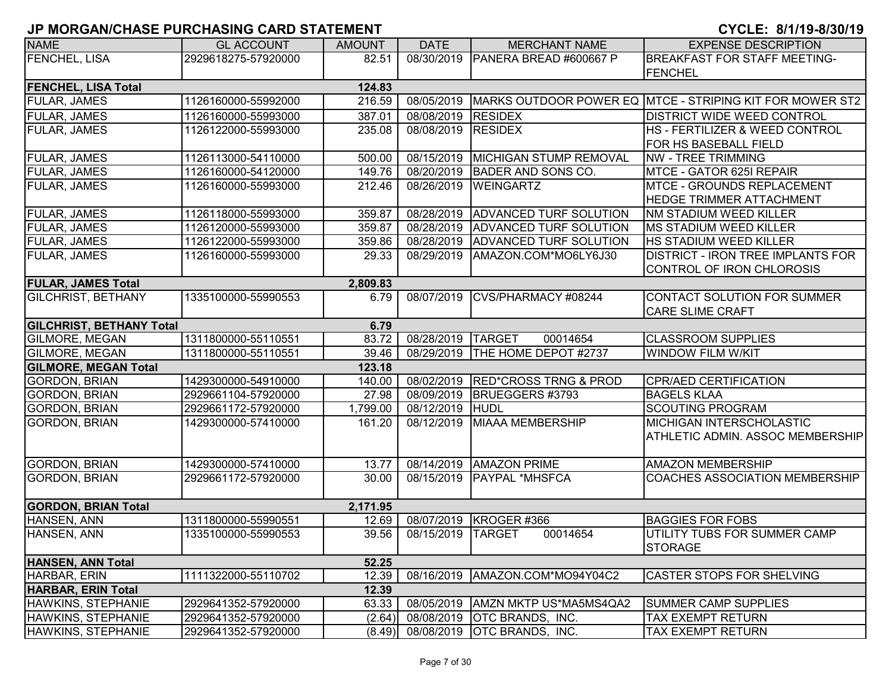# JP MORGAN/CHASE PURCHASING CARD STATEMENT

CYCLE: 8/1/19-8/30/19

| NAME | GL ACCOUNT | AMOUNT | DATE | MERCHANT NAME | EXPENSE DESCRIPTION |
|---|---|---|---|---|---|
| FENCHEL, LISA | 2929618275-57920000 | 82.51 | 08/30/2019 | PANERA BREAD #600667 P | BREAKFAST FOR STAFF MEETING-FENCHEL |
| **FENCHEL, LISA Total** | | **124.83** | | | |
| FULAR, JAMES | 1126160000-55992000 | 216.59 | 08/05/2019 | MARKS OUTDOOR POWER EQ | MTCE - STRIPING KIT FOR MOWER ST2 |
| FULAR, JAMES | 1126160000-55993000 | 387.01 | 08/08/2019 | RESIDEX | DISTRICT WIDE WEED CONTROL |
| FULAR, JAMES | 1126122000-55993000 | 235.08 | 08/08/2019 | RESIDEX | HS - FERTILIZER & WEED CONTROL FOR HS BASEBALL FIELD |
| FULAR, JAMES | 1126113000-54110000 | 500.00 | 08/15/2019 | MICHIGAN STUMP REMOVAL | NW - TREE TRIMMING |
| FULAR, JAMES | 1126160000-54120000 | 149.76 | 08/20/2019 | BADER AND SONS CO. | MTCE - GATOR 625I REPAIR |
| FULAR, JAMES | 1126160000-55993000 | 212.46 | 08/26/2019 | WEINGARTZ | MTCE - GROUNDS REPLACEMENT HEDGE TRIMMER ATTACHMENT |
| FULAR, JAMES | 1126118000-55993000 | 359.87 | 08/28/2019 | ADVANCED TURF SOLUTION | NM STADIUM WEED KILLER |
| FULAR, JAMES | 1126120000-55993000 | 359.87 | 08/28/2019 | ADVANCED TURF SOLUTION | MS STADIUM WEED KILLER |
| FULAR, JAMES | 1126122000-55993000 | 359.86 | 08/28/2019 | ADVANCED TURF SOLUTION | HS STADIUM WEED KILLER |
| FULAR, JAMES | 1126160000-55993000 | 29.33 | 08/29/2019 | AMAZON.COM*MO6LY6J30 | DISTRICT - IRON TREE IMPLANTS FOR CONTROL OF IRON CHLOROSIS |
| **FULAR, JAMES Total** | | **2,809.83** | | | |
| GILCHRIST, BETHANY | 1335100000-55990553 | 6.79 | 08/07/2019 | CVS/PHARMACY #08244 | CONTACT SOLUTION FOR SUMMER CARE SLIME CRAFT |
| **GILCHRIST, BETHANY Total** | | **6.79** | | | |
| GILMORE, MEGAN | 1311800000-55110551 | 83.72 | 08/28/2019 | TARGET 00014654 | CLASSROOM SUPPLIES |
| GILMORE, MEGAN | 1311800000-55110551 | 39.46 | 08/29/2019 | THE HOME DEPOT #2737 | WINDOW FILM W/KIT |
| **GILMORE, MEGAN Total** | | **123.18** | | | |
| GORDON, BRIAN | 1429300000-54910000 | 140.00 | 08/02/2019 | RED*CROSS TRNG & PROD | CPR/AED CERTIFICATION |
| GORDON, BRIAN | 2929661104-57920000 | 27.98 | 08/09/2019 | BRUEGGERS #3793 | BAGELS KLAA |
| GORDON, BRIAN | 2929661172-57920000 | 1,799.00 | 08/12/2019 | HUDL | SCOUTING PROGRAM |
| GORDON, BRIAN | 1429300000-57410000 | 161.20 | 08/12/2019 | MIAAA MEMBERSHIP | MICHIGAN INTERSCHOLASTIC ATHLETIC ADMIN. ASSOC MEMBERSHIP |
| GORDON, BRIAN | 1429300000-57410000 | 13.77 | 08/14/2019 | AMAZON PRIME | AMAZON MEMBERSHIP |
| GORDON, BRIAN | 2929661172-57920000 | 30.00 | 08/15/2019 | PAYPAL *MHSFCA | COACHES ASSOCIATION MEMBERSHIP |
| **GORDON, BRIAN Total** | | **2,171.95** | | | |
| HANSEN, ANN | 1311800000-55990551 | 12.69 | 08/07/2019 | KROGER #366 | BAGGIES FOR FOBS |
| HANSEN, ANN | 1335100000-55990553 | 39.56 | 08/15/2019 | TARGET 00014654 | UTILITY TUBS FOR SUMMER CAMP STORAGE |
| **HANSEN, ANN Total** | | **52.25** | | | |
| HARBAR, ERIN | 1111322000-55110702 | 12.39 | 08/16/2019 | AMAZON.COM*MO94Y04C2 | CASTER STOPS FOR SHELVING |
| **HARBAR, ERIN Total** | | **12.39** | | | |
| HAWKINS, STEPHANIE | 2929641352-57920000 | 63.33 | 08/05/2019 | AMZN MKTP US*MA5MS4QA2 | SUMMER CAMP SUPPLIES |
| HAWKINS, STEPHANIE | 2929641352-57920000 | (2.64) | 08/08/2019 | OTC BRANDS, INC. | TAX EXEMPT RETURN |
| HAWKINS, STEPHANIE | 2929641352-57920000 | (8.49) | 08/08/2019 | OTC BRANDS, INC. | TAX EXEMPT RETURN |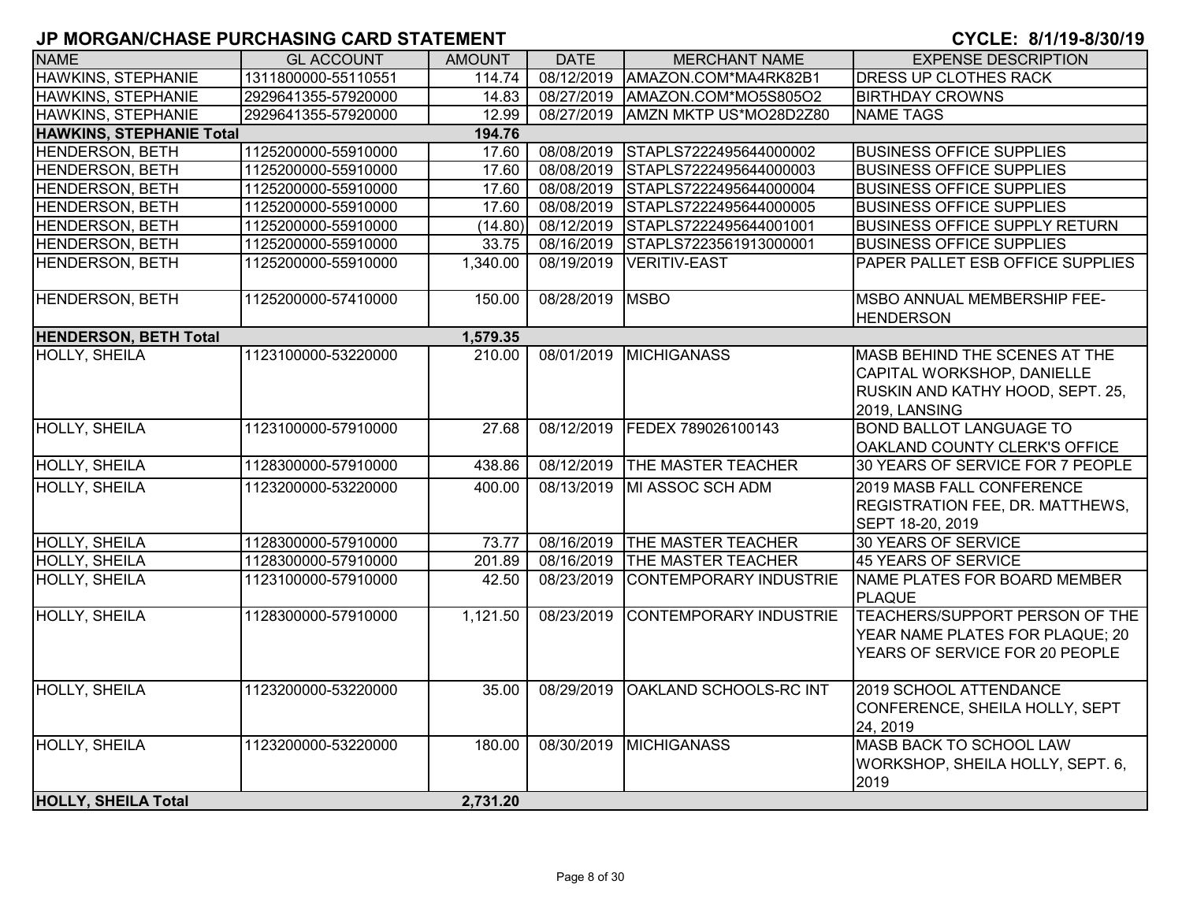# JP MORGAN/CHASE PURCHASING CARD STATEMENT

**CYCLE: 8/1/19-8/30/19**

| NAME | GL ACCOUNT | AMOUNT | DATE | MERCHANT NAME | EXPENSE DESCRIPTION |
|---|---|---|---|---|---|
| HAWKINS, STEPHANIE | 1311800000-55110551 | 114.74 | 08/12/2019 | AMAZON.COM*MA4RK82B1 | DRESS UP CLOTHES RACK |
| HAWKINS, STEPHANIE | 2929641355-57920000 | 14.83 | 08/27/2019 | AMAZON.COM*MO5S805O2 | BIRTHDAY CROWNS |
| HAWKINS, STEPHANIE | 2929641355-57920000 | 12.99 | 08/27/2019 | AMZN MKTP US*MO28D2Z80 | NAME TAGS |
| **HAWKINS, STEPHANIE Total** | | **194.76** | | | |
| HENDERSON, BETH | 1125200000-55910000 | 17.60 | 08/08/2019 | STAPLS7222495644000002 | BUSINESS OFFICE SUPPLIES |
| HENDERSON, BETH | 1125200000-55910000 | 17.60 | 08/08/2019 | STAPLS7222495644000003 | BUSINESS OFFICE SUPPLIES |
| HENDERSON, BETH | 1125200000-55910000 | 17.60 | 08/08/2019 | STAPLS7222495644000004 | BUSINESS OFFICE SUPPLIES |
| HENDERSON, BETH | 1125200000-55910000 | 17.60 | 08/08/2019 | STAPLS7222495644000005 | BUSINESS OFFICE SUPPLIES |
| HENDERSON, BETH | 1125200000-55910000 | (14.80) | 08/12/2019 | STAPLS7222495644001001 | BUSINESS OFFICE SUPPLY RETURN |
| HENDERSON, BETH | 1125200000-55910000 | 33.75 | 08/16/2019 | STAPLS7223561913000001 | BUSINESS OFFICE SUPPLIES |
| HENDERSON, BETH | 1125200000-55910000 | 1,340.00 | 08/19/2019 | VERITIV-EAST | PAPER PALLET ESB OFFICE SUPPLIES |
| HENDERSON, BETH | 1125200000-57410000 | 150.00 | 08/28/2019 | MSBO | MSBO ANNUAL MEMBERSHIP FEE-HENDERSON |
| **HENDERSON, BETH Total** | | **1,579.35** | | | |
| HOLLY, SHEILA | 1123100000-53220000 | 210.00 | 08/01/2019 | MICHIGANASS | MASB BEHIND THE SCENES AT THE CAPITAL WORKSHOP, DANIELLE RUSKIN AND KATHY HOOD, SEPT. 25, 2019, LANSING |
| HOLLY, SHEILA | 1123100000-57910000 | 27.68 | 08/12/2019 | FEDEX 789026100143 | BOND BALLOT LANGUAGE TO OAKLAND COUNTY CLERK'S OFFICE |
| HOLLY, SHEILA | 1128300000-57910000 | 438.86 | 08/12/2019 | THE MASTER TEACHER | 30 YEARS OF SERVICE FOR 7 PEOPLE |
| HOLLY, SHEILA | 1123200000-53220000 | 400.00 | 08/13/2019 | MI ASSOC SCH ADM | 2019 MASB FALL CONFERENCE REGISTRATION FEE, DR. MATTHEWS, SEPT 18-20, 2019 |
| HOLLY, SHEILA | 1128300000-57910000 | 73.77 | 08/16/2019 | THE MASTER TEACHER | 30 YEARS OF SERVICE |
| HOLLY, SHEILA | 1128300000-57910000 | 201.89 | 08/16/2019 | THE MASTER TEACHER | 45 YEARS OF SERVICE |
| HOLLY, SHEILA | 1123100000-57910000 | 42.50 | 08/23/2019 | CONTEMPORARY INDUSTRIE | NAME PLATES FOR BOARD MEMBER PLAQUE |
| HOLLY, SHEILA | 1128300000-57910000 | 1,121.50 | 08/23/2019 | CONTEMPORARY INDUSTRIE | TEACHERS/SUPPORT PERSON OF THE YEAR NAME PLATES FOR PLAQUE; 20 YEARS OF SERVICE FOR 20 PEOPLE |
| HOLLY, SHEILA | 1123200000-53220000 | 35.00 | 08/29/2019 | OAKLAND SCHOOLS-RC INT | 2019 SCHOOL ATTENDANCE CONFERENCE, SHEILA HOLLY, SEPT 24, 2019 |
| HOLLY, SHEILA | 1123200000-53220000 | 180.00 | 08/30/2019 | MICHIGANASS | MASB BACK TO SCHOOL LAW WORKSHOP, SHEILA HOLLY, SEPT. 6, 2019 |
| **HOLLY, SHEILA Total** | | **2,731.20** | | | |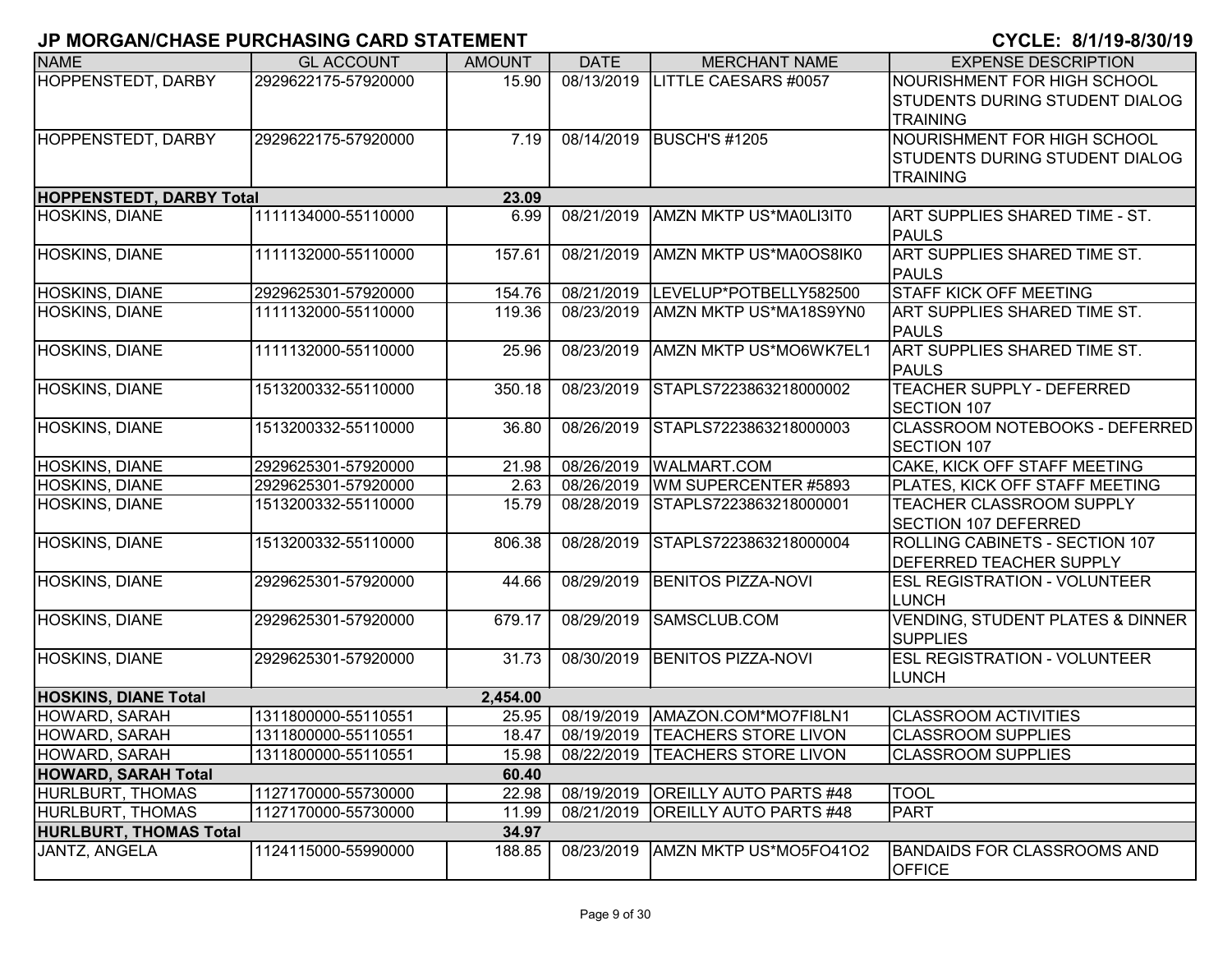## JP MORGAN/CHASE PURCHASING CARD STATEMENT

**CYCLE: 8/1/19-8/30/19**

| NAME | GL ACCOUNT | AMOUNT | DATE | MERCHANT NAME | EXPENSE DESCRIPTION |
|---|---|---|---|---|---|
| HOPPENSTEDT, DARBY | 2929622175-57920000 | 15.90 | 08/13/2019 | LITTLE CAESARS #0057 | NOURISHMENT FOR HIGH SCHOOL STUDENTS DURING STUDENT DIALOG TRAINING |
| HOPPENSTEDT, DARBY | 2929622175-57920000 | 7.19 | 08/14/2019 | BUSCH'S #1205 | NOURISHMENT FOR HIGH SCHOOL STUDENTS DURING STUDENT DIALOG TRAINING |
| **HOPPENSTEDT, DARBY Total** | | **23.09** | | | |
| HOSKINS, DIANE | 1111134000-55110000 | 6.99 | 08/21/2019 | AMZN MKTP US*MA0LI3IT0 | ART SUPPLIES SHARED TIME - ST. PAULS |
| HOSKINS, DIANE | 1111132000-55110000 | 157.61 | 08/21/2019 | AMZN MKTP US*MA0OS8IK0 | ART SUPPLIES SHARED TIME ST. PAULS |
| HOSKINS, DIANE | 2929625301-57920000 | 154.76 | 08/21/2019 | LEVELUP*POTBELLY582500 | STAFF KICK OFF MEETING |
| HOSKINS, DIANE | 1111132000-55110000 | 119.36 | 08/23/2019 | AMZN MKTP US*MA18S9YN0 | ART SUPPLIES SHARED TIME ST. PAULS |
| HOSKINS, DIANE | 1111132000-55110000 | 25.96 | 08/23/2019 | AMZN MKTP US*MO6WK7EL1 | ART SUPPLIES SHARED TIME ST. PAULS |
| HOSKINS, DIANE | 1513200332-55110000 | 350.18 | 08/23/2019 | STAPLS7223863218000002 | TEACHER SUPPLY - DEFERRED SECTION 107 |
| HOSKINS, DIANE | 1513200332-55110000 | 36.80 | 08/26/2019 | STAPLS7223863218000003 | CLASSROOM NOTEBOOKS - DEFERRED SECTION 107 |
| HOSKINS, DIANE | 2929625301-57920000 | 21.98 | 08/26/2019 | WALMART.COM | CAKE, KICK OFF STAFF MEETING |
| HOSKINS, DIANE | 2929625301-57920000 | 2.63 | 08/26/2019 | WM SUPERCENTER #5893 | PLATES, KICK OFF STAFF MEETING |
| HOSKINS, DIANE | 1513200332-55110000 | 15.79 | 08/28/2019 | STAPLS7223863218000001 | TEACHER CLASSROOM SUPPLY SECTION 107 DEFERRED |
| HOSKINS, DIANE | 1513200332-55110000 | 806.38 | 08/28/2019 | STAPLS7223863218000004 | ROLLING CABINETS - SECTION 107 DEFERRED TEACHER SUPPLY |
| HOSKINS, DIANE | 2929625301-57920000 | 44.66 | 08/29/2019 | BENITOS PIZZA-NOVI | ESL REGISTRATION - VOLUNTEER LUNCH |
| HOSKINS, DIANE | 2929625301-57920000 | 679.17 | 08/29/2019 | SAMSCLUB.COM | VENDING, STUDENT PLATES & DINNER SUPPLIES |
| HOSKINS, DIANE | 2929625301-57920000 | 31.73 | 08/30/2019 | BENITOS PIZZA-NOVI | ESL REGISTRATION - VOLUNTEER LUNCH |
| **HOSKINS, DIANE Total** | | **2,454.00** | | | |
| HOWARD, SARAH | 1311800000-55110551 | 25.95 | 08/19/2019 | AMAZON.COM*MO7FI8LN1 | CLASSROOM ACTIVITIES |
| HOWARD, SARAH | 1311800000-55110551 | 18.47 | 08/19/2019 | TEACHERS STORE LIVON | CLASSROOM SUPPLIES |
| HOWARD, SARAH | 1311800000-55110551 | 15.98 | 08/22/2019 | TEACHERS STORE LIVON | CLASSROOM SUPPLIES |
| **HOWARD, SARAH Total** | | **60.40** | | | |
| HURLBURT, THOMAS | 1127170000-55730000 | 22.98 | 08/19/2019 | OREILLY AUTO PARTS #48 | TOOL |
| HURLBURT, THOMAS | 1127170000-55730000 | 11.99 | 08/21/2019 | OREILLY AUTO PARTS #48 | PART |
| **HURLBURT, THOMAS Total** | | **34.97** | | | |
| JANTZ, ANGELA | 1124115000-55990000 | 188.85 | 08/23/2019 | AMZN MKTP US*MO5FO41O2 | BANDAIDS FOR CLASSROOMS AND OFFICE |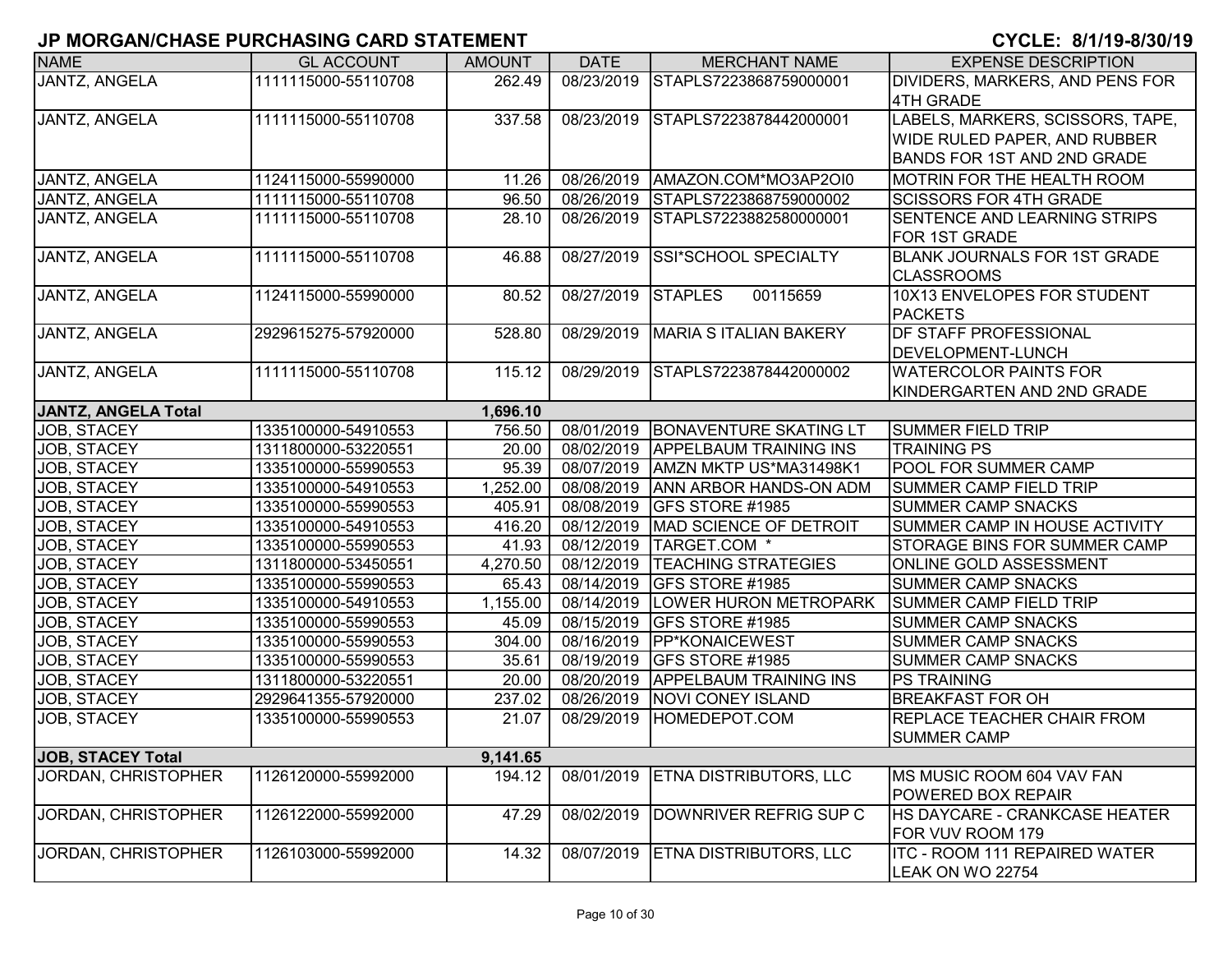# JP MORGAN/CHASE PURCHASING CARD STATEMENT

**CYCLE: 8/1/19-8/30/19**

| NAME | GL ACCOUNT | AMOUNT | DATE | MERCHANT NAME | EXPENSE DESCRIPTION |
|---|---|---|---|---|---|
| JANTZ, ANGELA | 1111115000-55110708 | 262.49 | 08/23/2019 | STAPLS7223868759000001 | DIVIDERS, MARKERS, AND PENS FOR 4TH GRADE |
| JANTZ, ANGELA | 1111115000-55110708 | 337.58 | 08/23/2019 | STAPLS7223878442000001 | LABELS, MARKERS, SCISSORS, TAPE, WIDE RULED PAPER, AND RUBBER BANDS FOR 1ST AND 2ND GRADE |
| JANTZ, ANGELA | 1124115000-55990000 | 11.26 | 08/26/2019 | AMAZON.COM*MO3AP2OI0 | MOTRIN FOR THE HEALTH ROOM |
| JANTZ, ANGELA | 1111115000-55110708 | 96.50 | 08/26/2019 | STAPLS7223868759000002 | SCISSORS FOR 4TH GRADE |
| JANTZ, ANGELA | 1111115000-55110708 | 28.10 | 08/26/2019 | STAPLS7223882580000001 | SENTENCE AND LEARNING STRIPS FOR 1ST GRADE |
| JANTZ, ANGELA | 1111115000-55110708 | 46.88 | 08/27/2019 | SSI*SCHOOL SPECIALTY | BLANK JOURNALS FOR 1ST GRADE CLASSROOMS |
| JANTZ, ANGELA | 1124115000-55990000 | 80.52 | 08/27/2019 | STAPLES 00115659 | 10X13 ENVELOPES FOR STUDENT PACKETS |
| JANTZ, ANGELA | 2929615275-57920000 | 528.80 | 08/29/2019 | MARIA S ITALIAN BAKERY | DF STAFF PROFESSIONAL DEVELOPMENT-LUNCH |
| JANTZ, ANGELA | 1111115000-55110708 | 115.12 | 08/29/2019 | STAPLS7223878442000002 | WATERCOLOR PAINTS FOR KINDERGARTEN AND 2ND GRADE |
| **JANTZ, ANGELA Total** | | **1,696.10** | | | |
| JOB, STACEY | 1335100000-54910553 | 756.50 | 08/01/2019 | BONAVENTURE SKATING LT | SUMMER FIELD TRIP |
| JOB, STACEY | 1311800000-53220551 | 20.00 | 08/02/2019 | APPELBAUM TRAINING INS | TRAINING PS |
| JOB, STACEY | 1335100000-55990553 | 95.39 | 08/07/2019 | AMZN MKTP US*MA31498K1 | POOL FOR SUMMER CAMP |
| JOB, STACEY | 1335100000-54910553 | 1,252.00 | 08/08/2019 | ANN ARBOR HANDS-ON ADM | SUMMER CAMP FIELD TRIP |
| JOB, STACEY | 1335100000-55990553 | 405.91 | 08/08/2019 | GFS STORE #1985 | SUMMER CAMP SNACKS |
| JOB, STACEY | 1335100000-54910553 | 416.20 | 08/12/2019 | MAD SCIENCE OF DETROIT | SUMMER CAMP IN HOUSE ACTIVITY |
| JOB, STACEY | 1335100000-55990553 | 41.93 | 08/12/2019 | TARGET.COM * | STORAGE BINS FOR SUMMER CAMP |
| JOB, STACEY | 1311800000-53450551 | 4,270.50 | 08/12/2019 | TEACHING STRATEGIES | ONLINE GOLD ASSESSMENT |
| JOB, STACEY | 1335100000-55990553 | 65.43 | 08/14/2019 | GFS STORE #1985 | SUMMER CAMP SNACKS |
| JOB, STACEY | 1335100000-54910553 | 1,155.00 | 08/14/2019 | LOWER HURON METROPARK | SUMMER CAMP FIELD TRIP |
| JOB, STACEY | 1335100000-55990553 | 45.09 | 08/15/2019 | GFS STORE #1985 | SUMMER CAMP SNACKS |
| JOB, STACEY | 1335100000-55990553 | 304.00 | 08/16/2019 | PP*KONAICEWEST | SUMMER CAMP SNACKS |
| JOB, STACEY | 1335100000-55990553 | 35.61 | 08/19/2019 | GFS STORE #1985 | SUMMER CAMP SNACKS |
| JOB, STACEY | 1311800000-53220551 | 20.00 | 08/20/2019 | APPELBAUM TRAINING INS | PS TRAINING |
| JOB, STACEY | 2929641355-57920000 | 237.02 | 08/26/2019 | NOVI CONEY ISLAND | BREAKFAST FOR OH |
| JOB, STACEY | 1335100000-55990553 | 21.07 | 08/29/2019 | HOMEDEPOT.COM | REPLACE TEACHER CHAIR FROM SUMMER CAMP |
| **JOB, STACEY Total** | | **9,141.65** | | | |
| JORDAN, CHRISTOPHER | 1126120000-55992000 | 194.12 | 08/01/2019 | ETNA DISTRIBUTORS, LLC | MS MUSIC ROOM 604 VAV FAN POWERED BOX REPAIR |
| JORDAN, CHRISTOPHER | 1126122000-55992000 | 47.29 | 08/02/2019 | DOWNRIVER REFRIG SUP C | HS DAYCARE - CRANKCASE HEATER FOR VUV ROOM 179 |
| JORDAN, CHRISTOPHER | 1126103000-55992000 | 14.32 | 08/07/2019 | ETNA DISTRIBUTORS, LLC | ITC - ROOM 111 REPAIRED WATER LEAK ON WO 22754 |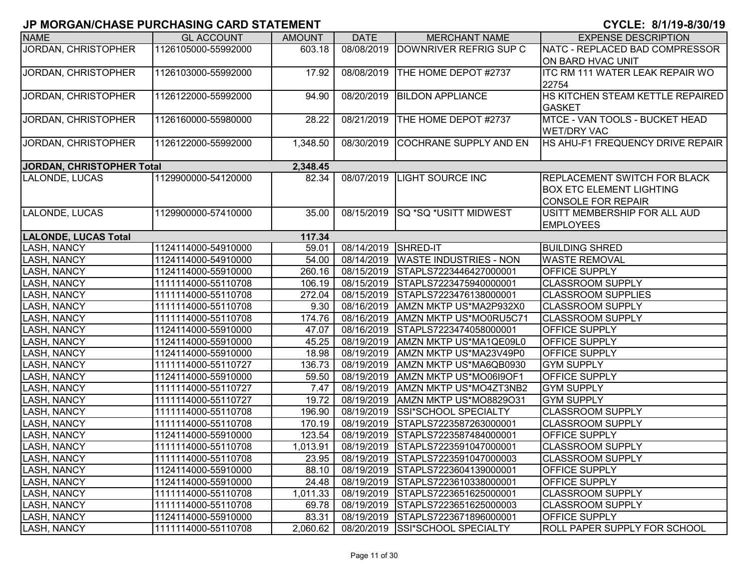# JP MORGAN/CHASE PURCHASING CARD STATEMENT

**CYCLE: 8/1/19-8/30/19**

| NAME | GL ACCOUNT | AMOUNT | DATE | MERCHANT NAME | EXPENSE DESCRIPTION |
|---|---|---|---|---|---|
| JORDAN, CHRISTOPHER | 1126105000-55992000 | 603.18 | 08/08/2019 | DOWNRIVER REFRIG SUP C | NATC - REPLACED BAD COMPRESSOR ON BARD HVAC UNIT |
| JORDAN, CHRISTOPHER | 1126103000-55992000 | 17.92 | 08/08/2019 | THE HOME DEPOT #2737 | ITC RM 111 WATER LEAK REPAIR WO 22754 |
| JORDAN, CHRISTOPHER | 1126122000-55992000 | 94.90 | 08/20/2019 | BILDON APPLIANCE | HS KITCHEN STEAM KETTLE REPAIRED GASKET |
| JORDAN, CHRISTOPHER | 1126160000-55980000 | 28.22 | 08/21/2019 | THE HOME DEPOT #2737 | MTCE - VAN TOOLS - BUCKET HEAD WET/DRY VAC |
| JORDAN, CHRISTOPHER | 1126122000-55992000 | 1,348.50 | 08/30/2019 | COCHRANE SUPPLY AND EN | HS AHU-F1 FREQUENCY DRIVE REPAIR |
| **JORDAN, CHRISTOPHER Total** | | **2,348.45** | | | |
| LALONDE, LUCAS | 1129900000-54120000 | 82.34 | 08/07/2019 | LIGHT SOURCE INC | REPLACEMENT SWITCH FOR BLACK BOX ETC ELEMENT LIGHTING CONSOLE FOR REPAIR |
| LALONDE, LUCAS | 1129900000-57410000 | 35.00 | 08/15/2019 | SQ *SQ *USITT MIDWEST | USITT MEMBERSHIP FOR ALL AUD EMPLOYEES |
| **LALONDE, LUCAS Total** | | **117.34** | | | |
| LASH, NANCY | 1124114000-54910000 | 59.01 | 08/14/2019 | SHRED-IT | BUILDING SHRED |
| LASH, NANCY | 1124114000-54910000 | 54.00 | 08/14/2019 | WASTE INDUSTRIES - NON | WASTE REMOVAL |
| LASH, NANCY | 1124114000-55910000 | 260.16 | 08/15/2019 | STAPLS7223446427000001 | OFFICE SUPPLY |
| LASH, NANCY | 1111114000-55110708 | 106.19 | 08/15/2019 | STAPLS7223475940000001 | CLASSROOM SUPPLY |
| LASH, NANCY | 1111114000-55110708 | 272.04 | 08/15/2019 | STAPLS7223476138000001 | CLASSROOM SUPPLIES |
| LASH, NANCY | 1111114000-55110708 | 9.30 | 08/16/2019 | AMZN MKTP US*MA2P932X0 | CLASSROOM SUPPLY |
| LASH, NANCY | 1111114000-55110708 | 174.76 | 08/16/2019 | AMZN MKTP US*MO0RU5C71 | CLASSROOM SUPPLY |
| LASH, NANCY | 1124114000-55910000 | 47.07 | 08/16/2019 | STAPLS7223474058000001 | OFFICE SUPPLY |
| LASH, NANCY | 1124114000-55910000 | 45.25 | 08/19/2019 | AMZN MKTP US*MA1QE09L0 | OFFICE SUPPLY |
| LASH, NANCY | 1124114000-55910000 | 18.98 | 08/19/2019 | AMZN MKTP US*MA23V49P0 | OFFICE SUPPLY |
| LASH, NANCY | 1111114000-55110727 | 136.73 | 08/19/2019 | AMZN MKTP US*MA6QB0930 | GYM SUPPLY |
| LASH, NANCY | 1124114000-55910000 | 59.50 | 08/19/2019 | AMZN MKTP US*MO06I9OF1 | OFFICE SUPPLY |
| LASH, NANCY | 1111114000-55110727 | 7.47 | 08/19/2019 | AMZN MKTP US*MO4ZT3NB2 | GYM SUPPLY |
| LASH, NANCY | 1111114000-55110727 | 19.72 | 08/19/2019 | AMZN MKTP US*MO8829O31 | GYM SUPPLY |
| LASH, NANCY | 1111114000-55110708 | 196.90 | 08/19/2019 | SSI*SCHOOL SPECIALTY | CLASSROOM SUPPLY |
| LASH, NANCY | 1111114000-55110708 | 170.19 | 08/19/2019 | STAPLS7223587263000001 | CLASSROOM SUPPLY |
| LASH, NANCY | 1124114000-55910000 | 123.54 | 08/19/2019 | STAPLS7223587484000001 | OFFICE SUPPLY |
| LASH, NANCY | 1111114000-55110708 | 1,013.91 | 08/19/2019 | STAPLS7223591047000001 | CLASSROOM SUPPLY |
| LASH, NANCY | 1111114000-55110708 | 23.95 | 08/19/2019 | STAPLS7223591047000003 | CLASSROOM SUPPLY |
| LASH, NANCY | 1124114000-55910000 | 88.10 | 08/19/2019 | STAPLS7223604139000001 | OFFICE SUPPLY |
| LASH, NANCY | 1124114000-55910000 | 24.48 | 08/19/2019 | STAPLS7223610338000001 | OFFICE SUPPLY |
| LASH, NANCY | 1111114000-55110708 | 1,011.33 | 08/19/2019 | STAPLS7223651625000001 | CLASSROOM SUPPLY |
| LASH, NANCY | 1111114000-55110708 | 69.78 | 08/19/2019 | STAPLS7223651625000003 | CLASSROOM SUPPLY |
| LASH, NANCY | 1124114000-55910000 | 83.31 | 08/19/2019 | STAPLS7223671896000001 | OFFICE SUPPLY |
| LASH, NANCY | 1111114000-55110708 | 2,060.62 | 08/20/2019 | SSI*SCHOOL SPECIALTY | ROLL PAPER SUPPLY FOR SCHOOL |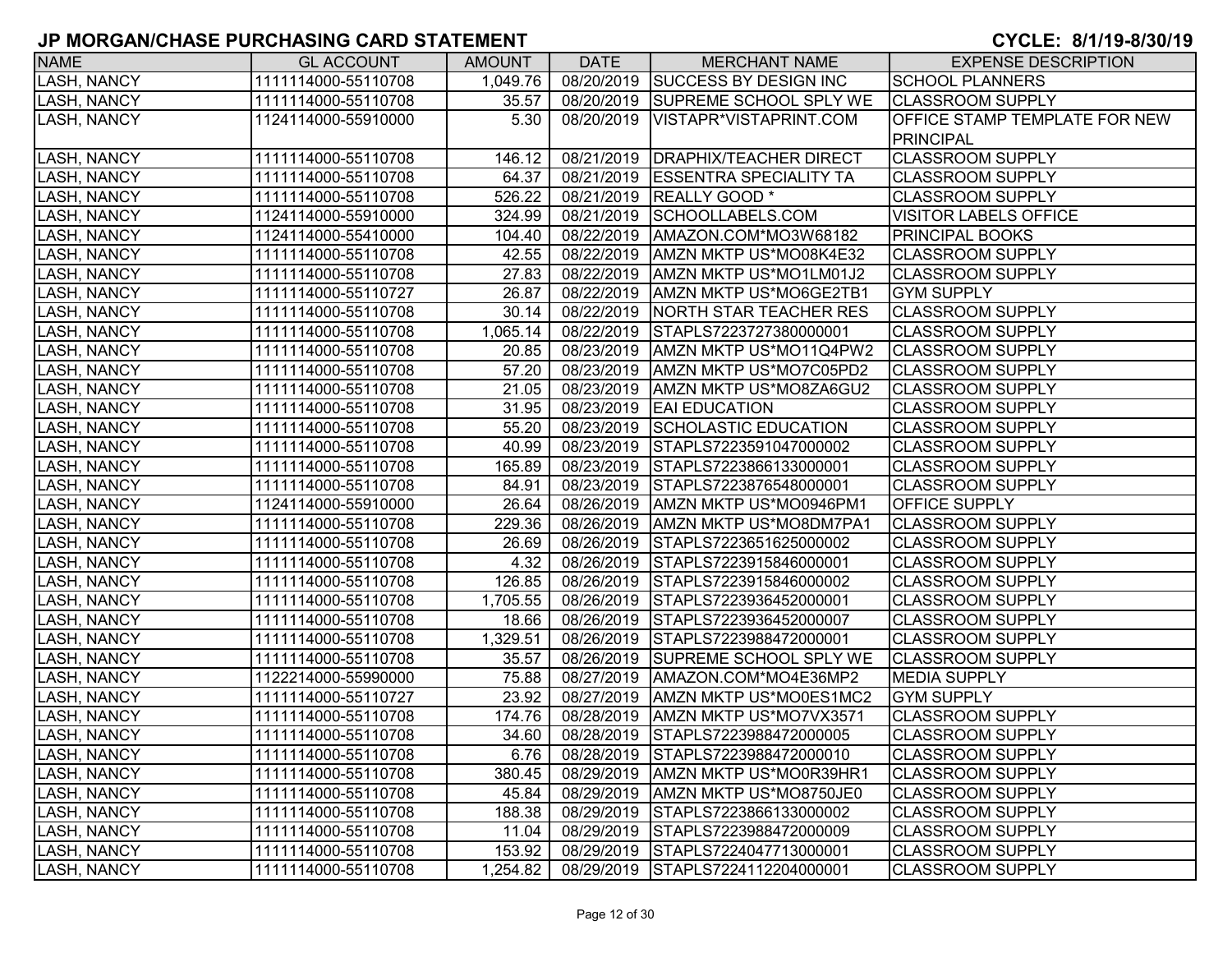## JP MORGAN/CHASE PURCHASING CARD STATEMENT

**CYCLE: 8/1/19-8/30/19**

| NAME | GL ACCOUNT | AMOUNT | DATE | MERCHANT NAME | EXPENSE DESCRIPTION |
|---|---|---|---|---|---|
| LASH, NANCY | 1111114000-55110708 | 1,049.76 | 08/20/2019 | SUCCESS BY DESIGN INC | SCHOOL PLANNERS |
| LASH, NANCY | 1111114000-55110708 | 35.57 | 08/20/2019 | SUPREME SCHOOL SPLY WE | CLASSROOM SUPPLY |
| LASH, NANCY | 1124114000-55910000 | 5.30 | 08/20/2019 | VISTAPR*VISTAPRINT.COM | OFFICE STAMP TEMPLATE FOR NEW PRINCIPAL |
| LASH, NANCY | 1111114000-55110708 | 146.12 | 08/21/2019 | DRAPHIX/TEACHER DIRECT | CLASSROOM SUPPLY |
| LASH, NANCY | 1111114000-55110708 | 64.37 | 08/21/2019 | ESSENTRA SPECIALITY TA | CLASSROOM SUPPLY |
| LASH, NANCY | 1111114000-55110708 | 526.22 | 08/21/2019 | REALLY GOOD * | CLASSROOM SUPPLY |
| LASH, NANCY | 1124114000-55910000 | 324.99 | 08/21/2019 | SCHOOLLABELS.COM | VISITOR LABELS OFFICE |
| LASH, NANCY | 1124114000-55410000 | 104.40 | 08/22/2019 | AMAZON.COM*MO3W68182 | PRINCIPAL BOOKS |
| LASH, NANCY | 1111114000-55110708 | 42.55 | 08/22/2019 | AMZN MKTP US*MO08K4E32 | CLASSROOM SUPPLY |
| LASH, NANCY | 1111114000-55110708 | 27.83 | 08/22/2019 | AMZN MKTP US*MO1LM01J2 | CLASSROOM SUPPLY |
| LASH, NANCY | 1111114000-55110727 | 26.87 | 08/22/2019 | AMZN MKTP US*MO6GE2TB1 | GYM SUPPLY |
| LASH, NANCY | 1111114000-55110708 | 30.14 | 08/22/2019 | NORTH STAR TEACHER RES | CLASSROOM SUPPLY |
| LASH, NANCY | 1111114000-55110708 | 1,065.14 | 08/22/2019 | STAPLS7223727380000001 | CLASSROOM SUPPLY |
| LASH, NANCY | 1111114000-55110708 | 20.85 | 08/23/2019 | AMZN MKTP US*MO11Q4PW2 | CLASSROOM SUPPLY |
| LASH, NANCY | 1111114000-55110708 | 57.20 | 08/23/2019 | AMZN MKTP US*MO7C05PD2 | CLASSROOM SUPPLY |
| LASH, NANCY | 1111114000-55110708 | 21.05 | 08/23/2019 | AMZN MKTP US*MO8ZA6GU2 | CLASSROOM SUPPLY |
| LASH, NANCY | 1111114000-55110708 | 31.95 | 08/23/2019 | EAI EDUCATION | CLASSROOM SUPPLY |
| LASH, NANCY | 1111114000-55110708 | 55.20 | 08/23/2019 | SCHOLASTIC EDUCATION | CLASSROOM SUPPLY |
| LASH, NANCY | 1111114000-55110708 | 40.99 | 08/23/2019 | STAPLS7223591047000002 | CLASSROOM SUPPLY |
| LASH, NANCY | 1111114000-55110708 | 165.89 | 08/23/2019 | STAPLS7223866133000001 | CLASSROOM SUPPLY |
| LASH, NANCY | 1111114000-55110708 | 84.91 | 08/23/2019 | STAPLS7223876548000001 | CLASSROOM SUPPLY |
| LASH, NANCY | 1124114000-55910000 | 26.64 | 08/26/2019 | AMZN MKTP US*MO0946PM1 | OFFICE SUPPLY |
| LASH, NANCY | 1111114000-55110708 | 229.36 | 08/26/2019 | AMZN MKTP US*MO8DM7PA1 | CLASSROOM SUPPLY |
| LASH, NANCY | 1111114000-55110708 | 26.69 | 08/26/2019 | STAPLS7223651625000002 | CLASSROOM SUPPLY |
| LASH, NANCY | 1111114000-55110708 | 4.32 | 08/26/2019 | STAPLS7223915846000001 | CLASSROOM SUPPLY |
| LASH, NANCY | 1111114000-55110708 | 126.85 | 08/26/2019 | STAPLS7223915846000002 | CLASSROOM SUPPLY |
| LASH, NANCY | 1111114000-55110708 | 1,705.55 | 08/26/2019 | STAPLS7223936452000001 | CLASSROOM SUPPLY |
| LASH, NANCY | 1111114000-55110708 | 18.66 | 08/26/2019 | STAPLS7223936452000007 | CLASSROOM SUPPLY |
| LASH, NANCY | 1111114000-55110708 | 1,329.51 | 08/26/2019 | STAPLS7223988472000001 | CLASSROOM SUPPLY |
| LASH, NANCY | 1111114000-55110708 | 35.57 | 08/26/2019 | SUPREME SCHOOL SPLY WE | CLASSROOM SUPPLY |
| LASH, NANCY | 1122214000-55990000 | 75.88 | 08/27/2019 | AMAZON.COM*MO4E36MP2 | MEDIA SUPPLY |
| LASH, NANCY | 1111114000-55110727 | 23.92 | 08/27/2019 | AMZN MKTP US*MO0ES1MC2 | GYM SUPPLY |
| LASH, NANCY | 1111114000-55110708 | 174.76 | 08/28/2019 | AMZN MKTP US*MO7VX3571 | CLASSROOM SUPPLY |
| LASH, NANCY | 1111114000-55110708 | 34.60 | 08/28/2019 | STAPLS7223988472000005 | CLASSROOM SUPPLY |
| LASH, NANCY | 1111114000-55110708 | 6.76 | 08/28/2019 | STAPLS7223988472000010 | CLASSROOM SUPPLY |
| LASH, NANCY | 1111114000-55110708 | 380.45 | 08/29/2019 | AMZN MKTP US*MO0R39HR1 | CLASSROOM SUPPLY |
| LASH, NANCY | 1111114000-55110708 | 45.84 | 08/29/2019 | AMZN MKTP US*MO8750JE0 | CLASSROOM SUPPLY |
| LASH, NANCY | 1111114000-55110708 | 188.38 | 08/29/2019 | STAPLS7223866133000002 | CLASSROOM SUPPLY |
| LASH, NANCY | 1111114000-55110708 | 11.04 | 08/29/2019 | STAPLS7223988472000009 | CLASSROOM SUPPLY |
| LASH, NANCY | 1111114000-55110708 | 153.92 | 08/29/2019 | STAPLS7224047713000001 | CLASSROOM SUPPLY |
| LASH, NANCY | 1111114000-55110708 | 1,254.82 | 08/29/2019 | STAPLS7224112204000001 | CLASSROOM SUPPLY |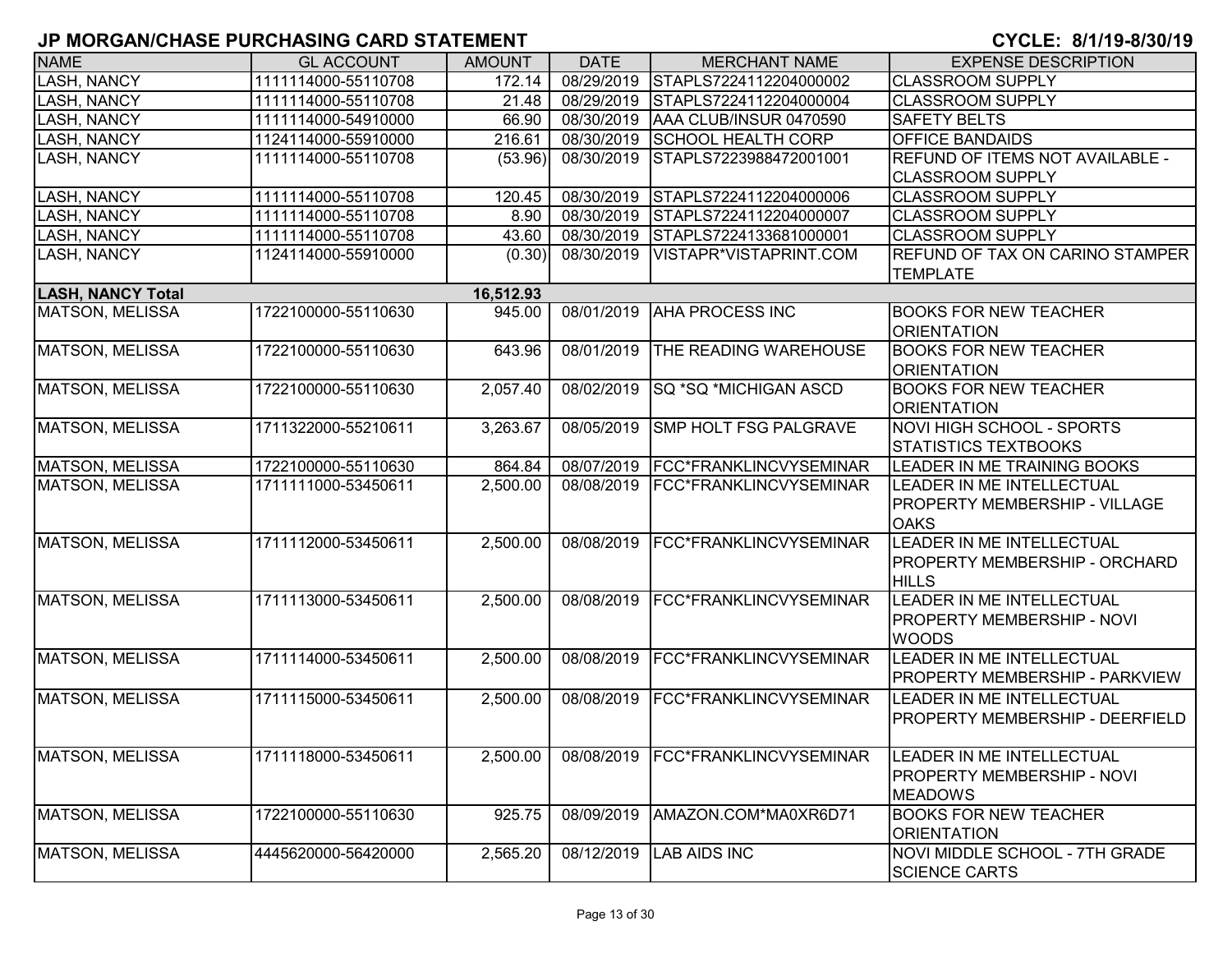## JP MORGAN/CHASE PURCHASING CARD STATEMENT

**CYCLE: 8/1/19-8/30/19**

| NAME | GL ACCOUNT | AMOUNT | DATE | MERCHANT NAME | EXPENSE DESCRIPTION |
|---|---|---|---|---|---|
| LASH, NANCY | 1111114000-55110708 | 172.14 | 08/29/2019 | STAPLS7224112204000002 | CLASSROOM SUPPLY |
| LASH, NANCY | 1111114000-55110708 | 21.48 | 08/29/2019 | STAPLS7224112204000004 | CLASSROOM SUPPLY |
| LASH, NANCY | 1111114000-54910000 | 66.90 | 08/30/2019 | AAA CLUB/INSUR 0470590 | SAFETY BELTS |
| LASH, NANCY | 1124114000-55910000 | 216.61 | 08/30/2019 | SCHOOL HEALTH CORP | OFFICE BANDAIDS |
| LASH, NANCY | 1111114000-55110708 | (53.96) | 08/30/2019 | STAPLS7223988472001001 | REFUND OF ITEMS NOT AVAILABLE - CLASSROOM SUPPLY |
| LASH, NANCY | 1111114000-55110708 | 120.45 | 08/30/2019 | STAPLS7224112204000006 | CLASSROOM SUPPLY |
| LASH, NANCY | 1111114000-55110708 | 8.90 | 08/30/2019 | STAPLS7224112204000007 | CLASSROOM SUPPLY |
| LASH, NANCY | 1111114000-55110708 | 43.60 | 08/30/2019 | STAPLS7224133681000001 | CLASSROOM SUPPLY |
| LASH, NANCY | 1124114000-55910000 | (0.30) | 08/30/2019 | VISTAPR*VISTAPRINT.COM | REFUND OF TAX ON CARINO STAMPER TEMPLATE |
| **LASH, NANCY Total** | | **16,512.93** | | | |
| MATSON, MELISSA | 1722100000-55110630 | 945.00 | 08/01/2019 | AHA PROCESS INC | BOOKS FOR NEW TEACHER ORIENTATION |
| MATSON, MELISSA | 1722100000-55110630 | 643.96 | 08/01/2019 | THE READING WAREHOUSE | BOOKS FOR NEW TEACHER ORIENTATION |
| MATSON, MELISSA | 1722100000-55110630 | 2,057.40 | 08/02/2019 | SQ *SQ *MICHIGAN ASCD | BOOKS FOR NEW TEACHER ORIENTATION |
| MATSON, MELISSA | 1711322000-55210611 | 3,263.67 | 08/05/2019 | SMP HOLT FSG PALGRAVE | NOVI HIGH SCHOOL - SPORTS STATISTICS TEXTBOOKS |
| MATSON, MELISSA | 1722100000-55110630 | 864.84 | 08/07/2019 | FCC*FRANKLINCVYSEMINAR | LEADER IN ME TRAINING BOOKS |
| MATSON, MELISSA | 1711111000-53450611 | 2,500.00 | 08/08/2019 | FCC*FRANKLINCVYSEMINAR | LEADER IN ME INTELLECTUAL PROPERTY MEMBERSHIP - VILLAGE OAKS |
| MATSON, MELISSA | 1711112000-53450611 | 2,500.00 | 08/08/2019 | FCC*FRANKLINCVYSEMINAR | LEADER IN ME INTELLECTUAL PROPERTY MEMBERSHIP - ORCHARD HILLS |
| MATSON, MELISSA | 1711113000-53450611 | 2,500.00 | 08/08/2019 | FCC*FRANKLINCVYSEMINAR | LEADER IN ME INTELLECTUAL PROPERTY MEMBERSHIP - NOVI WOODS |
| MATSON, MELISSA | 1711114000-53450611 | 2,500.00 | 08/08/2019 | FCC*FRANKLINCVYSEMINAR | LEADER IN ME INTELLECTUAL PROPERTY MEMBERSHIP - PARKVIEW |
| MATSON, MELISSA | 1711115000-53450611 | 2,500.00 | 08/08/2019 | FCC*FRANKLINCVYSEMINAR | LEADER IN ME INTELLECTUAL PROPERTY MEMBERSHIP - DEERFIELD |
| MATSON, MELISSA | 1711118000-53450611 | 2,500.00 | 08/08/2019 | FCC*FRANKLINCVYSEMINAR | LEADER IN ME INTELLECTUAL PROPERTY MEMBERSHIP - NOVI MEADOWS |
| MATSON, MELISSA | 1722100000-55110630 | 925.75 | 08/09/2019 | AMAZON.COM*MA0XR6D71 | BOOKS FOR NEW TEACHER ORIENTATION |
| MATSON, MELISSA | 4445620000-56420000 | 2,565.20 | 08/12/2019 | LAB AIDS INC | NOVI MIDDLE SCHOOL - 7TH GRADE SCIENCE CARTS |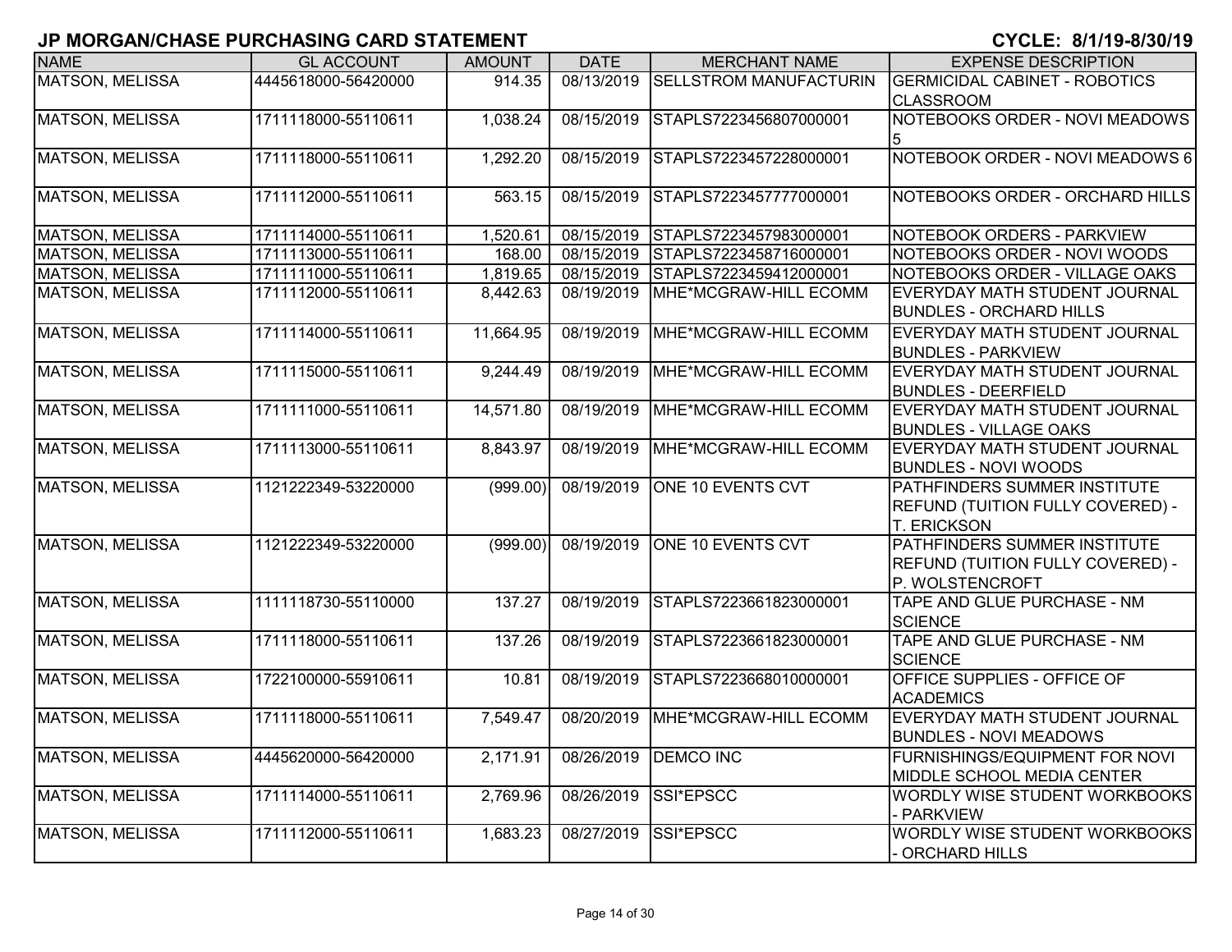# JP MORGAN/CHASE PURCHASING CARD STATEMENT

**CYCLE: 8/1/19-8/30/19**

| NAME | GL ACCOUNT | AMOUNT | DATE | MERCHANT NAME | EXPENSE DESCRIPTION |
|---|---|---|---|---|---|
| MATSON, MELISSA | 4445618000-56420000 | 914.35 | 08/13/2019 | SELLSTROM MANUFACTURIN | GERMICIDAL CABINET - ROBOTICS CLASSROOM |
| MATSON, MELISSA | 1711118000-55110611 | 1,038.24 | 08/15/2019 | STAPLS7223456807000001 | NOTEBOOKS ORDER - NOVI MEADOWS 5 |
| MATSON, MELISSA | 1711118000-55110611 | 1,292.20 | 08/15/2019 | STAPLS7223457228000001 | NOTEBOOK ORDER - NOVI MEADOWS 6 |
| MATSON, MELISSA | 1711112000-55110611 | 563.15 | 08/15/2019 | STAPLS7223457777000001 | NOTEBOOKS ORDER - ORCHARD HILLS |
| MATSON, MELISSA | 1711114000-55110611 | 1,520.61 | 08/15/2019 | STAPLS7223457983000001 | NOTEBOOK ORDERS - PARKVIEW |
| MATSON, MELISSA | 1711113000-55110611 | 168.00 | 08/15/2019 | STAPLS7223458716000001 | NOTEBOOKS ORDER - NOVI WOODS |
| MATSON, MELISSA | 1711111000-55110611 | 1,819.65 | 08/15/2019 | STAPLS7223459412000001 | NOTEBOOKS ORDER - VILLAGE OAKS |
| MATSON, MELISSA | 1711112000-55110611 | 8,442.63 | 08/19/2019 | MHE*MCGRAW-HILL ECOMM | EVERYDAY MATH STUDENT JOURNAL BUNDLES - ORCHARD HILLS |
| MATSON, MELISSA | 1711114000-55110611 | 11,664.95 | 08/19/2019 | MHE*MCGRAW-HILL ECOMM | EVERYDAY MATH STUDENT JOURNAL BUNDLES - PARKVIEW |
| MATSON, MELISSA | 1711115000-55110611 | 9,244.49 | 08/19/2019 | MHE*MCGRAW-HILL ECOMM | EVERYDAY MATH STUDENT JOURNAL BUNDLES - DEERFIELD |
| MATSON, MELISSA | 1711111000-55110611 | 14,571.80 | 08/19/2019 | MHE*MCGRAW-HILL ECOMM | EVERYDAY MATH STUDENT JOURNAL BUNDLES - VILLAGE OAKS |
| MATSON, MELISSA | 1711113000-55110611 | 8,843.97 | 08/19/2019 | MHE*MCGRAW-HILL ECOMM | EVERYDAY MATH STUDENT JOURNAL BUNDLES - NOVI WOODS |
| MATSON, MELISSA | 1121222349-53220000 | (999.00) | 08/19/2019 | ONE 10 EVENTS CVT | PATHFINDERS SUMMER INSTITUTE REFUND (TUITION FULLY COVERED) - T. ERICKSON |
| MATSON, MELISSA | 1121222349-53220000 | (999.00) | 08/19/2019 | ONE 10 EVENTS CVT | PATHFINDERS SUMMER INSTITUTE REFUND (TUITION FULLY COVERED) - P. WOLSTENCROFT |
| MATSON, MELISSA | 1111118730-55110000 | 137.27 | 08/19/2019 | STAPLS7223661823000001 | TAPE AND GLUE PURCHASE - NM SCIENCE |
| MATSON, MELISSA | 1711118000-55110611 | 137.26 | 08/19/2019 | STAPLS7223661823000001 | TAPE AND GLUE PURCHASE - NM SCIENCE |
| MATSON, MELISSA | 1722100000-55910611 | 10.81 | 08/19/2019 | STAPLS7223668010000001 | OFFICE SUPPLIES - OFFICE OF ACADEMICS |
| MATSON, MELISSA | 1711118000-55110611 | 7,549.47 | 08/20/2019 | MHE*MCGRAW-HILL ECOMM | EVERYDAY MATH STUDENT JOURNAL BUNDLES - NOVI MEADOWS |
| MATSON, MELISSA | 4445620000-56420000 | 2,171.91 | 08/26/2019 | DEMCO INC | FURNISHINGS/EQUIPMENT FOR NOVI MIDDLE SCHOOL MEDIA CENTER |
| MATSON, MELISSA | 1711114000-55110611 | 2,769.96 | 08/26/2019 | SSI*EPSCC | WORDLY WISE STUDENT WORKBOOKS - PARKVIEW |
| MATSON, MELISSA | 1711112000-55110611 | 1,683.23 | 08/27/2019 | SSI*EPSCC | WORDLY WISE STUDENT WORKBOOKS - ORCHARD HILLS |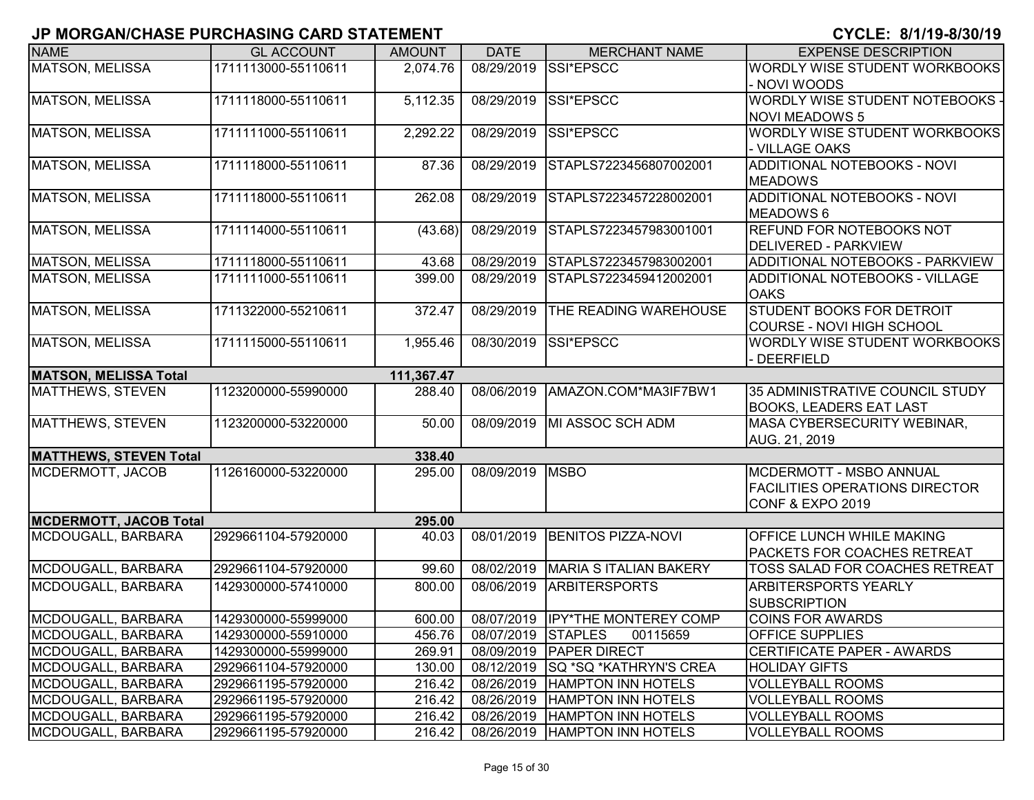## JP MORGAN/CHASE PURCHASING CARD STATEMENT

**CYCLE: 8/1/19-8/30/19**

| NAME | GL ACCOUNT | AMOUNT | DATE | MERCHANT NAME | EXPENSE DESCRIPTION |
|---|---|---|---|---|---|
| MATSON, MELISSA | 1711113000-55110611 | 2,074.76 | 08/29/2019 | SSI*EPSCC | WORDLY WISE STUDENT WORKBOOKS - NOVI WOODS |
| MATSON, MELISSA | 1711118000-55110611 | 5,112.35 | 08/29/2019 | SSI*EPSCC | WORDLY WISE STUDENT NOTEBOOKS - NOVI MEADOWS 5 |
| MATSON, MELISSA | 1711111000-55110611 | 2,292.22 | 08/29/2019 | SSI*EPSCC | WORDLY WISE STUDENT WORKBOOKS - VILLAGE OAKS |
| MATSON, MELISSA | 1711118000-55110611 | 87.36 | 08/29/2019 | STAPLS7223456807002001 | ADDITIONAL NOTEBOOKS - NOVI MEADOWS |
| MATSON, MELISSA | 1711118000-55110611 | 262.08 | 08/29/2019 | STAPLS7223457228002001 | ADDITIONAL NOTEBOOKS - NOVI MEADOWS 6 |
| MATSON, MELISSA | 1711114000-55110611 | (43.68) | 08/29/2019 | STAPLS7223457983001001 | REFUND FOR NOTEBOOKS NOT DELIVERED - PARKVIEW |
| MATSON, MELISSA | 1711118000-55110611 | 43.68 | 08/29/2019 | STAPLS7223457983002001 | ADDITIONAL NOTEBOOKS - PARKVIEW |
| MATSON, MELISSA | 1711111000-55110611 | 399.00 | 08/29/2019 | STAPLS7223459412002001 | ADDITIONAL NOTEBOOKS - VILLAGE OAKS |
| MATSON, MELISSA | 1711322000-55210611 | 372.47 | 08/29/2019 | THE READING WAREHOUSE | STUDENT BOOKS FOR DETROIT COURSE - NOVI HIGH SCHOOL |
| MATSON, MELISSA | 1711115000-55110611 | 1,955.46 | 08/30/2019 | SSI*EPSCC | WORDLY WISE STUDENT WORKBOOKS - DEERFIELD |
| **MATSON, MELISSA Total** | | **111,367.47** | | | |
| MATTHEWS, STEVEN | 1123200000-55990000 | 288.40 | 08/06/2019 | AMAZON.COM*MA3IF7BW1 | 35 ADMINISTRATIVE COUNCIL STUDY BOOKS, LEADERS EAT LAST |
| MATTHEWS, STEVEN | 1123200000-53220000 | 50.00 | 08/09/2019 | MI ASSOC SCH ADM | MASA CYBERSECURITY WEBINAR, AUG. 21, 2019 |
| **MATTHEWS, STEVEN Total** | | **338.40** | | | |
| MCDERMOTT, JACOB | 1126160000-53220000 | 295.00 | 08/09/2019 | MSBO | MCDERMOTT - MSBO ANNUAL FACILITIES OPERATIONS DIRECTOR CONF & EXPO 2019 |
| **MCDERMOTT, JACOB Total** | | **295.00** | | | |
| MCDOUGALL, BARBARA | 2929661104-57920000 | 40.03 | 08/01/2019 | BENITOS PIZZA-NOVI | OFFICE LUNCH WHILE MAKING PACKETS FOR COACHES RETREAT |
| MCDOUGALL, BARBARA | 2929661104-57920000 | 99.60 | 08/02/2019 | MARIA S ITALIAN BAKERY | TOSS SALAD FOR COACHES RETREAT |
| MCDOUGALL, BARBARA | 1429300000-57410000 | 800.00 | 08/06/2019 | ARBITERSPORTS | ARBITERSPORTS YEARLY SUBSCRIPTION |
| MCDOUGALL, BARBARA | 1429300000-55999000 | 600.00 | 08/07/2019 | IPY*THE MONTEREY COMP | COINS FOR AWARDS |
| MCDOUGALL, BARBARA | 1429300000-55910000 | 456.76 | 08/07/2019 | STAPLES 00115659 | OFFICE SUPPLIES |
| MCDOUGALL, BARBARA | 1429300000-55999000 | 269.91 | 08/09/2019 | PAPER DIRECT | CERTIFICATE PAPER - AWARDS |
| MCDOUGALL, BARBARA | 2929661104-57920000 | 130.00 | 08/12/2019 | SQ *SQ *KATHRYN'S CREA | HOLIDAY GIFTS |
| MCDOUGALL, BARBARA | 2929661195-57920000 | 216.42 | 08/26/2019 | HAMPTON INN HOTELS | VOLLEYBALL ROOMS |
| MCDOUGALL, BARBARA | 2929661195-57920000 | 216.42 | 08/26/2019 | HAMPTON INN HOTELS | VOLLEYBALL ROOMS |
| MCDOUGALL, BARBARA | 2929661195-57920000 | 216.42 | 08/26/2019 | HAMPTON INN HOTELS | VOLLEYBALL ROOMS |
| MCDOUGALL, BARBARA | 2929661195-57920000 | 216.42 | 08/26/2019 | HAMPTON INN HOTELS | VOLLEYBALL ROOMS |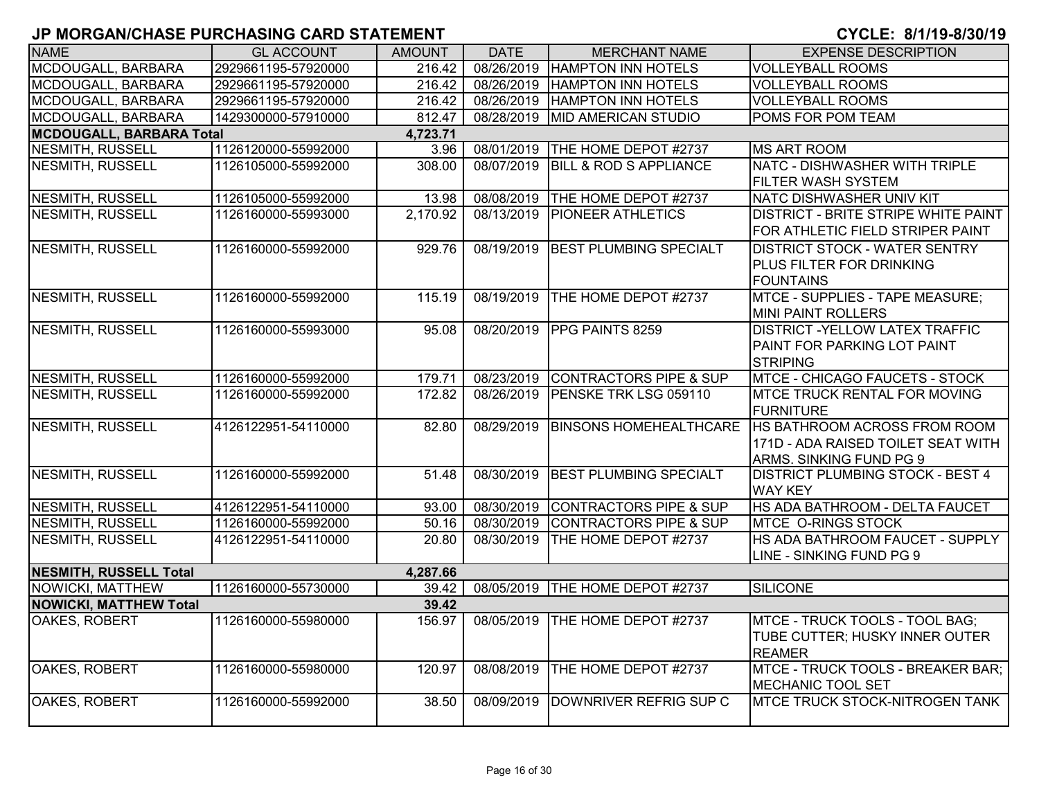## JP MORGAN/CHASE PURCHASING CARD STATEMENT

**CYCLE: 8/1/19-8/30/19**

| NAME | GL ACCOUNT | AMOUNT | DATE | MERCHANT NAME | EXPENSE DESCRIPTION |
|---|---|---|---|---|---|
| MCDOUGALL, BARBARA | 2929661195-57920000 | 216.42 | 08/26/2019 | HAMPTON INN HOTELS | VOLLEYBALL ROOMS |
| MCDOUGALL, BARBARA | 2929661195-57920000 | 216.42 | 08/26/2019 | HAMPTON INN HOTELS | VOLLEYBALL ROOMS |
| MCDOUGALL, BARBARA | 2929661195-57920000 | 216.42 | 08/26/2019 | HAMPTON INN HOTELS | VOLLEYBALL ROOMS |
| MCDOUGALL, BARBARA | 1429300000-57910000 | 812.47 | 08/28/2019 | MID AMERICAN STUDIO | POMS FOR POM TEAM |
| **MCDOUGALL, BARBARA Total** | | **4,723.71** | | | |
| NESMITH, RUSSELL | 1126120000-55992000 | 3.96 | 08/01/2019 | THE HOME DEPOT #2737 | MS ART ROOM |
| NESMITH, RUSSELL | 1126105000-55992000 | 308.00 | 08/07/2019 | BILL & ROD S APPLIANCE | NATC - DISHWASHER WITH TRIPLE FILTER WASH SYSTEM |
| NESMITH, RUSSELL | 1126105000-55992000 | 13.98 | 08/08/2019 | THE HOME DEPOT #2737 | NATC DISHWASHER UNIV KIT |
| NESMITH, RUSSELL | 1126160000-55993000 | 2,170.92 | 08/13/2019 | PIONEER ATHLETICS | DISTRICT - BRITE STRIPE WHITE PAINT FOR ATHLETIC FIELD STRIPER PAINT |
| NESMITH, RUSSELL | 1126160000-55992000 | 929.76 | 08/19/2019 | BEST PLUMBING SPECIALT | DISTRICT STOCK - WATER SENTRY PLUS FILTER FOR DRINKING FOUNTAINS |
| NESMITH, RUSSELL | 1126160000-55992000 | 115.19 | 08/19/2019 | THE HOME DEPOT #2737 | MTCE - SUPPLIES - TAPE MEASURE; MINI PAINT ROLLERS |
| NESMITH, RUSSELL | 1126160000-55993000 | 95.08 | 08/20/2019 | PPG PAINTS 8259 | DISTRICT -YELLOW LATEX TRAFFIC PAINT FOR PARKING LOT PAINT STRIPING |
| NESMITH, RUSSELL | 1126160000-55992000 | 179.71 | 08/23/2019 | CONTRACTORS PIPE & SUP | MTCE - CHICAGO FAUCETS - STOCK |
| NESMITH, RUSSELL | 1126160000-55992000 | 172.82 | 08/26/2019 | PENSKE TRK LSG 059110 | MTCE TRUCK RENTAL FOR MOVING FURNITURE |
| NESMITH, RUSSELL | 4126122951-54110000 | 82.80 | 08/29/2019 | BINSONS HOMEHEALTHCARE | HS BATHROOM ACROSS FROM ROOM 171D - ADA RAISED TOILET SEAT WITH ARMS. SINKING FUND PG 9 |
| NESMITH, RUSSELL | 1126160000-55992000 | 51.48 | 08/30/2019 | BEST PLUMBING SPECIALT | DISTRICT PLUMBING STOCK - BEST 4 WAY KEY |
| NESMITH, RUSSELL | 4126122951-54110000 | 93.00 | 08/30/2019 | CONTRACTORS PIPE & SUP | HS ADA BATHROOM - DELTA FAUCET |
| NESMITH, RUSSELL | 1126160000-55992000 | 50.16 | 08/30/2019 | CONTRACTORS PIPE & SUP | MTCE O-RINGS STOCK |
| NESMITH, RUSSELL | 4126122951-54110000 | 20.80 | 08/30/2019 | THE HOME DEPOT #2737 | HS ADA BATHROOM FAUCET - SUPPLY LINE - SINKING FUND PG 9 |
| **NESMITH, RUSSELL Total** | | **4,287.66** | | | |
| NOWICKI, MATTHEW | 1126160000-55730000 | 39.42 | 08/05/2019 | THE HOME DEPOT #2737 | SILICONE |
| **NOWICKI, MATTHEW Total** | | **39.42** | | | |
| OAKES, ROBERT | 1126160000-55980000 | 156.97 | 08/05/2019 | THE HOME DEPOT #2737 | MTCE - TRUCK TOOLS - TOOL BAG; TUBE CUTTER; HUSKY INNER OUTER REAMER |
| OAKES, ROBERT | 1126160000-55980000 | 120.97 | 08/08/2019 | THE HOME DEPOT #2737 | MTCE - TRUCK TOOLS - BREAKER BAR; MECHANIC TOOL SET |
| OAKES, ROBERT | 1126160000-55992000 | 38.50 | 08/09/2019 | DOWNRIVER REFRIG SUP C | MTCE TRUCK STOCK-NITROGEN TANK |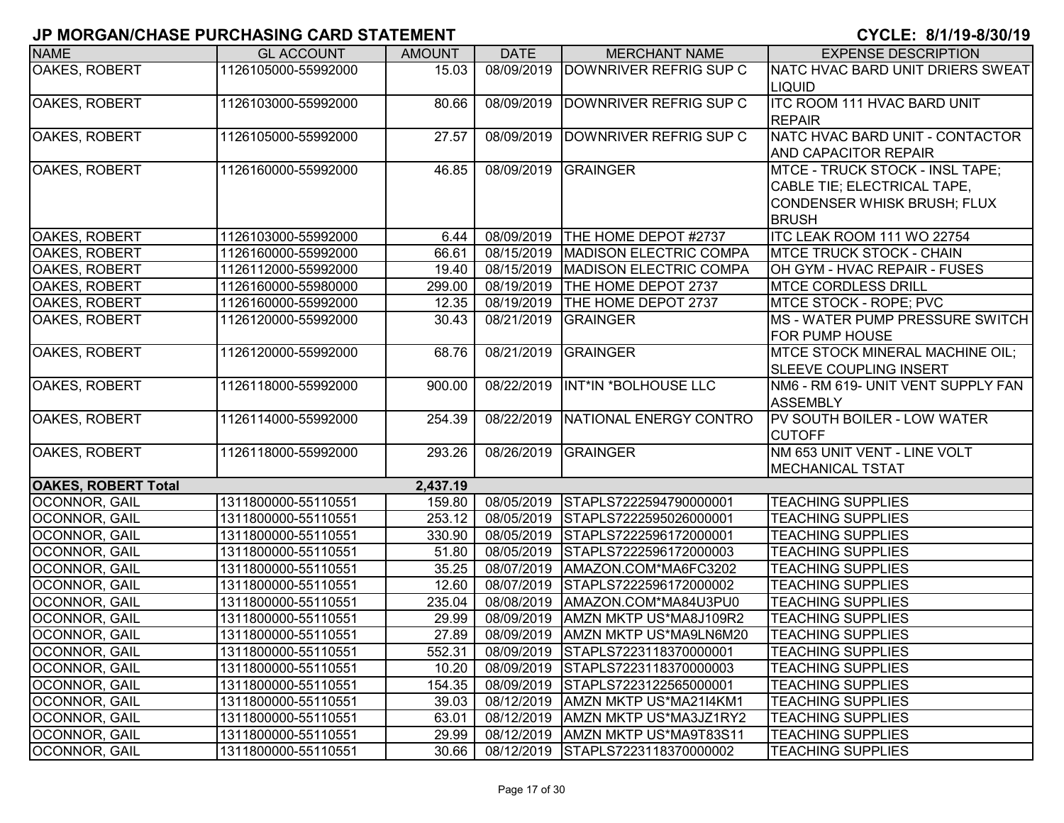## JP MORGAN/CHASE PURCHASING CARD STATEMENT

**CYCLE: 8/1/19-8/30/19**

| NAME | GL ACCOUNT | AMOUNT | DATE | MERCHANT NAME | EXPENSE DESCRIPTION |
|---|---|---|---|---|---|
| OAKES, ROBERT | 1126105000-55992000 | 15.03 | 08/09/2019 | DOWNRIVER REFRIG SUP C | NATC HVAC BARD UNIT DRIERS SWEAT LIQUID |
| OAKES, ROBERT | 1126103000-55992000 | 80.66 | 08/09/2019 | DOWNRIVER REFRIG SUP C | ITC ROOM 111 HVAC BARD UNIT REPAIR |
| OAKES, ROBERT | 1126105000-55992000 | 27.57 | 08/09/2019 | DOWNRIVER REFRIG SUP C | NATC HVAC BARD UNIT - CONTACTOR AND CAPACITOR REPAIR |
| OAKES, ROBERT | 1126160000-55992000 | 46.85 | 08/09/2019 | GRAINGER | MTCE - TRUCK STOCK - INSL TAPE; CABLE TIE; ELECTRICAL TAPE, CONDENSER WHISK BRUSH; FLUX BRUSH |
| OAKES, ROBERT | 1126103000-55992000 | 6.44 | 08/09/2019 | THE HOME DEPOT #2737 | ITC LEAK ROOM 111 WO 22754 |
| OAKES, ROBERT | 1126160000-55992000 | 66.61 | 08/15/2019 | MADISON ELECTRIC COMPA | MTCE TRUCK STOCK - CHAIN |
| OAKES, ROBERT | 1126112000-55992000 | 19.40 | 08/15/2019 | MADISON ELECTRIC COMPA | OH GYM - HVAC REPAIR - FUSES |
| OAKES, ROBERT | 1126160000-55980000 | 299.00 | 08/19/2019 | THE HOME DEPOT 2737 | MTCE CORDLESS DRILL |
| OAKES, ROBERT | 1126160000-55992000 | 12.35 | 08/19/2019 | THE HOME DEPOT 2737 | MTCE STOCK - ROPE; PVC |
| OAKES, ROBERT | 1126120000-55992000 | 30.43 | 08/21/2019 | GRAINGER | MS - WATER PUMP PRESSURE SWITCH FOR PUMP HOUSE |
| OAKES, ROBERT | 1126120000-55992000 | 68.76 | 08/21/2019 | GRAINGER | MTCE STOCK MINERAL MACHINE OIL; SLEEVE COUPLING INSERT |
| OAKES, ROBERT | 1126118000-55992000 | 900.00 | 08/22/2019 | INT*IN *BOLHOUSE LLC | NM6 - RM 619- UNIT VENT SUPPLY FAN ASSEMBLY |
| OAKES, ROBERT | 1126114000-55992000 | 254.39 | 08/22/2019 | NATIONAL ENERGY CONTRO | PV SOUTH BOILER - LOW WATER CUTOFF |
| OAKES, ROBERT | 1126118000-55992000 | 293.26 | 08/26/2019 | GRAINGER | NM 653 UNIT VENT - LINE VOLT MECHANICAL TSTAT |
| **OAKES, ROBERT Total** | | **2,437.19** | | | |
| OCONNOR, GAIL | 1311800000-55110551 | 159.80 | 08/05/2019 | STAPLS7222594790000001 | TEACHING SUPPLIES |
| OCONNOR, GAIL | 1311800000-55110551 | 253.12 | 08/05/2019 | STAPLS7222595026000001 | TEACHING SUPPLIES |
| OCONNOR, GAIL | 1311800000-55110551 | 330.90 | 08/05/2019 | STAPLS7222596172000001 | TEACHING SUPPLIES |
| OCONNOR, GAIL | 1311800000-55110551 | 51.80 | 08/05/2019 | STAPLS7222596172000003 | TEACHING SUPPLIES |
| OCONNOR, GAIL | 1311800000-55110551 | 35.25 | 08/07/2019 | AMAZON.COM*MA6FC3202 | TEACHING SUPPLIES |
| OCONNOR, GAIL | 1311800000-55110551 | 12.60 | 08/07/2019 | STAPLS7222596172000002 | TEACHING SUPPLIES |
| OCONNOR, GAIL | 1311800000-55110551 | 235.04 | 08/08/2019 | AMAZON.COM*MA84U3PU0 | TEACHING SUPPLIES |
| OCONNOR, GAIL | 1311800000-55110551 | 29.99 | 08/09/2019 | AMZN MKTP US*MA8J109R2 | TEACHING SUPPLIES |
| OCONNOR, GAIL | 1311800000-55110551 | 27.89 | 08/09/2019 | AMZN MKTP US*MA9LN6M20 | TEACHING SUPPLIES |
| OCONNOR, GAIL | 1311800000-55110551 | 552.31 | 08/09/2019 | STAPLS7223118370000001 | TEACHING SUPPLIES |
| OCONNOR, GAIL | 1311800000-55110551 | 10.20 | 08/09/2019 | STAPLS7223118370000003 | TEACHING SUPPLIES |
| OCONNOR, GAIL | 1311800000-55110551 | 154.35 | 08/09/2019 | STAPLS7223122565000001 | TEACHING SUPPLIES |
| OCONNOR, GAIL | 1311800000-55110551 | 39.03 | 08/12/2019 | AMZN MKTP US*MA21I4KM1 | TEACHING SUPPLIES |
| OCONNOR, GAIL | 1311800000-55110551 | 63.01 | 08/12/2019 | AMZN MKTP US*MA3JZ1RY2 | TEACHING SUPPLIES |
| OCONNOR, GAIL | 1311800000-55110551 | 29.99 | 08/12/2019 | AMZN MKTP US*MA9T83S11 | TEACHING SUPPLIES |
| OCONNOR, GAIL | 1311800000-55110551 | 30.66 | 08/12/2019 | STAPLS7223118370000002 | TEACHING SUPPLIES |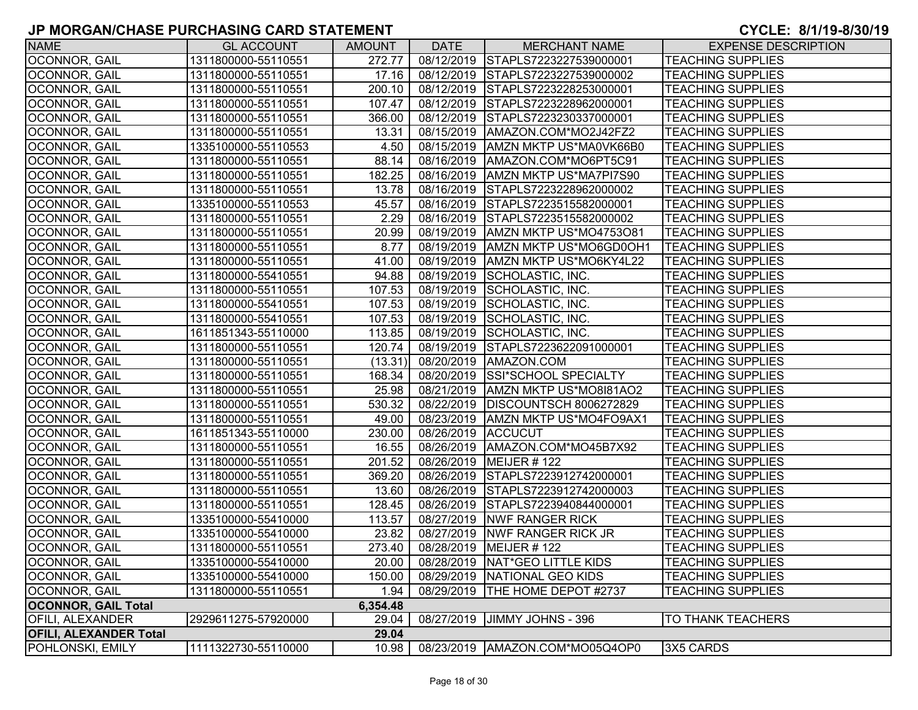## JP MORGAN/CHASE PURCHASING CARD STATEMENT

**CYCLE: 8/1/19-8/30/19**

| NAME | GL ACCOUNT | AMOUNT | DATE | MERCHANT NAME | EXPENSE DESCRIPTION |
|---|---|---|---|---|---|
| OCONNOR, GAIL | 1311800000-55110551 | 272.77 | 08/12/2019 | STAPLS7223227539000001 | TEACHING SUPPLIES |
| OCONNOR, GAIL | 1311800000-55110551 | 17.16 | 08/12/2019 | STAPLS7223227539000002 | TEACHING SUPPLIES |
| OCONNOR, GAIL | 1311800000-55110551 | 200.10 | 08/12/2019 | STAPLS7223228253000001 | TEACHING SUPPLIES |
| OCONNOR, GAIL | 1311800000-55110551 | 107.47 | 08/12/2019 | STAPLS7223228962000001 | TEACHING SUPPLIES |
| OCONNOR, GAIL | 1311800000-55110551 | 366.00 | 08/12/2019 | STAPLS7223230337000001 | TEACHING SUPPLIES |
| OCONNOR, GAIL | 1311800000-55110551 | 13.31 | 08/15/2019 | AMAZON.COM*MO2J42FZ2 | TEACHING SUPPLIES |
| OCONNOR, GAIL | 1335100000-55110553 | 4.50 | 08/15/2019 | AMZN MKTP US*MA0VK66B0 | TEACHING SUPPLIES |
| OCONNOR, GAIL | 1311800000-55110551 | 88.14 | 08/16/2019 | AMAZON.COM*MO6PT5C91 | TEACHING SUPPLIES |
| OCONNOR, GAIL | 1311800000-55110551 | 182.25 | 08/16/2019 | AMZN MKTP US*MA7PI7S90 | TEACHING SUPPLIES |
| OCONNOR, GAIL | 1311800000-55110551 | 13.78 | 08/16/2019 | STAPLS7223228962000002 | TEACHING SUPPLIES |
| OCONNOR, GAIL | 1335100000-55110553 | 45.57 | 08/16/2019 | STAPLS7223515582000001 | TEACHING SUPPLIES |
| OCONNOR, GAIL | 1311800000-55110551 | 2.29 | 08/16/2019 | STAPLS7223515582000002 | TEACHING SUPPLIES |
| OCONNOR, GAIL | 1311800000-55110551 | 20.99 | 08/19/2019 | AMZN MKTP US*MO4753O81 | TEACHING SUPPLIES |
| OCONNOR, GAIL | 1311800000-55110551 | 8.77 | 08/19/2019 | AMZN MKTP US*MO6GD0OH1 | TEACHING SUPPLIES |
| OCONNOR, GAIL | 1311800000-55110551 | 41.00 | 08/19/2019 | AMZN MKTP US*MO6KY4L22 | TEACHING SUPPLIES |
| OCONNOR, GAIL | 1311800000-55410551 | 94.88 | 08/19/2019 | SCHOLASTIC, INC. | TEACHING SUPPLIES |
| OCONNOR, GAIL | 1311800000-55110551 | 107.53 | 08/19/2019 | SCHOLASTIC, INC. | TEACHING SUPPLIES |
| OCONNOR, GAIL | 1311800000-55410551 | 107.53 | 08/19/2019 | SCHOLASTIC, INC. | TEACHING SUPPLIES |
| OCONNOR, GAIL | 1311800000-55410551 | 107.53 | 08/19/2019 | SCHOLASTIC, INC. | TEACHING SUPPLIES |
| OCONNOR, GAIL | 1611851343-55110000 | 113.85 | 08/19/2019 | SCHOLASTIC, INC. | TEACHING SUPPLIES |
| OCONNOR, GAIL | 1311800000-55110551 | 120.74 | 08/19/2019 | STAPLS7223622091000001 | TEACHING SUPPLIES |
| OCONNOR, GAIL | 1311800000-55110551 | (13.31) | 08/20/2019 | AMAZON.COM | TEACHING SUPPLIES |
| OCONNOR, GAIL | 1311800000-55110551 | 168.34 | 08/20/2019 | SSI*SCHOOL SPECIALTY | TEACHING SUPPLIES |
| OCONNOR, GAIL | 1311800000-55110551 | 25.98 | 08/21/2019 | AMZN MKTP US*MO8I81AO2 | TEACHING SUPPLIES |
| OCONNOR, GAIL | 1311800000-55110551 | 530.32 | 08/22/2019 | DISCOUNTSCH 8006272829 | TEACHING SUPPLIES |
| OCONNOR, GAIL | 1311800000-55110551 | 49.00 | 08/23/2019 | AMZN MKTP US*MO4FO9AX1 | TEACHING SUPPLIES |
| OCONNOR, GAIL | 1611851343-55110000 | 230.00 | 08/26/2019 | ACCUCUT | TEACHING SUPPLIES |
| OCONNOR, GAIL | 1311800000-55110551 | 16.55 | 08/26/2019 | AMAZON.COM*MO45B7X92 | TEACHING SUPPLIES |
| OCONNOR, GAIL | 1311800000-55110551 | 201.52 | 08/26/2019 | MEIJER # 122 | TEACHING SUPPLIES |
| OCONNOR, GAIL | 1311800000-55110551 | 369.20 | 08/26/2019 | STAPLS7223912742000001 | TEACHING SUPPLIES |
| OCONNOR, GAIL | 1311800000-55110551 | 13.60 | 08/26/2019 | STAPLS7223912742000003 | TEACHING SUPPLIES |
| OCONNOR, GAIL | 1311800000-55110551 | 128.45 | 08/26/2019 | STAPLS7223940844000001 | TEACHING SUPPLIES |
| OCONNOR, GAIL | 1335100000-55410000 | 113.57 | 08/27/2019 | NWF RANGER RICK | TEACHING SUPPLIES |
| OCONNOR, GAIL | 1335100000-55410000 | 23.82 | 08/27/2019 | NWF RANGER RICK JR | TEACHING SUPPLIES |
| OCONNOR, GAIL | 1311800000-55110551 | 273.40 | 08/28/2019 | MEIJER # 122 | TEACHING SUPPLIES |
| OCONNOR, GAIL | 1335100000-55410000 | 20.00 | 08/28/2019 | NAT*GEO LITTLE KIDS | TEACHING SUPPLIES |
| OCONNOR, GAIL | 1335100000-55410000 | 150.00 | 08/29/2019 | NATIONAL GEO KIDS | TEACHING SUPPLIES |
| OCONNOR, GAIL | 1311800000-55110551 | 1.94 | 08/29/2019 | THE HOME DEPOT #2737 | TEACHING SUPPLIES |
| **OCONNOR, GAIL Total** | | **6,354.48** | | | |
| OFILI, ALEXANDER | 2929611275-57920000 | 29.04 | 08/27/2019 | JIMMY JOHNS - 396 | TO THANK TEACHERS |
| **OFILI, ALEXANDER Total** | | **29.04** | | | |
| POHLONSKI, EMILY | 1111322730-55110000 | 10.98 | 08/23/2019 | AMAZON.COM*MO05Q4OP0 | 3X5 CARDS |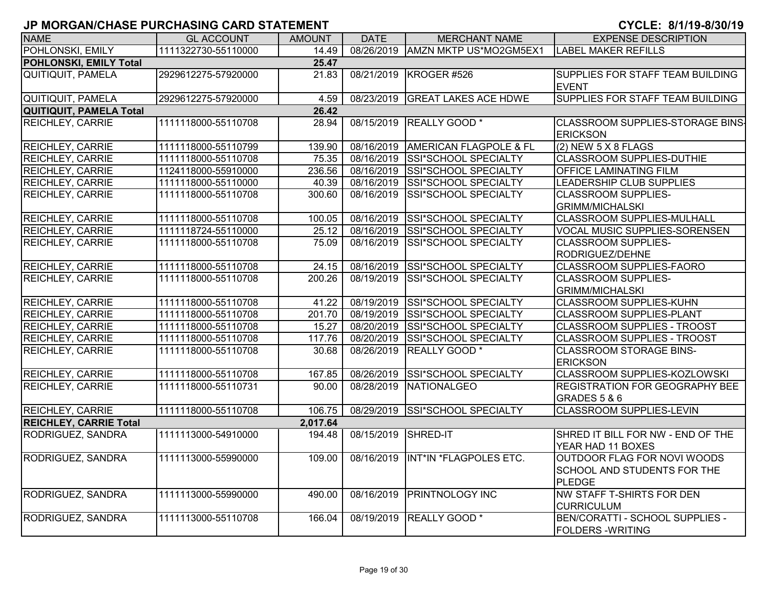# JP MORGAN/CHASE PURCHASING CARD STATEMENT

**CYCLE: 8/1/19-8/30/19**

| NAME | GL ACCOUNT | AMOUNT | DATE | MERCHANT NAME | EXPENSE DESCRIPTION |
|---|---|---|---|---|---|
| POHLONSKI, EMILY | 1111322730-55110000 | 14.49 | 08/26/2019 | AMZN MKTP US*MO2GM5EX1 | LABEL MAKER REFILLS |
| **POHLONSKI, EMILY Total** | | **25.47** | | | |
| QUITIQUIT, PAMELA | 2929612275-57920000 | 21.83 | 08/21/2019 | KROGER #526 | SUPPLIES FOR STAFF TEAM BUILDING EVENT |
| QUITIQUIT, PAMELA | 2929612275-57920000 | 4.59 | 08/23/2019 | GREAT LAKES ACE HDWE | SUPPLIES FOR STAFF TEAM BUILDING |
| **QUITIQUIT, PAMELA Total** | | **26.42** | | | |
| REICHLEY, CARRIE | 1111118000-55110708 | 28.94 | 08/15/2019 | REALLY GOOD * | CLASSROOM SUPPLIES-STORAGE BINS-ERICKSON |
| REICHLEY, CARRIE | 1111118000-55110799 | 139.90 | 08/16/2019 | AMERICAN FLAGPOLE & FL | (2) NEW 5 X 8 FLAGS |
| REICHLEY, CARRIE | 1111118000-55110708 | 75.35 | 08/16/2019 | SSI*SCHOOL SPECIALTY | CLASSROOM SUPPLIES-DUTHIE |
| REICHLEY, CARRIE | 1124118000-55910000 | 236.56 | 08/16/2019 | SSI*SCHOOL SPECIALTY | OFFICE LAMINATING FILM |
| REICHLEY, CARRIE | 1111118000-55110000 | 40.39 | 08/16/2019 | SSI*SCHOOL SPECIALTY | LEADERSHIP CLUB SUPPLIES |
| REICHLEY, CARRIE | 1111118000-55110708 | 300.60 | 08/16/2019 | SSI*SCHOOL SPECIALTY | CLASSROOM SUPPLIES-GRIMM/MICHALSKI |
| REICHLEY, CARRIE | 1111118000-55110708 | 100.05 | 08/16/2019 | SSI*SCHOOL SPECIALTY | CLASSROOM SUPPLIES-MULHALL |
| REICHLEY, CARRIE | 1111118724-55110000 | 25.12 | 08/16/2019 | SSI*SCHOOL SPECIALTY | VOCAL MUSIC SUPPLIES-SORENSEN |
| REICHLEY, CARRIE | 1111118000-55110708 | 75.09 | 08/16/2019 | SSI*SCHOOL SPECIALTY | CLASSROOM SUPPLIES-RODRIGUEZ/DEHNE |
| REICHLEY, CARRIE | 1111118000-55110708 | 24.15 | 08/16/2019 | SSI*SCHOOL SPECIALTY | CLASSROOM SUPPLIES-FAORO |
| REICHLEY, CARRIE | 1111118000-55110708 | 200.26 | 08/19/2019 | SSI*SCHOOL SPECIALTY | CLASSROOM SUPPLIES-GRIMM/MICHALSKI |
| REICHLEY, CARRIE | 1111118000-55110708 | 41.22 | 08/19/2019 | SSI*SCHOOL SPECIALTY | CLASSROOM SUPPLIES-KUHN |
| REICHLEY, CARRIE | 1111118000-55110708 | 201.70 | 08/19/2019 | SSI*SCHOOL SPECIALTY | CLASSROOM SUPPLIES-PLANT |
| REICHLEY, CARRIE | 1111118000-55110708 | 15.27 | 08/20/2019 | SSI*SCHOOL SPECIALTY | CLASSROOM SUPPLIES - TROOST |
| REICHLEY, CARRIE | 1111118000-55110708 | 117.76 | 08/20/2019 | SSI*SCHOOL SPECIALTY | CLASSROOM SUPPLIES - TROOST |
| REICHLEY, CARRIE | 1111118000-55110708 | 30.68 | 08/26/2019 | REALLY GOOD * | CLASSROOM STORAGE BINS-ERICKSON |
| REICHLEY, CARRIE | 1111118000-55110708 | 167.85 | 08/26/2019 | SSI*SCHOOL SPECIALTY | CLASSROOM SUPPLIES-KOZLOWSKI |
| REICHLEY, CARRIE | 1111118000-55110731 | 90.00 | 08/28/2019 | NATIONALGEO | REGISTRATION FOR GEOGRAPHY BEE GRADES 5 & 6 |
| REICHLEY, CARRIE | 1111118000-55110708 | 106.75 | 08/29/2019 | SSI*SCHOOL SPECIALTY | CLASSROOM SUPPLIES-LEVIN |
| **REICHLEY, CARRIE Total** | | **2,017.64** | | | |
| RODRIGUEZ, SANDRA | 1111113000-54910000 | 194.48 | 08/15/2019 | SHRED-IT | SHRED IT BILL FOR NW - END OF THE YEAR HAD 11 BOXES |
| RODRIGUEZ, SANDRA | 1111113000-55990000 | 109.00 | 08/16/2019 | INT*IN *FLAGPOLES ETC. | OUTDOOR FLAG FOR NOVI WOODS SCHOOL AND STUDENTS FOR THE PLEDGE |
| RODRIGUEZ, SANDRA | 1111113000-55990000 | 490.00 | 08/16/2019 | PRINTNOLOGY INC | NW STAFF T-SHIRTS FOR DEN CURRICULUM |
| RODRIGUEZ, SANDRA | 1111113000-55110708 | 166.04 | 08/19/2019 | REALLY GOOD * | BEN/CORATTI - SCHOOL SUPPLIES - FOLDERS -WRITING |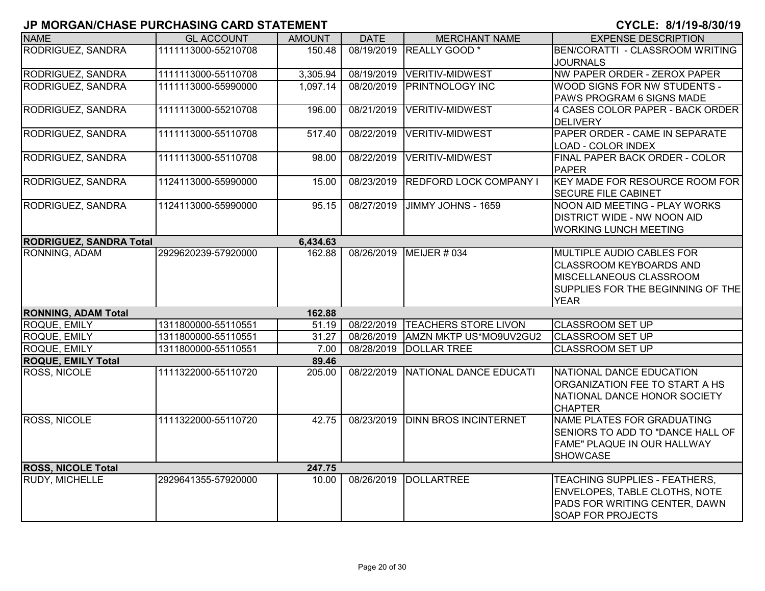## JP MORGAN/CHASE PURCHASING CARD STATEMENT

**CYCLE: 8/1/19-8/30/19**

| NAME | GL ACCOUNT | AMOUNT | DATE | MERCHANT NAME | EXPENSE DESCRIPTION |
|---|---|---|---|---|---|
| RODRIGUEZ, SANDRA | 1111113000-55210708 | 150.48 | 08/19/2019 | REALLY GOOD * | BEN/CORATTI - CLASSROOM WRITING JOURNALS |
| RODRIGUEZ, SANDRA | 1111113000-55110708 | 3,305.94 | 08/19/2019 | VERITIV-MIDWEST | NW PAPER ORDER - ZEROX PAPER |
| RODRIGUEZ, SANDRA | 1111113000-55990000 | 1,097.14 | 08/20/2019 | PRINTNOLOGY INC | WOOD SIGNS FOR NW STUDENTS - PAWS PROGRAM 6 SIGNS MADE |
| RODRIGUEZ, SANDRA | 1111113000-55210708 | 196.00 | 08/21/2019 | VERITIV-MIDWEST | 4 CASES COLOR PAPER - BACK ORDER DELIVERY |
| RODRIGUEZ, SANDRA | 1111113000-55110708 | 517.40 | 08/22/2019 | VERITIV-MIDWEST | PAPER ORDER - CAME IN SEPARATE LOAD - COLOR INDEX |
| RODRIGUEZ, SANDRA | 1111113000-55110708 | 98.00 | 08/22/2019 | VERITIV-MIDWEST | FINAL PAPER BACK ORDER - COLOR PAPER |
| RODRIGUEZ, SANDRA | 1124113000-55990000 | 15.00 | 08/23/2019 | REDFORD LOCK COMPANY I | KEY MADE FOR RESOURCE ROOM FOR SECURE FILE CABINET |
| RODRIGUEZ, SANDRA | 1124113000-55990000 | 95.15 | 08/27/2019 | JIMMY JOHNS - 1659 | NOON AID MEETING - PLAY WORKS DISTRICT WIDE - NW NOON AID WORKING LUNCH MEETING |
| **RODRIGUEZ, SANDRA Total** | | **6,434.63** | | | |
| RONNING, ADAM | 2929620239-57920000 | 162.88 | 08/26/2019 | MEIJER # 034 | MULTIPLE AUDIO CABLES FOR CLASSROOM KEYBOARDS AND MISCELLANEOUS CLASSROOM SUPPLIES FOR THE BEGINNING OF THE YEAR |
| **RONNING, ADAM Total** | | **162.88** | | | |
| ROQUE, EMILY | 1311800000-55110551 | 51.19 | 08/22/2019 | TEACHERS STORE LIVON | CLASSROOM SET UP |
| ROQUE, EMILY | 1311800000-55110551 | 31.27 | 08/26/2019 | AMZN MKTP US*MO9UV2GU2 | CLASSROOM SET UP |
| ROQUE, EMILY | 1311800000-55110551 | 7.00 | 08/28/2019 | DOLLAR TREE | CLASSROOM SET UP |
| **ROQUE, EMILY Total** | | **89.46** | | | |
| ROSS, NICOLE | 1111322000-55110720 | 205.00 | 08/22/2019 | NATIONAL DANCE EDUCATI | NATIONAL DANCE EDUCATION ORGANIZATION FEE TO START A HS NATIONAL DANCE HONOR SOCIETY CHAPTER |
| ROSS, NICOLE | 1111322000-55110720 | 42.75 | 08/23/2019 | DINN BROS INCINTERNET | NAME PLATES FOR GRADUATING SENIORS TO ADD TO "DANCE HALL OF FAME" PLAQUE IN OUR HALLWAY SHOWCASE |
| **ROSS, NICOLE Total** | | **247.75** | | | |
| RUDY, MICHELLE | 2929641355-57920000 | 10.00 | 08/26/2019 | DOLLARTREE | TEACHING SUPPLIES - FEATHERS, ENVELOPES, TABLE CLOTHS, NOTE PADS FOR WRITING CENTER, DAWN SOAP FOR PROJECTS |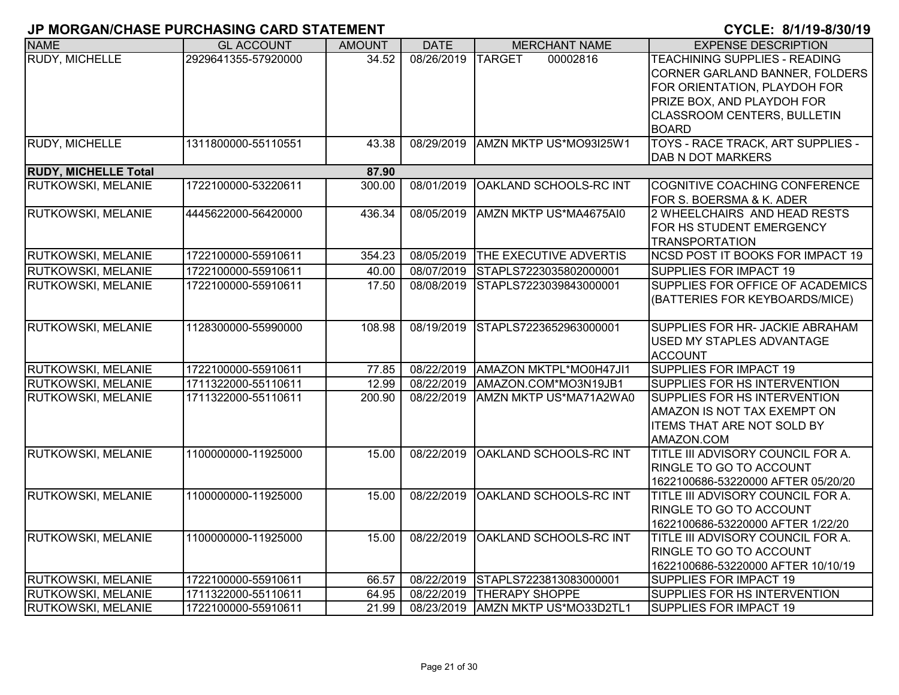# JP MORGAN/CHASE PURCHASING CARD STATEMENT

**CYCLE: 8/1/19-8/30/19**

| NAME | GL ACCOUNT | AMOUNT | DATE | MERCHANT NAME | EXPENSE DESCRIPTION |
|---|---|---|---|---|---|
| RUDY, MICHELLE | 2929641355-57920000 | 34.52 | 08/26/2019 | TARGET 00002816 | TEACHINING SUPPLIES - READING CORNER GARLAND BANNER, FOLDERS FOR ORIENTATION, PLAYDOH FOR PRIZE BOX, AND PLAYDOH FOR CLASSROOM CENTERS, BULLETIN BOARD |
| RUDY, MICHELLE | 1311800000-55110551 | 43.38 | 08/29/2019 | AMZN MKTP US*MO93I25W1 | TOYS - RACE TRACK, ART SUPPLIES - DAB N DOT MARKERS |
| **RUDY, MICHELLE Total** | | **87.90** | | | |
| RUTKOWSKI, MELANIE | 1722100000-53220611 | 300.00 | 08/01/2019 | OAKLAND SCHOOLS-RC INT | COGNITIVE COACHING CONFERENCE FOR S. BOERSMA & K. ADER |
| RUTKOWSKI, MELANIE | 4445622000-56420000 | 436.34 | 08/05/2019 | AMZN MKTP US*MA4675AI0 | 2 WHEELCHAIRS AND HEAD RESTS FOR HS STUDENT EMERGENCY TRANSPORTATION |
| RUTKOWSKI, MELANIE | 1722100000-55910611 | 354.23 | 08/05/2019 | THE EXECUTIVE ADVERTIS | NCSD POST IT BOOKS FOR IMPACT 19 |
| RUTKOWSKI, MELANIE | 1722100000-55910611 | 40.00 | 08/07/2019 | STAPLS7223035802000001 | SUPPLIES FOR IMPACT 19 |
| RUTKOWSKI, MELANIE | 1722100000-55910611 | 17.50 | 08/08/2019 | STAPLS7223039843000001 | SUPPLIES FOR OFFICE OF ACADEMICS (BATTERIES FOR KEYBOARDS/MICE) |
| RUTKOWSKI, MELANIE | 1128300000-55990000 | 108.98 | 08/19/2019 | STAPLS7223652963000001 | SUPPLIES FOR HR- JACKIE ABRAHAM USED MY STAPLES ADVANTAGE ACCOUNT |
| RUTKOWSKI, MELANIE | 1722100000-55910611 | 77.85 | 08/22/2019 | AMAZON MKTPL*MO0H47JI1 | SUPPLIES FOR IMPACT 19 |
| RUTKOWSKI, MELANIE | 1711322000-55110611 | 12.99 | 08/22/2019 | AMAZON.COM*MO3N19JB1 | SUPPLIES FOR HS INTERVENTION |
| RUTKOWSKI, MELANIE | 1711322000-55110611 | 200.90 | 08/22/2019 | AMZN MKTP US*MA71A2WA0 | SUPPLIES FOR HS INTERVENTION AMAZON IS NOT TAX EXEMPT ON ITEMS THAT ARE NOT SOLD BY AMAZON.COM |
| RUTKOWSKI, MELANIE | 1100000000-11925000 | 15.00 | 08/22/2019 | OAKLAND SCHOOLS-RC INT | TITLE III ADVISORY COUNCIL FOR A. RINGLE TO GO TO ACCOUNT 1622100686-53220000 AFTER 05/20/20 |
| RUTKOWSKI, MELANIE | 1100000000-11925000 | 15.00 | 08/22/2019 | OAKLAND SCHOOLS-RC INT | TITLE III ADVISORY COUNCIL FOR A. RINGLE TO GO TO ACCOUNT 1622100686-53220000 AFTER 1/22/20 |
| RUTKOWSKI, MELANIE | 1100000000-11925000 | 15.00 | 08/22/2019 | OAKLAND SCHOOLS-RC INT | TITLE III ADVISORY COUNCIL FOR A. RINGLE TO GO TO ACCOUNT 1622100686-53220000 AFTER 10/10/19 |
| RUTKOWSKI, MELANIE | 1722100000-55910611 | 66.57 | 08/22/2019 | STAPLS7223813083000001 | SUPPLIES FOR IMPACT 19 |
| RUTKOWSKI, MELANIE | 1711322000-55110611 | 64.95 | 08/22/2019 | THERAPY SHOPPE | SUPPLIES FOR HS INTERVENTION |
| RUTKOWSKI, MELANIE | 1722100000-55910611 | 21.99 | 08/23/2019 | AMZN MKTP US*MO33D2TL1 | SUPPLIES FOR IMPACT 19 |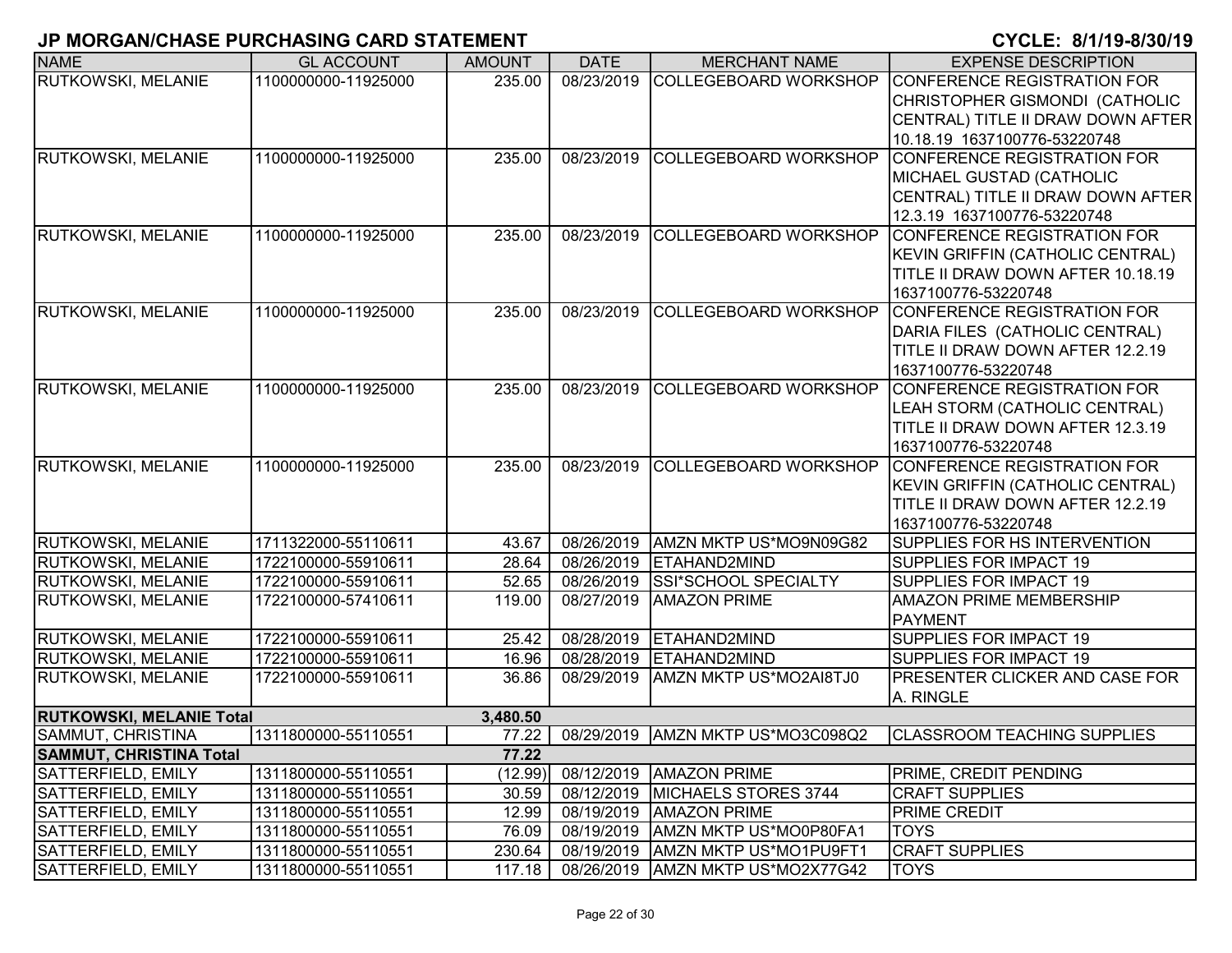# JP MORGAN/CHASE PURCHASING CARD STATEMENT

**CYCLE: 8/1/19-8/30/19**

| NAME | GL ACCOUNT | AMOUNT | DATE | MERCHANT NAME | EXPENSE DESCRIPTION |
|---|---|---|---|---|---|
| RUTKOWSKI, MELANIE | 1100000000-11925000 | 235.00 | 08/23/2019 | COLLEGEBOARD WORKSHOP | CONFERENCE REGISTRATION FOR CHRISTOPHER GISMONDI (CATHOLIC CENTRAL) TITLE II DRAW DOWN AFTER 10.18.19 1637100776-53220748 |
| RUTKOWSKI, MELANIE | 1100000000-11925000 | 235.00 | 08/23/2019 | COLLEGEBOARD WORKSHOP | CONFERENCE REGISTRATION FOR MICHAEL GUSTAD (CATHOLIC CENTRAL) TITLE II DRAW DOWN AFTER 12.3.19 1637100776-53220748 |
| RUTKOWSKI, MELANIE | 1100000000-11925000 | 235.00 | 08/23/2019 | COLLEGEBOARD WORKSHOP | CONFERENCE REGISTRATION FOR KEVIN GRIFFIN (CATHOLIC CENTRAL) TITLE II DRAW DOWN AFTER 10.18.19 1637100776-53220748 |
| RUTKOWSKI, MELANIE | 1100000000-11925000 | 235.00 | 08/23/2019 | COLLEGEBOARD WORKSHOP | CONFERENCE REGISTRATION FOR DARIA FILES (CATHOLIC CENTRAL) TITLE II DRAW DOWN AFTER 12.2.19 1637100776-53220748 |
| RUTKOWSKI, MELANIE | 1100000000-11925000 | 235.00 | 08/23/2019 | COLLEGEBOARD WORKSHOP | CONFERENCE REGISTRATION FOR LEAH STORM (CATHOLIC CENTRAL) TITLE II DRAW DOWN AFTER 12.3.19 1637100776-53220748 |
| RUTKOWSKI, MELANIE | 1100000000-11925000 | 235.00 | 08/23/2019 | COLLEGEBOARD WORKSHOP | CONFERENCE REGISTRATION FOR KEVIN GRIFFIN (CATHOLIC CENTRAL) TITLE II DRAW DOWN AFTER 12.2.19 1637100776-53220748 |
| RUTKOWSKI, MELANIE | 1711322000-55110611 | 43.67 | 08/26/2019 | AMZN MKTP US*MO9N09G82 | SUPPLIES FOR HS INTERVENTION |
| RUTKOWSKI, MELANIE | 1722100000-55910611 | 28.64 | 08/26/2019 | ETAHAND2MIND | SUPPLIES FOR IMPACT 19 |
| RUTKOWSKI, MELANIE | 1722100000-55910611 | 52.65 | 08/26/2019 | SSI*SCHOOL SPECIALTY | SUPPLIES FOR IMPACT 19 |
| RUTKOWSKI, MELANIE | 1722100000-57410611 | 119.00 | 08/27/2019 | AMAZON PRIME | AMAZON PRIME MEMBERSHIP PAYMENT |
| RUTKOWSKI, MELANIE | 1722100000-55910611 | 25.42 | 08/28/2019 | ETAHAND2MIND | SUPPLIES FOR IMPACT 19 |
| RUTKOWSKI, MELANIE | 1722100000-55910611 | 16.96 | 08/28/2019 | ETAHAND2MIND | SUPPLIES FOR IMPACT 19 |
| RUTKOWSKI, MELANIE | 1722100000-55910611 | 36.86 | 08/29/2019 | AMZN MKTP US*MO2AI8TJ0 | PRESENTER CLICKER AND CASE FOR A. RINGLE |
| **RUTKOWSKI, MELANIE Total** | | **3,480.50** | | | |
| SAMMUT, CHRISTINA | 1311800000-55110551 | 77.22 | 08/29/2019 | AMZN MKTP US*MO3C098Q2 | CLASSROOM TEACHING SUPPLIES |
| **SAMMUT, CHRISTINA Total** | | **77.22** | | | |
| SATTERFIELD, EMILY | 1311800000-55110551 | (12.99) | 08/12/2019 | AMAZON PRIME | PRIME, CREDIT PENDING |
| SATTERFIELD, EMILY | 1311800000-55110551 | 30.59 | 08/12/2019 | MICHAELS STORES 3744 | CRAFT SUPPLIES |
| SATTERFIELD, EMILY | 1311800000-55110551 | 12.99 | 08/19/2019 | AMAZON PRIME | PRIME CREDIT |
| SATTERFIELD, EMILY | 1311800000-55110551 | 76.09 | 08/19/2019 | AMZN MKTP US*MO0P80FA1 | TOYS |
| SATTERFIELD, EMILY | 1311800000-55110551 | 230.64 | 08/19/2019 | AMZN MKTP US*MO1PU9FT1 | CRAFT SUPPLIES |
| SATTERFIELD, EMILY | 1311800000-55110551 | 117.18 | 08/26/2019 | AMZN MKTP US*MO2X77G42 | TOYS |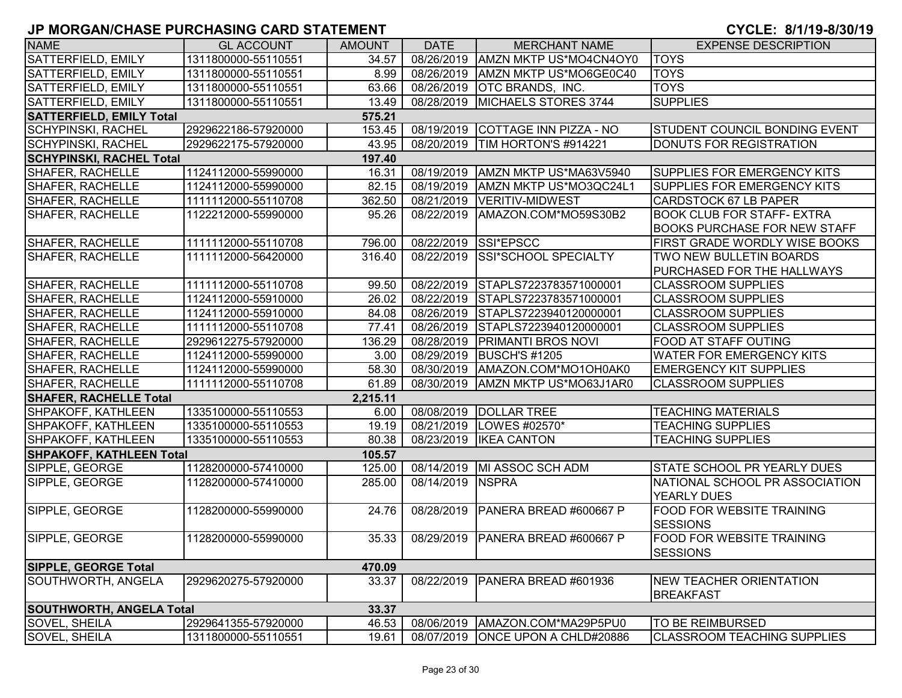# JP MORGAN/CHASE PURCHASING CARD STATEMENT

CYCLE: 8/1/19-8/30/19

| NAME | GL ACCOUNT | AMOUNT | DATE | MERCHANT NAME | EXPENSE DESCRIPTION |
|---|---|---|---|---|---|
| SATTERFIELD, EMILY | 1311800000-55110551 | 34.57 | 08/26/2019 | AMZN MKTP US*MO4CN4OY0 | TOYS |
| SATTERFIELD, EMILY | 1311800000-55110551 | 8.99 | 08/26/2019 | AMZN MKTP US*MO6GE0C40 | TOYS |
| SATTERFIELD, EMILY | 1311800000-55110551 | 63.66 | 08/26/2019 | OTC BRANDS, INC. | TOYS |
| SATTERFIELD, EMILY | 1311800000-55110551 | 13.49 | 08/28/2019 | MICHAELS STORES 3744 | SUPPLIES |
| **SATTERFIELD, EMILY Total** | | **575.21** | | | |
| SCHYPINSKI, RACHEL | 2929622186-57920000 | 153.45 | 08/19/2019 | COTTAGE INN PIZZA - NO | STUDENT COUNCIL BONDING EVENT |
| SCHYPINSKI, RACHEL | 2929622175-57920000 | 43.95 | 08/20/2019 | TIM HORTON'S #914221 | DONUTS FOR REGISTRATION |
| **SCHYPINSKI, RACHEL Total** | | **197.40** | | | |
| SHAFER, RACHELLE | 1124112000-55990000 | 16.31 | 08/19/2019 | AMZN MKTP US*MA63V5940 | SUPPLIES FOR EMERGENCY KITS |
| SHAFER, RACHELLE | 1124112000-55990000 | 82.15 | 08/19/2019 | AMZN MKTP US*MO3QC24L1 | SUPPLIES FOR EMERGENCY KITS |
| SHAFER, RACHELLE | 1111112000-55110708 | 362.50 | 08/21/2019 | VERITIV-MIDWEST | CARDSTOCK 67 LB PAPER |
| SHAFER, RACHELLE | 1122212000-55990000 | 95.26 | 08/22/2019 | AMAZON.COM*MO59S30B2 | BOOK CLUB FOR STAFF- EXTRA BOOKS PURCHASE FOR NEW STAFF |
| SHAFER, RACHELLE | 1111112000-55110708 | 796.00 | 08/22/2019 | SSI*EPSCC | FIRST GRADE WORDLY WISE BOOKS |
| SHAFER, RACHELLE | 1111112000-56420000 | 316.40 | 08/22/2019 | SSI*SCHOOL SPECIALTY | TWO NEW BULLETIN BOARDS PURCHASED FOR THE HALLWAYS |
| SHAFER, RACHELLE | 1111112000-55110708 | 99.50 | 08/22/2019 | STAPLS7223783571000001 | CLASSROOM SUPPLIES |
| SHAFER, RACHELLE | 1124112000-55910000 | 26.02 | 08/22/2019 | STAPLS7223783571000001 | CLASSROOM SUPPLIES |
| SHAFER, RACHELLE | 1124112000-55910000 | 84.08 | 08/26/2019 | STAPLS7223940120000001 | CLASSROOM SUPPLIES |
| SHAFER, RACHELLE | 1111112000-55110708 | 77.41 | 08/26/2019 | STAPLS7223940120000001 | CLASSROOM SUPPLIES |
| SHAFER, RACHELLE | 2929612275-57920000 | 136.29 | 08/28/2019 | PRIMANTI BROS NOVI | FOOD AT STAFF OUTING |
| SHAFER, RACHELLE | 1124112000-55990000 | 3.00 | 08/29/2019 | BUSCH'S #1205 | WATER FOR EMERGENCY KITS |
| SHAFER, RACHELLE | 1124112000-55990000 | 58.30 | 08/30/2019 | AMAZON.COM*MO1OH0AK0 | EMERGENCY KIT SUPPLIES |
| SHAFER, RACHELLE | 1111112000-55110708 | 61.89 | 08/30/2019 | AMZN MKTP US*MO63J1AR0 | CLASSROOM SUPPLIES |
| **SHAFER, RACHELLE Total** | | **2,215.11** | | | |
| SHPAKOFF, KATHLEEN | 1335100000-55110553 | 6.00 | 08/08/2019 | DOLLAR TREE | TEACHING MATERIALS |
| SHPAKOFF, KATHLEEN | 1335100000-55110553 | 19.19 | 08/21/2019 | LOWES #02570* | TEACHING SUPPLIES |
| SHPAKOFF, KATHLEEN | 1335100000-55110553 | 80.38 | 08/23/2019 | IKEA CANTON | TEACHING SUPPLIES |
| **SHPAKOFF, KATHLEEN Total** | | **105.57** | | | |
| SIPPLE, GEORGE | 1128200000-57410000 | 125.00 | 08/14/2019 | MI ASSOC SCH ADM | STATE SCHOOL PR YEARLY DUES |
| SIPPLE, GEORGE | 1128200000-57410000 | 285.00 | 08/14/2019 | NSPRA | NATIONAL SCHOOL PR ASSOCIATION YEARLY DUES |
| SIPPLE, GEORGE | 1128200000-55990000 | 24.76 | 08/28/2019 | PANERA BREAD #600667 P | FOOD FOR WEBSITE TRAINING SESSIONS |
| SIPPLE, GEORGE | 1128200000-55990000 | 35.33 | 08/29/2019 | PANERA BREAD #600667 P | FOOD FOR WEBSITE TRAINING SESSIONS |
| **SIPPLE, GEORGE Total** | | **470.09** | | | |
| SOUTHWORTH, ANGELA | 2929620275-57920000 | 33.37 | 08/22/2019 | PANERA BREAD #601936 | NEW TEACHER ORIENTATION BREAKFAST |
| **SOUTHWORTH, ANGELA Total** | | **33.37** | | | |
| SOVEL, SHEILA | 2929641355-57920000 | 46.53 | 08/06/2019 | AMAZON.COM*MA29P5PU0 | TO BE REIMBURSED |
| SOVEL, SHEILA | 1311800000-55110551 | 19.61 | 08/07/2019 | ONCE UPON A CHLD#20886 | CLASSROOM TEACHING SUPPLIES |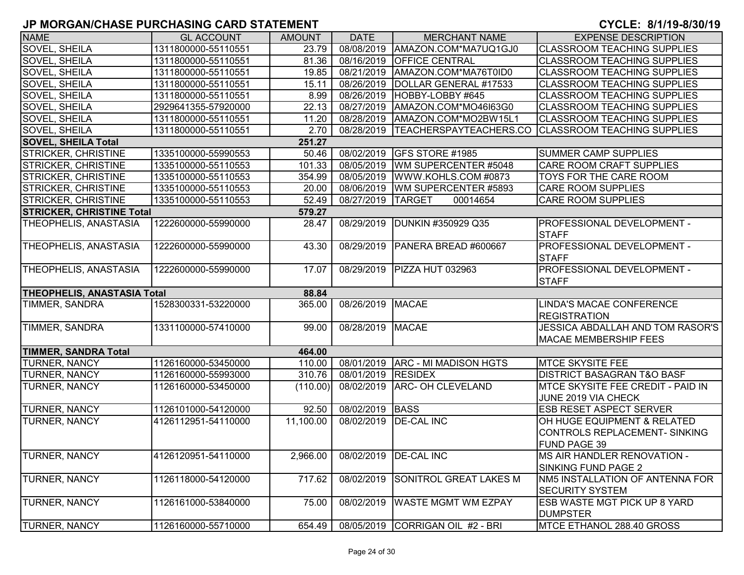# JP MORGAN/CHASE PURCHASING CARD STATEMENT

**CYCLE: 8/1/19-8/30/19**

| NAME | GL ACCOUNT | AMOUNT | DATE | MERCHANT NAME | EXPENSE DESCRIPTION |
|---|---|---|---|---|---|
| SOVEL, SHEILA | 1311800000-55110551 | 23.79 | 08/08/2019 | AMAZON.COM*MA7UQ1GJ0 | CLASSROOM TEACHING SUPPLIES |
| SOVEL, SHEILA | 1311800000-55110551 | 81.36 | 08/16/2019 | OFFICE CENTRAL | CLASSROOM TEACHING SUPPLIES |
| SOVEL, SHEILA | 1311800000-55110551 | 19.85 | 08/21/2019 | AMAZON.COM*MA76T0ID0 | CLASSROOM TEACHING SUPPLIES |
| SOVEL, SHEILA | 1311800000-55110551 | 15.11 | 08/26/2019 | DOLLAR GENERAL #17533 | CLASSROOM TEACHING SUPPLIES |
| SOVEL, SHEILA | 1311800000-55110551 | 8.99 | 08/26/2019 | HOBBY-LOBBY #645 | CLASSROOM TEACHING SUPPLIES |
| SOVEL, SHEILA | 2929641355-57920000 | 22.13 | 08/27/2019 | AMAZON.COM*MO46I63G0 | CLASSROOM TEACHING SUPPLIES |
| SOVEL, SHEILA | 1311800000-55110551 | 11.20 | 08/28/2019 | AMAZON.COM*MO2BW15L1 | CLASSROOM TEACHING SUPPLIES |
| SOVEL, SHEILA | 1311800000-55110551 | 2.70 | 08/28/2019 | TEACHERSPAYTEACHERS.CO | CLASSROOM TEACHING SUPPLIES |
| **SOVEL, SHEILA Total** | | **251.27** | | | |
| STRICKER, CHRISTINE | 1335100000-55990553 | 50.46 | 08/02/2019 | GFS STORE #1985 | SUMMER CAMP SUPPLIES |
| STRICKER, CHRISTINE | 1335100000-55110553 | 101.33 | 08/05/2019 | WM SUPERCENTER #5048 | CARE ROOM CRAFT SUPPLIES |
| STRICKER, CHRISTINE | 1335100000-55110553 | 354.99 | 08/05/2019 | WWW.KOHLS.COM #0873 | TOYS FOR THE CARE ROOM |
| STRICKER, CHRISTINE | 1335100000-55110553 | 20.00 | 08/06/2019 | WM SUPERCENTER #5893 | CARE ROOM SUPPLIES |
| STRICKER, CHRISTINE | 1335100000-55110553 | 52.49 | 08/27/2019 | TARGET 00014654 | CARE ROOM SUPPLIES |
| **STRICKER, CHRISTINE Total** | | **579.27** | | | |
| THEOPHELIS, ANASTASIA | 1222600000-55990000 | 28.47 | 08/29/2019 | DUNKIN #350929 Q35 | PROFESSIONAL DEVELOPMENT - STAFF |
| THEOPHELIS, ANASTASIA | 1222600000-55990000 | 43.30 | 08/29/2019 | PANERA BREAD #600667 | PROFESSIONAL DEVELOPMENT - STAFF |
| THEOPHELIS, ANASTASIA | 1222600000-55990000 | 17.07 | 08/29/2019 | PIZZA HUT 032963 | PROFESSIONAL DEVELOPMENT - STAFF |
| **THEOPHELIS, ANASTASIA Total** | | **88.84** | | | |
| TIMMER, SANDRA | 1528300331-53220000 | 365.00 | 08/26/2019 | MACAE | LINDA'S MACAE CONFERENCE REGISTRATION |
| TIMMER, SANDRA | 1331100000-57410000 | 99.00 | 08/28/2019 | MACAE | JESSICA ABDALLAH AND TOM RASOR'S MACAE MEMBERSHIP FEES |
| **TIMMER, SANDRA Total** | | **464.00** | | | |
| TURNER, NANCY | 1126160000-53450000 | 110.00 | 08/01/2019 | ARC - MI MADISON HGTS | MTCE SKYSITE FEE |
| TURNER, NANCY | 1126160000-55993000 | 310.76 | 08/01/2019 | RESIDEX | DISTRICT BASAGRAN T&O BASF |
| TURNER, NANCY | 1126160000-53450000 | (110.00) | 08/02/2019 | ARC- OH CLEVELAND | MTCE SKYSITE FEE CREDIT - PAID IN JUNE 2019 VIA CHECK |
| TURNER, NANCY | 1126101000-54120000 | 92.50 | 08/02/2019 | BASS | ESB RESET ASPECT SERVER |
| TURNER, NANCY | 4126112951-54110000 | 11,100.00 | 08/02/2019 | DE-CAL INC | OH HUGE EQUIPMENT & RELATED CONTROLS REPLACEMENT- SINKING FUND PAGE 39 |
| TURNER, NANCY | 4126120951-54110000 | 2,966.00 | 08/02/2019 | DE-CAL INC | MS AIR HANDLER RENOVATION - SINKING FUND PAGE 2 |
| TURNER, NANCY | 1126118000-54120000 | 717.62 | 08/02/2019 | SONITROL GREAT LAKES M | NM5 INSTALLATION OF ANTENNA FOR SECURITY SYSTEM |
| TURNER, NANCY | 1126161000-53840000 | 75.00 | 08/02/2019 | WASTE MGMT WM EZPAY | ESB WASTE MGT PICK UP 8 YARD DUMPSTER |
| TURNER, NANCY | 1126160000-55710000 | 654.49 | 08/05/2019 | CORRIGAN OIL #2 - BRI | MTCE ETHANOL 288.40 GROSS |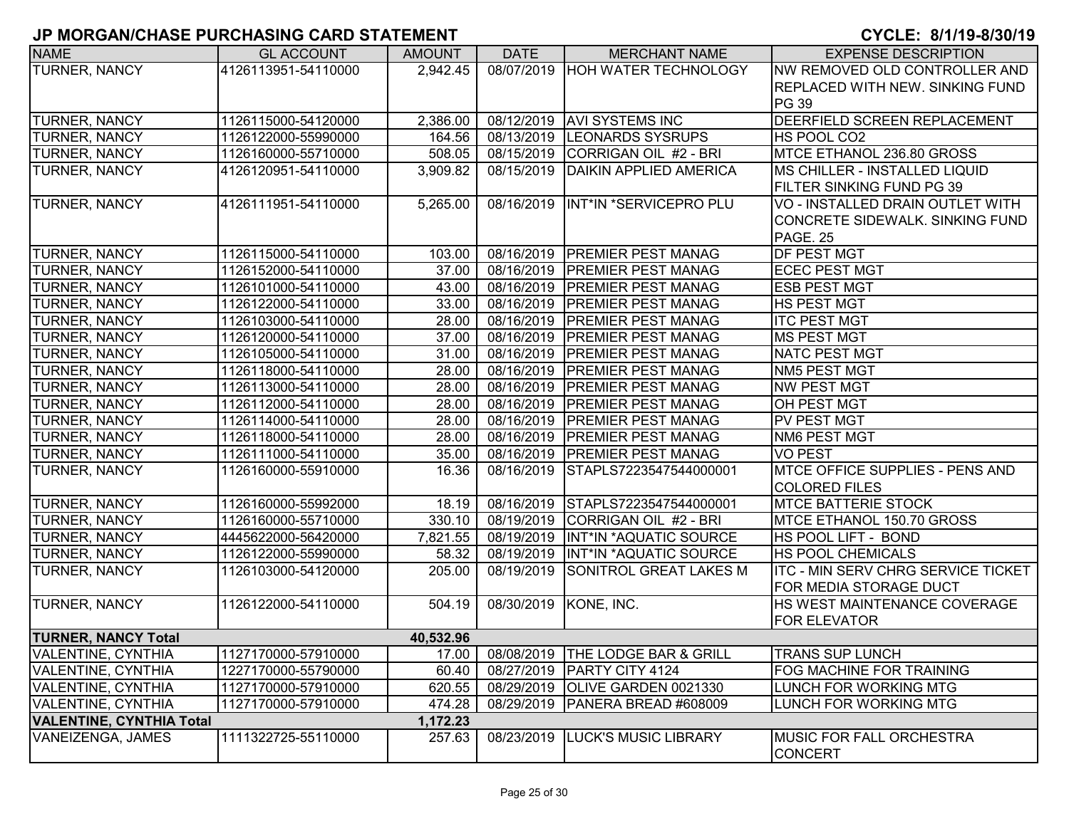## JP MORGAN/CHASE PURCHASING CARD STATEMENT

**CYCLE: 8/1/19-8/30/19**

| NAME | GL ACCOUNT | AMOUNT | DATE | MERCHANT NAME | EXPENSE DESCRIPTION |
|---|---|---|---|---|---|
| TURNER, NANCY | 4126113951-54110000 | 2,942.45 | 08/07/2019 | HOH WATER TECHNOLOGY | NW REMOVED OLD CONTROLLER AND REPLACED WITH NEW. SINKING FUND PG 39 |
| TURNER, NANCY | 1126115000-54120000 | 2,386.00 | 08/12/2019 | AVI SYSTEMS INC | DEERFIELD SCREEN REPLACEMENT |
| TURNER, NANCY | 1126122000-55990000 | 164.56 | 08/13/2019 | LEONARDS SYSRUPS | HS POOL CO2 |
| TURNER, NANCY | 1126160000-55710000 | 508.05 | 08/15/2019 | CORRIGAN OIL #2 - BRI | MTCE ETHANOL 236.80 GROSS |
| TURNER, NANCY | 4126120951-54110000 | 3,909.82 | 08/15/2019 | DAIKIN APPLIED AMERICA | MS CHILLER - INSTALLED LIQUID FILTER SINKING FUND PG 39 |
| TURNER, NANCY | 4126111951-54110000 | 5,265.00 | 08/16/2019 | INT*IN *SERVICEPRO PLU | VO - INSTALLED DRAIN OUTLET WITH CONCRETE SIDEWALK. SINKING FUND PAGE. 25 |
| TURNER, NANCY | 1126115000-54110000 | 103.00 | 08/16/2019 | PREMIER PEST MANAG | DF PEST MGT |
| TURNER, NANCY | 1126152000-54110000 | 37.00 | 08/16/2019 | PREMIER PEST MANAG | ECEC PEST MGT |
| TURNER, NANCY | 1126101000-54110000 | 43.00 | 08/16/2019 | PREMIER PEST MANAG | ESB PEST MGT |
| TURNER, NANCY | 1126122000-54110000 | 33.00 | 08/16/2019 | PREMIER PEST MANAG | HS PEST MGT |
| TURNER, NANCY | 1126103000-54110000 | 28.00 | 08/16/2019 | PREMIER PEST MANAG | ITC PEST MGT |
| TURNER, NANCY | 1126120000-54110000 | 37.00 | 08/16/2019 | PREMIER PEST MANAG | MS PEST MGT |
| TURNER, NANCY | 1126105000-54110000 | 31.00 | 08/16/2019 | PREMIER PEST MANAG | NATC PEST MGT |
| TURNER, NANCY | 1126118000-54110000 | 28.00 | 08/16/2019 | PREMIER PEST MANAG | NM5 PEST MGT |
| TURNER, NANCY | 1126113000-54110000 | 28.00 | 08/16/2019 | PREMIER PEST MANAG | NW PEST MGT |
| TURNER, NANCY | 1126112000-54110000 | 28.00 | 08/16/2019 | PREMIER PEST MANAG | OH PEST MGT |
| TURNER, NANCY | 1126114000-54110000 | 28.00 | 08/16/2019 | PREMIER PEST MANAG | PV PEST MGT |
| TURNER, NANCY | 1126118000-54110000 | 28.00 | 08/16/2019 | PREMIER PEST MANAG | NM6 PEST MGT |
| TURNER, NANCY | 1126111000-54110000 | 35.00 | 08/16/2019 | PREMIER PEST MANAG | VO PEST |
| TURNER, NANCY | 1126160000-55910000 | 16.36 | 08/16/2019 | STAPLS7223547544000001 | MTCE OFFICE SUPPLIES - PENS AND COLORED FILES |
| TURNER, NANCY | 1126160000-55992000 | 18.19 | 08/16/2019 | STAPLS7223547544000001 | MTCE BATTERIE STOCK |
| TURNER, NANCY | 1126160000-55710000 | 330.10 | 08/19/2019 | CORRIGAN OIL #2 - BRI | MTCE ETHANOL 150.70 GROSS |
| TURNER, NANCY | 4445622000-56420000 | 7,821.55 | 08/19/2019 | INT*IN *AQUATIC SOURCE | HS POOL LIFT - BOND |
| TURNER, NANCY | 1126122000-55990000 | 58.32 | 08/19/2019 | INT*IN *AQUATIC SOURCE | HS POOL CHEMICALS |
| TURNER, NANCY | 1126103000-54120000 | 205.00 | 08/19/2019 | SONITROL GREAT LAKES M | ITC - MIN SERV CHRG SERVICE TICKET FOR MEDIA STORAGE DUCT |
| TURNER, NANCY | 1126122000-54110000 | 504.19 | 08/30/2019 | KONE, INC. | HS WEST MAINTENANCE COVERAGE FOR ELEVATOR |
| **TURNER, NANCY Total** | | **40,532.96** | | | |
| VALENTINE, CYNTHIA | 1127170000-57910000 | 17.00 | 08/08/2019 | THE LODGE BAR & GRILL | TRANS SUP LUNCH |
| VALENTINE, CYNTHIA | 1227170000-55790000 | 60.40 | 08/27/2019 | PARTY CITY 4124 | FOG MACHINE FOR TRAINING |
| VALENTINE, CYNTHIA | 1127170000-57910000 | 620.55 | 08/29/2019 | OLIVE GARDEN 0021330 | LUNCH FOR WORKING MTG |
| VALENTINE, CYNTHIA | 1127170000-57910000 | 474.28 | 08/29/2019 | PANERA BREAD #608009 | LUNCH FOR WORKING MTG |
| **VALENTINE, CYNTHIA Total** | | **1,172.23** | | | |
| VANEIZENGA, JAMES | 1111322725-55110000 | 257.63 | 08/23/2019 | LUCK'S MUSIC LIBRARY | MUSIC FOR FALL ORCHESTRA CONCERT |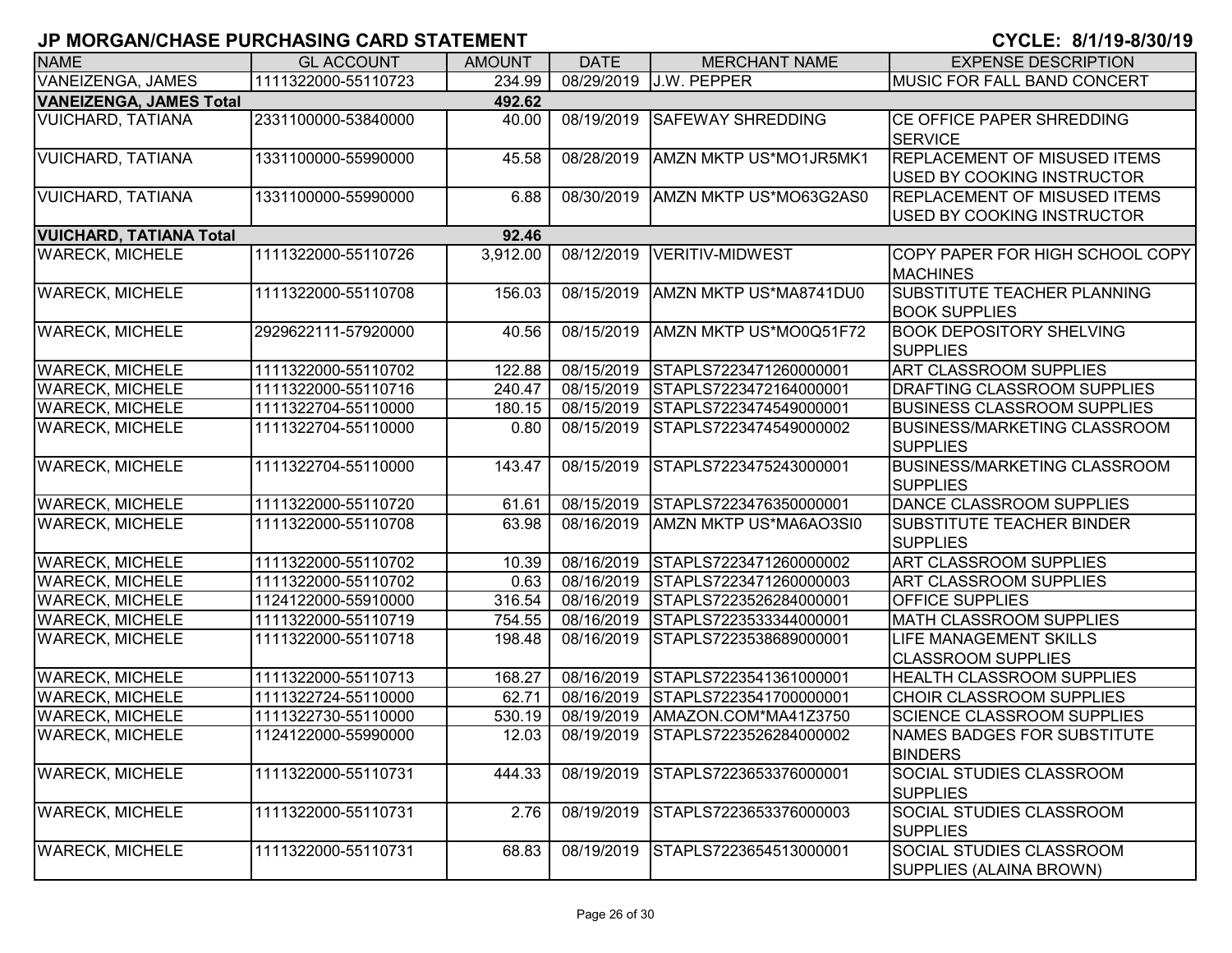## JP MORGAN/CHASE PURCHASING CARD STATEMENT

**CYCLE: 8/1/19-8/30/19**

| NAME | GL ACCOUNT | AMOUNT | DATE | MERCHANT NAME | EXPENSE DESCRIPTION |
|---|---|---|---|---|---|
| VANEIZENGA, JAMES | 1111322000-55110723 | 234.99 | 08/29/2019 | J.W. PEPPER | MUSIC FOR FALL BAND CONCERT |
| **VANEIZENGA, JAMES Total** | | **492.62** | | | |
| VUICHARD, TATIANA | 2331100000-53840000 | 40.00 | 08/19/2019 | SAFEWAY SHREDDING | CE OFFICE PAPER SHREDDING SERVICE |
| VUICHARD, TATIANA | 1331100000-55990000 | 45.58 | 08/28/2019 | AMZN MKTP US*MO1JR5MK1 | REPLACEMENT OF MISUSED ITEMS USED BY COOKING INSTRUCTOR |
| VUICHARD, TATIANA | 1331100000-55990000 | 6.88 | 08/30/2019 | AMZN MKTP US*MO63G2AS0 | REPLACEMENT OF MISUSED ITEMS USED BY COOKING INSTRUCTOR |
| **VUICHARD, TATIANA Total** | | **92.46** | | | |
| WARECK, MICHELE | 1111322000-55110726 | 3,912.00 | 08/12/2019 | VERITIV-MIDWEST | COPY PAPER FOR HIGH SCHOOL COPY MACHINES |
| WARECK, MICHELE | 1111322000-55110708 | 156.03 | 08/15/2019 | AMZN MKTP US*MA8741DU0 | SUBSTITUTE TEACHER PLANNING BOOK SUPPLIES |
| WARECK, MICHELE | 2929622111-57920000 | 40.56 | 08/15/2019 | AMZN MKTP US*MO0Q51F72 | BOOK DEPOSITORY SHELVING SUPPLIES |
| WARECK, MICHELE | 1111322000-55110702 | 122.88 | 08/15/2019 | STAPLS7223471260000001 | ART CLASSROOM SUPPLIES |
| WARECK, MICHELE | 1111322000-55110716 | 240.47 | 08/15/2019 | STAPLS7223472164000001 | DRAFTING CLASSROOM SUPPLIES |
| WARECK, MICHELE | 1111322704-55110000 | 180.15 | 08/15/2019 | STAPLS7223474549000001 | BUSINESS CLASSROOM SUPPLIES |
| WARECK, MICHELE | 1111322704-55110000 | 0.80 | 08/15/2019 | STAPLS7223474549000002 | BUSINESS/MARKETING CLASSROOM SUPPLIES |
| WARECK, MICHELE | 1111322704-55110000 | 143.47 | 08/15/2019 | STAPLS7223475243000001 | BUSINESS/MARKETING CLASSROOM SUPPLIES |
| WARECK, MICHELE | 1111322000-55110720 | 61.61 | 08/15/2019 | STAPLS7223476350000001 | DANCE CLASSROOM SUPPLIES |
| WARECK, MICHELE | 1111322000-55110708 | 63.98 | 08/16/2019 | AMZN MKTP US*MA6AO3SI0 | SUBSTITUTE TEACHER BINDER SUPPLIES |
| WARECK, MICHELE | 1111322000-55110702 | 10.39 | 08/16/2019 | STAPLS7223471260000002 | ART CLASSROOM SUPPLIES |
| WARECK, MICHELE | 1111322000-55110702 | 0.63 | 08/16/2019 | STAPLS7223471260000003 | ART CLASSROOM SUPPLIES |
| WARECK, MICHELE | 1124122000-55910000 | 316.54 | 08/16/2019 | STAPLS7223526284000001 | OFFICE SUPPLIES |
| WARECK, MICHELE | 1111322000-55110719 | 754.55 | 08/16/2019 | STAPLS7223533344000001 | MATH CLASSROOM SUPPLIES |
| WARECK, MICHELE | 1111322000-55110718 | 198.48 | 08/16/2019 | STAPLS7223538689000001 | LIFE MANAGEMENT SKILLS CLASSROOM SUPPLIES |
| WARECK, MICHELE | 1111322000-55110713 | 168.27 | 08/16/2019 | STAPLS7223541361000001 | HEALTH CLASSROOM SUPPLIES |
| WARECK, MICHELE | 1111322724-55110000 | 62.71 | 08/16/2019 | STAPLS7223541700000001 | CHOIR CLASSROOM SUPPLIES |
| WARECK, MICHELE | 1111322730-55110000 | 530.19 | 08/19/2019 | AMAZON.COM*MA41Z3750 | SCIENCE CLASSROOM SUPPLIES |
| WARECK, MICHELE | 1124122000-55990000 | 12.03 | 08/19/2019 | STAPLS7223526284000002 | NAMES BADGES FOR SUBSTITUTE BINDERS |
| WARECK, MICHELE | 1111322000-55110731 | 444.33 | 08/19/2019 | STAPLS7223653376000001 | SOCIAL STUDIES CLASSROOM SUPPLIES |
| WARECK, MICHELE | 1111322000-55110731 | 2.76 | 08/19/2019 | STAPLS7223653376000003 | SOCIAL STUDIES CLASSROOM SUPPLIES |
| WARECK, MICHELE | 1111322000-55110731 | 68.83 | 08/19/2019 | STAPLS7223654513000001 | SOCIAL STUDIES CLASSROOM SUPPLIES (ALAINA BROWN) |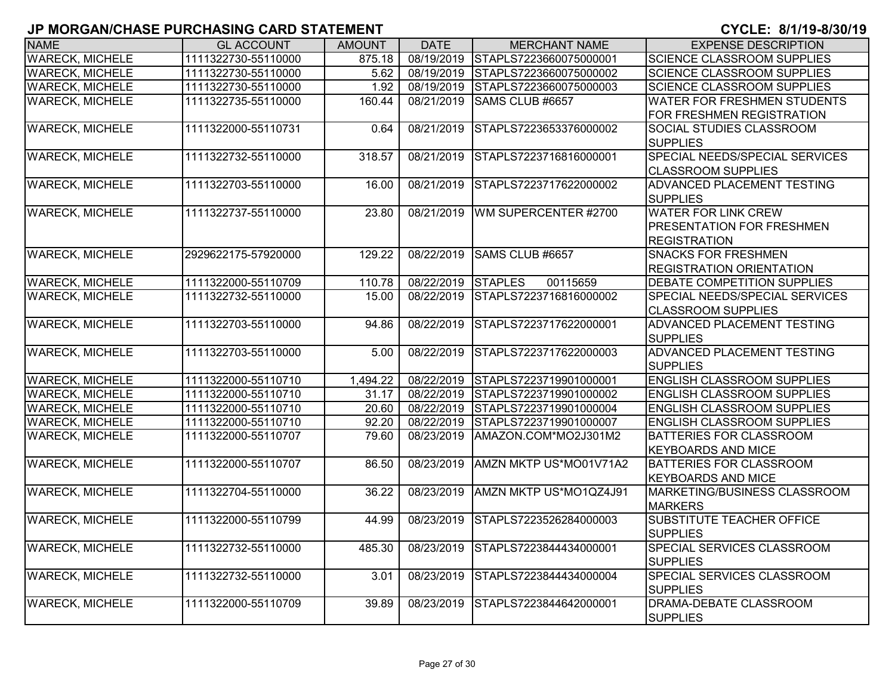# JP MORGAN/CHASE PURCHASING CARD STATEMENT

**CYCLE: 8/1/19-8/30/19**

| NAME | GL ACCOUNT | AMOUNT | DATE | MERCHANT NAME | EXPENSE DESCRIPTION |
|---|---|---|---|---|---|
| WARECK, MICHELE | 1111322730-55110000 | 875.18 | 08/19/2019 | STAPLS7223660075000001 | SCIENCE CLASSROOM SUPPLIES |
| WARECK, MICHELE | 1111322730-55110000 | 5.62 | 08/19/2019 | STAPLS7223660075000002 | SCIENCE CLASSROOM SUPPLIES |
| WARECK, MICHELE | 1111322730-55110000 | 1.92 | 08/19/2019 | STAPLS7223660075000003 | SCIENCE CLASSROOM SUPPLIES |
| WARECK, MICHELE | 1111322735-55110000 | 160.44 | 08/21/2019 | SAMS CLUB #6657 | WATER FOR FRESHMEN STUDENTS FOR FRESHMEN REGISTRATION |
| WARECK, MICHELE | 1111322000-55110731 | 0.64 | 08/21/2019 | STAPLS7223653376000002 | SOCIAL STUDIES CLASSROOM SUPPLIES |
| WARECK, MICHELE | 1111322732-55110000 | 318.57 | 08/21/2019 | STAPLS7223716816000001 | SPECIAL NEEDS/SPECIAL SERVICES CLASSROOM SUPPLIES |
| WARECK, MICHELE | 1111322703-55110000 | 16.00 | 08/21/2019 | STAPLS7223717622000002 | ADVANCED PLACEMENT TESTING SUPPLIES |
| WARECK, MICHELE | 1111322737-55110000 | 23.80 | 08/21/2019 | WM SUPERCENTER #2700 | WATER FOR LINK CREW PRESENTATION FOR FRESHMEN REGISTRATION |
| WARECK, MICHELE | 2929622175-57920000 | 129.22 | 08/22/2019 | SAMS CLUB #6657 | SNACKS FOR FRESHMEN REGISTRATION ORIENTATION |
| WARECK, MICHELE | 1111322000-55110709 | 110.78 | 08/22/2019 | STAPLES 00115659 | DEBATE COMPETITION SUPPLIES |
| WARECK, MICHELE | 1111322732-55110000 | 15.00 | 08/22/2019 | STAPLS7223716816000002 | SPECIAL NEEDS/SPECIAL SERVICES CLASSROOM SUPPLIES |
| WARECK, MICHELE | 1111322703-55110000 | 94.86 | 08/22/2019 | STAPLS7223717622000001 | ADVANCED PLACEMENT TESTING SUPPLIES |
| WARECK, MICHELE | 1111322703-55110000 | 5.00 | 08/22/2019 | STAPLS7223717622000003 | ADVANCED PLACEMENT TESTING SUPPLIES |
| WARECK, MICHELE | 1111322000-55110710 | 1,494.22 | 08/22/2019 | STAPLS7223719901000001 | ENGLISH CLASSROOM SUPPLIES |
| WARECK, MICHELE | 1111322000-55110710 | 31.17 | 08/22/2019 | STAPLS7223719901000002 | ENGLISH CLASSROOM SUPPLIES |
| WARECK, MICHELE | 1111322000-55110710 | 20.60 | 08/22/2019 | STAPLS7223719901000004 | ENGLISH CLASSROOM SUPPLIES |
| WARECK, MICHELE | 1111322000-55110710 | 92.20 | 08/22/2019 | STAPLS7223719901000007 | ENGLISH CLASSROOM SUPPLIES |
| WARECK, MICHELE | 1111322000-55110707 | 79.60 | 08/23/2019 | AMAZON.COM*MO2J301M2 | BATTERIES FOR CLASSROOM KEYBOARDS AND MICE |
| WARECK, MICHELE | 1111322000-55110707 | 86.50 | 08/23/2019 | AMZN MKTP US*MO01V71A2 | BATTERIES FOR CLASSROOM KEYBOARDS AND MICE |
| WARECK, MICHELE | 1111322704-55110000 | 36.22 | 08/23/2019 | AMZN MKTP US*MO1QZ4J91 | MARKETING/BUSINESS CLASSROOM MARKERS |
| WARECK, MICHELE | 1111322000-55110799 | 44.99 | 08/23/2019 | STAPLS7223526284000003 | SUBSTITUTE TEACHER OFFICE SUPPLIES |
| WARECK, MICHELE | 1111322732-55110000 | 485.30 | 08/23/2019 | STAPLS7223844434000001 | SPECIAL SERVICES CLASSROOM SUPPLIES |
| WARECK, MICHELE | 1111322732-55110000 | 3.01 | 08/23/2019 | STAPLS7223844434000004 | SPECIAL SERVICES CLASSROOM SUPPLIES |
| WARECK, MICHELE | 1111322000-55110709 | 39.89 | 08/23/2019 | STAPLS7223844642000001 | DRAMA-DEBATE CLASSROOM SUPPLIES |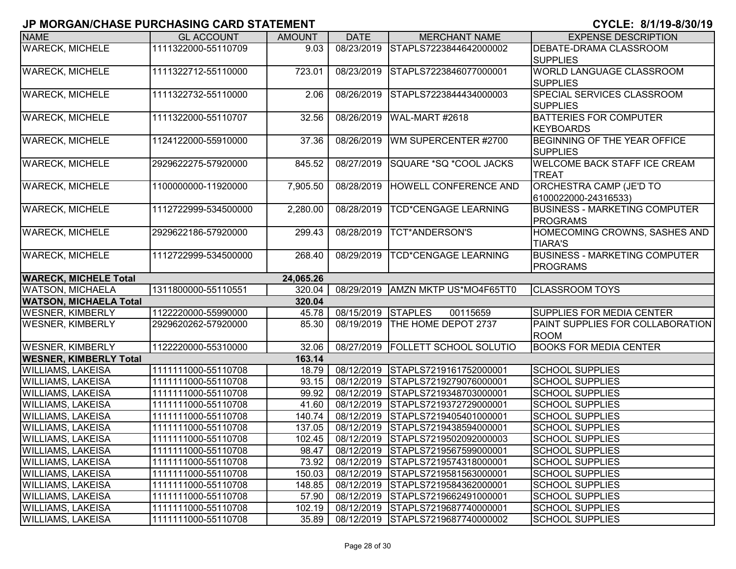# JP MORGAN/CHASE PURCHASING CARD STATEMENT

**CYCLE: 8/1/19-8/30/19**

| NAME | GL ACCOUNT | AMOUNT | DATE | MERCHANT NAME | EXPENSE DESCRIPTION |
|---|---|---|---|---|---|
| WARECK, MICHELE | 1111322000-55110709 | 9.03 | 08/23/2019 | STAPLS7223844642000002 | DEBATE-DRAMA CLASSROOM SUPPLIES |
| WARECK, MICHELE | 1111322712-55110000 | 723.01 | 08/23/2019 | STAPLS7223846077000001 | WORLD LANGUAGE CLASSROOM SUPPLIES |
| WARECK, MICHELE | 1111322732-55110000 | 2.06 | 08/26/2019 | STAPLS7223844434000003 | SPECIAL SERVICES CLASSROOM SUPPLIES |
| WARECK, MICHELE | 1111322000-55110707 | 32.56 | 08/26/2019 | WAL-MART #2618 | BATTERIES FOR COMPUTER KEYBOARDS |
| WARECK, MICHELE | 1124122000-55910000 | 37.36 | 08/26/2019 | WM SUPERCENTER #2700 | BEGINNING OF THE YEAR OFFICE SUPPLIES |
| WARECK, MICHELE | 2929622275-57920000 | 845.52 | 08/27/2019 | SQUARE *SQ *COOL JACKS | WELCOME BACK STAFF ICE CREAM TREAT |
| WARECK, MICHELE | 1100000000-11920000 | 7,905.50 | 08/28/2019 | HOWELL CONFERENCE AND | ORCHESTRA CAMP (JE'D TO 6100022000-24316533) |
| WARECK, MICHELE | 1112722999-534500000 | 2,280.00 | 08/28/2019 | TCD*CENGAGE LEARNING | BUSINESS - MARKETING COMPUTER PROGRAMS |
| WARECK, MICHELE | 2929622186-57920000 | 299.43 | 08/28/2019 | TCT*ANDERSON'S | HOMECOMING CROWNS, SASHES AND TIARA'S |
| WARECK, MICHELE | 1112722999-534500000 | 268.40 | 08/29/2019 | TCD*CENGAGE LEARNING | BUSINESS - MARKETING COMPUTER PROGRAMS |
| **WARECK, MICHELE Total** | | **24,065.26** | | | |
| WATSON, MICHAELA | 1311800000-55110551 | 320.04 | 08/29/2019 | AMZN MKTP US*MO4F65TT0 | CLASSROOM TOYS |
| **WATSON, MICHAELA Total** | | **320.04** | | | |
| WESNER, KIMBERLY | 1122220000-55990000 | 45.78 | 08/15/2019 | STAPLES 00115659 | SUPPLIES FOR MEDIA CENTER |
| WESNER, KIMBERLY | 2929620262-57920000 | 85.30 | 08/19/2019 | THE HOME DEPOT 2737 | PAINT SUPPLIES FOR COLLABORATION ROOM |
| WESNER, KIMBERLY | 1122220000-55310000 | 32.06 | 08/27/2019 | FOLLETT SCHOOL SOLUTIO | BOOKS FOR MEDIA CENTER |
| **WESNER, KIMBERLY Total** | | **163.14** | | | |
| WILLIAMS, LAKEISA | 1111111000-55110708 | 18.79 | 08/12/2019 | STAPLS7219161752000001 | SCHOOL SUPPLIES |
| WILLIAMS, LAKEISA | 1111111000-55110708 | 93.15 | 08/12/2019 | STAPLS7219279076000001 | SCHOOL SUPPLIES |
| WILLIAMS, LAKEISA | 1111111000-55110708 | 99.92 | 08/12/2019 | STAPLS7219348703000001 | SCHOOL SUPPLIES |
| WILLIAMS, LAKEISA | 1111111000-55110708 | 41.60 | 08/12/2019 | STAPLS7219372729000001 | SCHOOL SUPPLIES |
| WILLIAMS, LAKEISA | 1111111000-55110708 | 140.74 | 08/12/2019 | STAPLS7219405401000001 | SCHOOL SUPPLIES |
| WILLIAMS, LAKEISA | 1111111000-55110708 | 137.05 | 08/12/2019 | STAPLS7219438594000001 | SCHOOL SUPPLIES |
| WILLIAMS, LAKEISA | 1111111000-55110708 | 102.45 | 08/12/2019 | STAPLS7219502092000003 | SCHOOL SUPPLIES |
| WILLIAMS, LAKEISA | 1111111000-55110708 | 98.47 | 08/12/2019 | STAPLS7219567599000001 | SCHOOL SUPPLIES |
| WILLIAMS, LAKEISA | 1111111000-55110708 | 73.92 | 08/12/2019 | STAPLS7219574318000001 | SCHOOL SUPPLIES |
| WILLIAMS, LAKEISA | 1111111000-55110708 | 150.03 | 08/12/2019 | STAPLS7219581563000001 | SCHOOL SUPPLIES |
| WILLIAMS, LAKEISA | 1111111000-55110708 | 148.85 | 08/12/2019 | STAPLS7219584362000001 | SCHOOL SUPPLIES |
| WILLIAMS, LAKEISA | 1111111000-55110708 | 57.90 | 08/12/2019 | STAPLS7219662491000001 | SCHOOL SUPPLIES |
| WILLIAMS, LAKEISA | 1111111000-55110708 | 102.19 | 08/12/2019 | STAPLS7219687740000001 | SCHOOL SUPPLIES |
| WILLIAMS, LAKEISA | 1111111000-55110708 | 35.89 | 08/12/2019 | STAPLS7219687740000002 | SCHOOL SUPPLIES |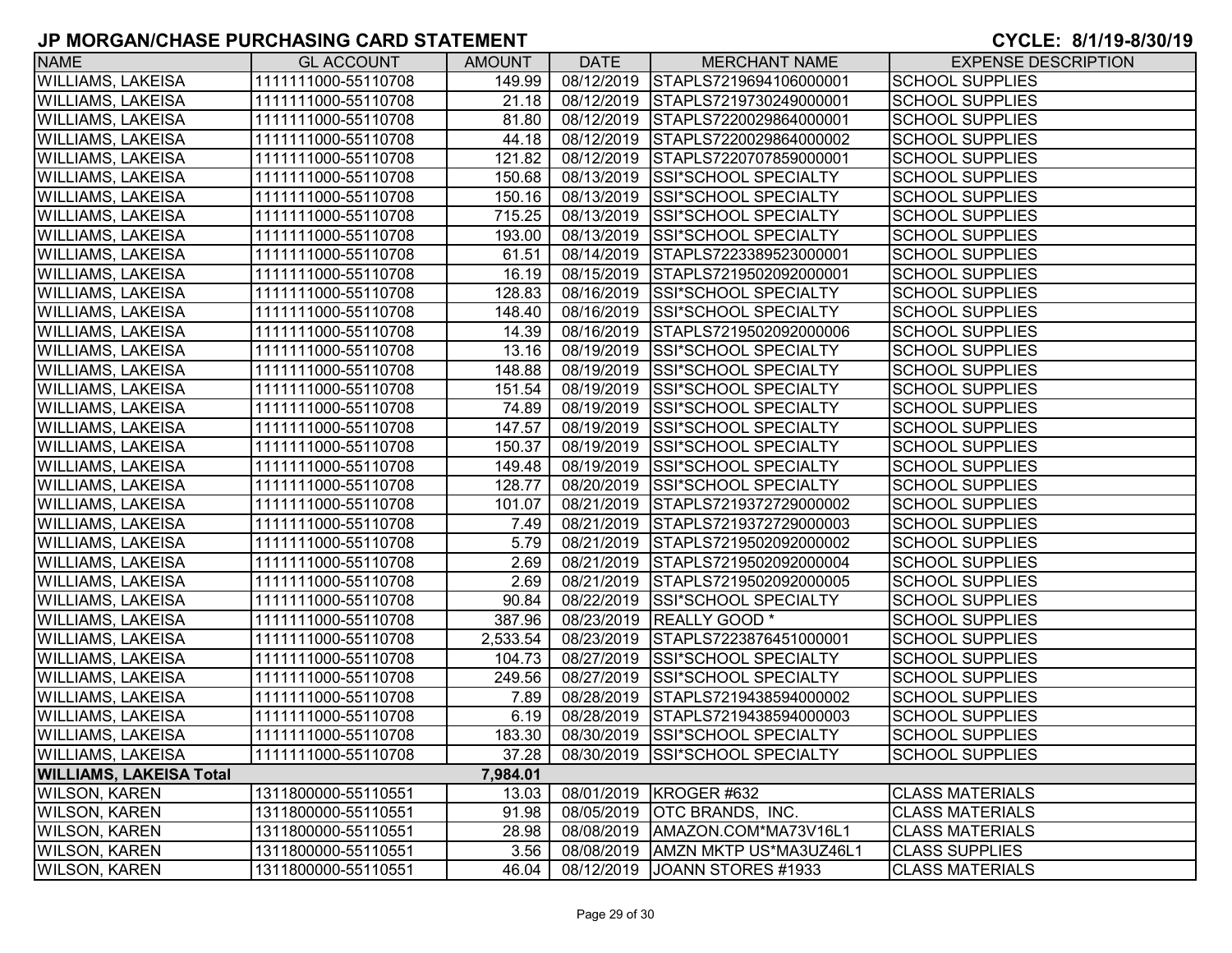## JP MORGAN/CHASE PURCHASING CARD STATEMENT

**CYCLE: 8/1/19-8/30/19**

| NAME | GL ACCOUNT | AMOUNT | DATE | MERCHANT NAME | EXPENSE DESCRIPTION |
|---|---|---|---|---|---|
| WILLIAMS, LAKEISA | 1111111000-55110708 | 149.99 | 08/12/2019 | STAPLS7219694106000001 | SCHOOL SUPPLIES |
| WILLIAMS, LAKEISA | 1111111000-55110708 | 21.18 | 08/12/2019 | STAPLS7219730249000001 | SCHOOL SUPPLIES |
| WILLIAMS, LAKEISA | 1111111000-55110708 | 81.80 | 08/12/2019 | STAPLS7220029864000001 | SCHOOL SUPPLIES |
| WILLIAMS, LAKEISA | 1111111000-55110708 | 44.18 | 08/12/2019 | STAPLS7220029864000002 | SCHOOL SUPPLIES |
| WILLIAMS, LAKEISA | 1111111000-55110708 | 121.82 | 08/12/2019 | STAPLS7220707859000001 | SCHOOL SUPPLIES |
| WILLIAMS, LAKEISA | 1111111000-55110708 | 150.68 | 08/13/2019 | SSI*SCHOOL SPECIALTY | SCHOOL SUPPLIES |
| WILLIAMS, LAKEISA | 1111111000-55110708 | 150.16 | 08/13/2019 | SSI*SCHOOL SPECIALTY | SCHOOL SUPPLIES |
| WILLIAMS, LAKEISA | 1111111000-55110708 | 715.25 | 08/13/2019 | SSI*SCHOOL SPECIALTY | SCHOOL SUPPLIES |
| WILLIAMS, LAKEISA | 1111111000-55110708 | 193.00 | 08/13/2019 | SSI*SCHOOL SPECIALTY | SCHOOL SUPPLIES |
| WILLIAMS, LAKEISA | 1111111000-55110708 | 61.51 | 08/14/2019 | STAPLS7223389523000001 | SCHOOL SUPPLIES |
| WILLIAMS, LAKEISA | 1111111000-55110708 | 16.19 | 08/15/2019 | STAPLS7219502092000001 | SCHOOL SUPPLIES |
| WILLIAMS, LAKEISA | 1111111000-55110708 | 128.83 | 08/16/2019 | SSI*SCHOOL SPECIALTY | SCHOOL SUPPLIES |
| WILLIAMS, LAKEISA | 1111111000-55110708 | 148.40 | 08/16/2019 | SSI*SCHOOL SPECIALTY | SCHOOL SUPPLIES |
| WILLIAMS, LAKEISA | 1111111000-55110708 | 14.39 | 08/16/2019 | STAPLS7219502092000006 | SCHOOL SUPPLIES |
| WILLIAMS, LAKEISA | 1111111000-55110708 | 13.16 | 08/19/2019 | SSI*SCHOOL SPECIALTY | SCHOOL SUPPLIES |
| WILLIAMS, LAKEISA | 1111111000-55110708 | 148.88 | 08/19/2019 | SSI*SCHOOL SPECIALTY | SCHOOL SUPPLIES |
| WILLIAMS, LAKEISA | 1111111000-55110708 | 151.54 | 08/19/2019 | SSI*SCHOOL SPECIALTY | SCHOOL SUPPLIES |
| WILLIAMS, LAKEISA | 1111111000-55110708 | 74.89 | 08/19/2019 | SSI*SCHOOL SPECIALTY | SCHOOL SUPPLIES |
| WILLIAMS, LAKEISA | 1111111000-55110708 | 147.57 | 08/19/2019 | SSI*SCHOOL SPECIALTY | SCHOOL SUPPLIES |
| WILLIAMS, LAKEISA | 1111111000-55110708 | 150.37 | 08/19/2019 | SSI*SCHOOL SPECIALTY | SCHOOL SUPPLIES |
| WILLIAMS, LAKEISA | 1111111000-55110708 | 149.48 | 08/19/2019 | SSI*SCHOOL SPECIALTY | SCHOOL SUPPLIES |
| WILLIAMS, LAKEISA | 1111111000-55110708 | 128.77 | 08/20/2019 | SSI*SCHOOL SPECIALTY | SCHOOL SUPPLIES |
| WILLIAMS, LAKEISA | 1111111000-55110708 | 101.07 | 08/21/2019 | STAPLS7219372729000002 | SCHOOL SUPPLIES |
| WILLIAMS, LAKEISA | 1111111000-55110708 | 7.49 | 08/21/2019 | STAPLS7219372729000003 | SCHOOL SUPPLIES |
| WILLIAMS, LAKEISA | 1111111000-55110708 | 5.79 | 08/21/2019 | STAPLS7219502092000002 | SCHOOL SUPPLIES |
| WILLIAMS, LAKEISA | 1111111000-55110708 | 2.69 | 08/21/2019 | STAPLS7219502092000004 | SCHOOL SUPPLIES |
| WILLIAMS, LAKEISA | 1111111000-55110708 | 2.69 | 08/21/2019 | STAPLS7219502092000005 | SCHOOL SUPPLIES |
| WILLIAMS, LAKEISA | 1111111000-55110708 | 90.84 | 08/22/2019 | SSI*SCHOOL SPECIALTY | SCHOOL SUPPLIES |
| WILLIAMS, LAKEISA | 1111111000-55110708 | 387.96 | 08/23/2019 | REALLY GOOD * | SCHOOL SUPPLIES |
| WILLIAMS, LAKEISA | 1111111000-55110708 | 2,533.54 | 08/23/2019 | STAPLS7223876451000001 | SCHOOL SUPPLIES |
| WILLIAMS, LAKEISA | 1111111000-55110708 | 104.73 | 08/27/2019 | SSI*SCHOOL SPECIALTY | SCHOOL SUPPLIES |
| WILLIAMS, LAKEISA | 1111111000-55110708 | 249.56 | 08/27/2019 | SSI*SCHOOL SPECIALTY | SCHOOL SUPPLIES |
| WILLIAMS, LAKEISA | 1111111000-55110708 | 7.89 | 08/28/2019 | STAPLS7219438594000002 | SCHOOL SUPPLIES |
| WILLIAMS, LAKEISA | 1111111000-55110708 | 6.19 | 08/28/2019 | STAPLS7219438594000003 | SCHOOL SUPPLIES |
| WILLIAMS, LAKEISA | 1111111000-55110708 | 183.30 | 08/30/2019 | SSI*SCHOOL SPECIALTY | SCHOOL SUPPLIES |
| WILLIAMS, LAKEISA | 1111111000-55110708 | 37.28 | 08/30/2019 | SSI*SCHOOL SPECIALTY | SCHOOL SUPPLIES |
| **WILLIAMS, LAKEISA Total** | | **7,984.01** | | | |
| WILSON, KAREN | 1311800000-55110551 | 13.03 | 08/01/2019 | KROGER #632 | CLASS MATERIALS |
| WILSON, KAREN | 1311800000-55110551 | 91.98 | 08/05/2019 | OTC BRANDS, INC. | CLASS MATERIALS |
| WILSON, KAREN | 1311800000-55110551 | 28.98 | 08/08/2019 | AMAZON.COM*MA73V16L1 | CLASS MATERIALS |
| WILSON, KAREN | 1311800000-55110551 | 3.56 | 08/08/2019 | AMZN MKTP US*MA3UZ46L1 | CLASS SUPPLIES |
| WILSON, KAREN | 1311800000-55110551 | 46.04 | 08/12/2019 | JOANN STORES #1933 | CLASS MATERIALS |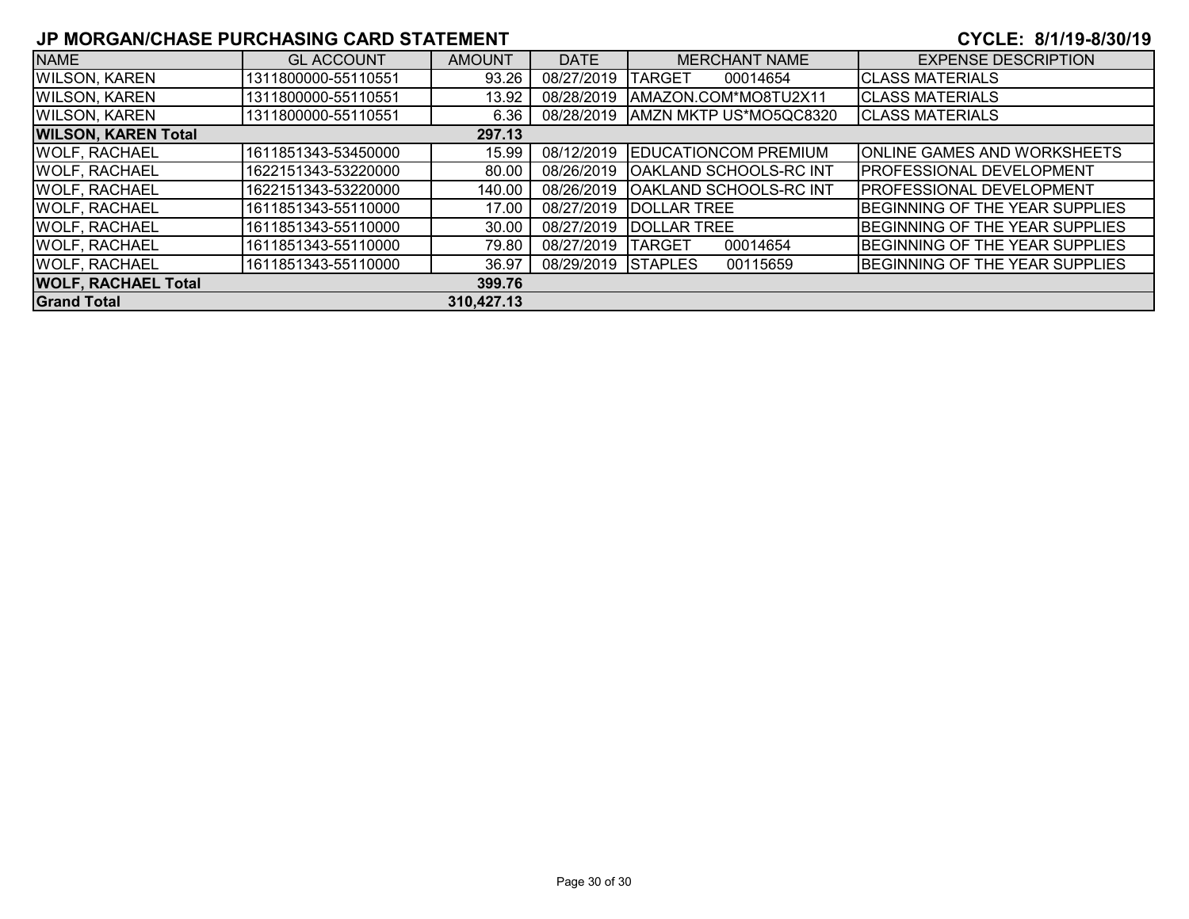# JP MORGAN/CHASE PURCHASING CARD STATEMENT

**CYCLE: 8/1/19-8/30/19**

| NAME | GL ACCOUNT | AMOUNT | DATE | MERCHANT NAME | EXPENSE DESCRIPTION |
|---|---|---|---|---|---|
| WILSON, KAREN | 1311800000-55110551 | 93.26 | 08/27/2019 | TARGET 00014654 | CLASS MATERIALS |
| WILSON, KAREN | 1311800000-55110551 | 13.92 | 08/28/2019 | AMAZON.COM*MO8TU2X11 | CLASS MATERIALS |
| WILSON, KAREN | 1311800000-55110551 | 6.36 | 08/28/2019 | AMZN MKTP US*MO5QC8320 | CLASS MATERIALS |
| **WILSON, KAREN Total** | | **297.13** | | | |
| WOLF, RACHAEL | 1611851343-53450000 | 15.99 | 08/12/2019 | EDUCATIONCOM PREMIUM | ONLINE GAMES AND WORKSHEETS |
| WOLF, RACHAEL | 1622151343-53220000 | 80.00 | 08/26/2019 | OAKLAND SCHOOLS-RC INT | PROFESSIONAL DEVELOPMENT |
| WOLF, RACHAEL | 1622151343-53220000 | 140.00 | 08/26/2019 | OAKLAND SCHOOLS-RC INT | PROFESSIONAL DEVELOPMENT |
| WOLF, RACHAEL | 1611851343-55110000 | 17.00 | 08/27/2019 | DOLLAR TREE | BEGINNING OF THE YEAR SUPPLIES |
| WOLF, RACHAEL | 1611851343-55110000 | 30.00 | 08/27/2019 | DOLLAR TREE | BEGINNING OF THE YEAR SUPPLIES |
| WOLF, RACHAEL | 1611851343-55110000 | 79.80 | 08/27/2019 | TARGET 00014654 | BEGINNING OF THE YEAR SUPPLIES |
| WOLF, RACHAEL | 1611851343-55110000 | 36.97 | 08/29/2019 | STAPLES 00115659 | BEGINNING OF THE YEAR SUPPLIES |
| **WOLF, RACHAEL Total** | | **399.76** | | | |
| **Grand Total** | | **310,427.13** | | | |